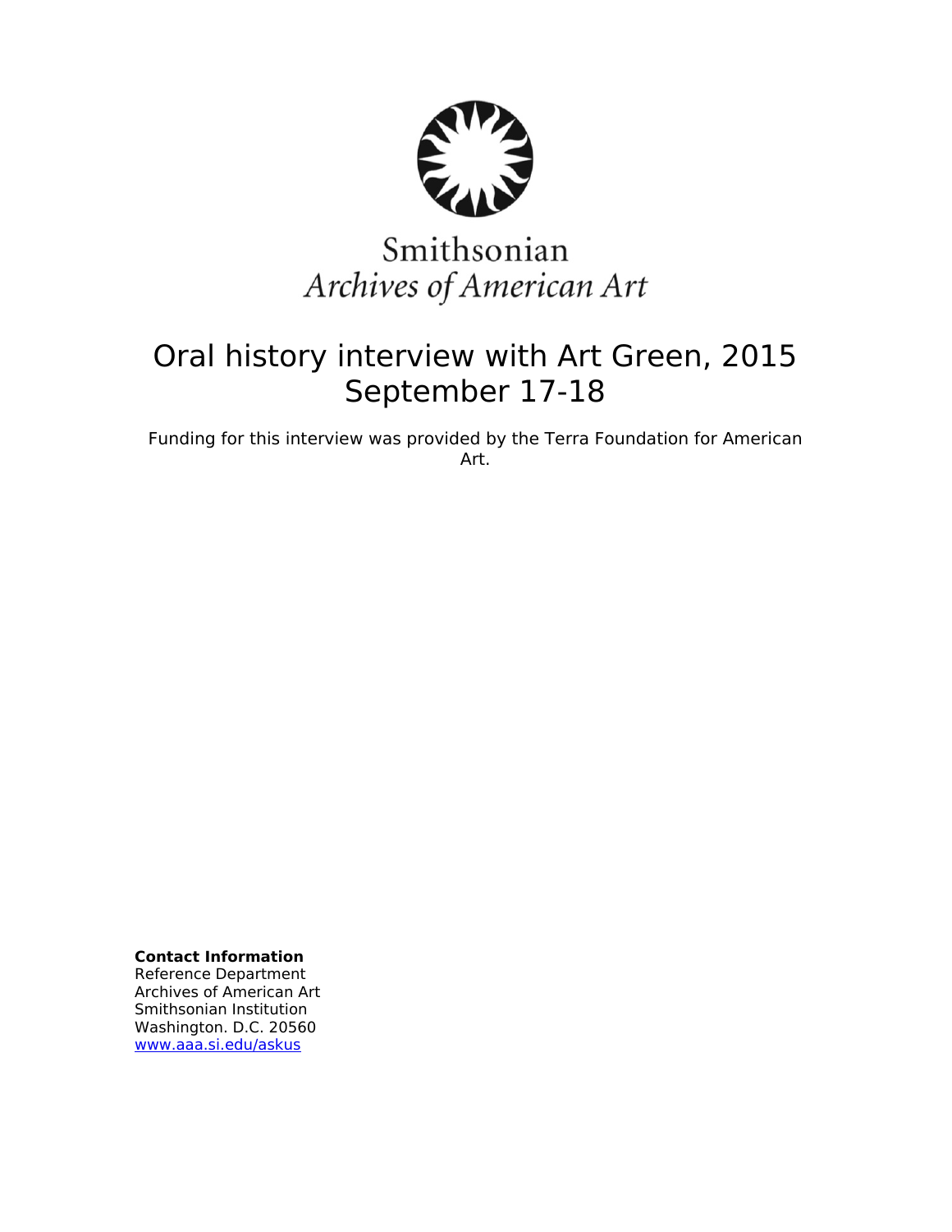Smithsonian
*Archives of American Art*

# Oral history interview with Art Green, 2015 September 17-18

Funding for this interview was provided by the Terra Foundation for American Art.

**Contact Information**
Reference Department
Archives of American Art
Smithsonian Institution
Washington. D.C. 20560
www.aaa.si.edu/askus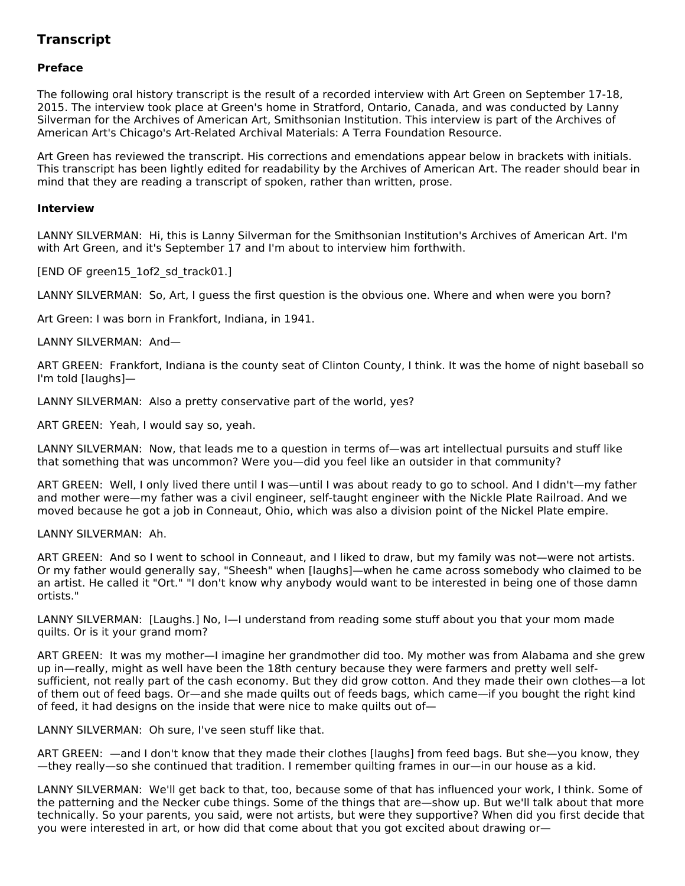## Transcript

### Preface

The following oral history transcript is the result of a recorded interview with Art Green on September 17-18, 2015. The interview took place at Green's home in Stratford, Ontario, Canada, and was conducted by Lanny Silverman for the Archives of American Art, Smithsonian Institution. This interview is part of the Archives of American Art's Chicago's Art-Related Archival Materials: A Terra Foundation Resource.

Art Green has reviewed the transcript. His corrections and emendations appear below in brackets with initials. This transcript has been lightly edited for readability by the Archives of American Art. The reader should bear in mind that they are reading a transcript of spoken, rather than written, prose.

### Interview

LANNY SILVERMAN: Hi, this is Lanny Silverman for the Smithsonian Institution's Archives of American Art. I'm with Art Green, and it's September 17 and I'm about to interview him forthwith.

[END OF green15_1of2_sd_track01.]

LANNY SILVERMAN: So, Art, I guess the first question is the obvious one. Where and when were you born?

Art Green: I was born in Frankfort, Indiana, in 1941.

LANNY SILVERMAN: And—

ART GREEN: Frankfort, Indiana is the county seat of Clinton County, I think. It was the home of night baseball so I'm told [laughs]—

LANNY SILVERMAN: Also a pretty conservative part of the world, yes?

ART GREEN: Yeah, I would say so, yeah.

LANNY SILVERMAN: Now, that leads me to a question in terms of—was art intellectual pursuits and stuff like that something that was uncommon? Were you—did you feel like an outsider in that community?

ART GREEN: Well, I only lived there until I was—until I was about ready to go to school. And I didn't—my father and mother were—my father was a civil engineer, self-taught engineer with the Nickle Plate Railroad. And we moved because he got a job in Conneaut, Ohio, which was also a division point of the Nickel Plate empire.

LANNY SILVERMAN: Ah.

ART GREEN: And so I went to school in Conneaut, and I liked to draw, but my family was not—were not artists. Or my father would generally say, "Sheesh" when [laughs]—when he came across somebody who claimed to be an artist. He called it "Ort." "I don't know why anybody would want to be interested in being one of those damn ortists."

LANNY SILVERMAN: [Laughs.] No, I—I understand from reading some stuff about you that your mom made quilts. Or is it your grand mom?

ART GREEN: It was my mother—I imagine her grandmother did too. My mother was from Alabama and she grew up in—really, might as well have been the 18th century because they were farmers and pretty well self-sufficient, not really part of the cash economy. But they did grow cotton. And they made their own clothes—a lot of them out of feed bags. Or—and she made quilts out of feeds bags, which came—if you bought the right kind of feed, it had designs on the inside that were nice to make quilts out of—

LANNY SILVERMAN: Oh sure, I've seen stuff like that.

ART GREEN: —and I don't know that they made their clothes [laughs] from feed bags. But she—you know, they—they really—so she continued that tradition. I remember quilting frames in our—in our house as a kid.

LANNY SILVERMAN: We'll get back to that, too, because some of that has influenced your work, I think. Some of the patterning and the Necker cube things. Some of the things that are—show up. But we'll talk about that more technically. So your parents, you said, were not artists, but were they supportive? When did you first decide that you were interested in art, or how did that come about that you got excited about drawing or—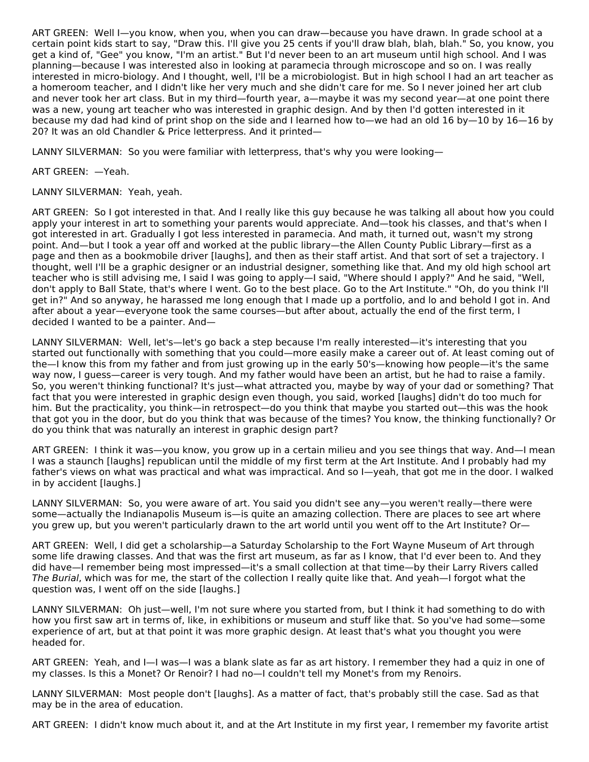ART GREEN: Well I—you know, when you, when you can draw—because you have drawn. In grade school at a certain point kids start to say, "Draw this. I'll give you 25 cents if you'll draw blah, blah, blah." So, you know, you get a kind of, "Gee" you know, "I'm an artist." But I'd never been to an art museum until high school. And I was planning—because I was interested also in looking at paramecia through microscope and so on. I was really interested in micro-biology. And I thought, well, I'll be a microbiologist. But in high school I had an art teacher as a homeroom teacher, and I didn't like her very much and she didn't care for me. So I never joined her art club and never took her art class. But in my third—fourth year, a—maybe it was my second year—at one point there was a new, young art teacher who was interested in graphic design. And by then I'd gotten interested in it because my dad had kind of print shop on the side and I learned how to—we had an old 16 by—10 by 16—16 by 20? It was an old Chandler & Price letterpress. And it printed—

LANNY SILVERMAN: So you were familiar with letterpress, that's why you were looking—

ART GREEN: —Yeah.

LANNY SILVERMAN: Yeah, yeah.

ART GREEN: So I got interested in that. And I really like this guy because he was talking all about how you could apply your interest in art to something your parents would appreciate. And—took his classes, and that's when I got interested in art. Gradually I got less interested in paramecia. And math, it turned out, wasn't my strong point. And—but I took a year off and worked at the public library—the Allen County Public Library—first as a page and then as a bookmobile driver [laughs], and then as their staff artist. And that sort of set a trajectory. I thought, well I'll be a graphic designer or an industrial designer, something like that. And my old high school art teacher who is still advising me, I said I was going to apply—I said, "Where should I apply?" And he said, "Well, don't apply to Ball State, that's where I went. Go to the best place. Go to the Art Institute." "Oh, do you think I'll get in?" And so anyway, he harassed me long enough that I made up a portfolio, and lo and behold I got in. And after about a year—everyone took the same courses—but after about, actually the end of the first term, I decided I wanted to be a painter. And—

LANNY SILVERMAN: Well, let's—let's go back a step because I'm really interested—it's interesting that you started out functionally with something that you could—more easily make a career out of. At least coming out of the—I know this from my father and from just growing up in the early 50's—knowing how people—it's the same way now, I guess—career is very tough. And my father would have been an artist, but he had to raise a family. So, you weren't thinking functional? It's just—what attracted you, maybe by way of your dad or something? That fact that you were interested in graphic design even though, you said, worked [laughs] didn't do too much for him. But the practicality, you think—in retrospect—do you think that maybe you started out—this was the hook that got you in the door, but do you think that was because of the times? You know, the thinking functionally? Or do you think that was naturally an interest in graphic design part?

ART GREEN: I think it was—you know, you grow up in a certain milieu and you see things that way. And—I mean I was a staunch [laughs] republican until the middle of my first term at the Art Institute. And I probably had my father's views on what was practical and what was impractical. And so I—yeah, that got me in the door. I walked in by accident [laughs.]

LANNY SILVERMAN: So, you were aware of art. You said you didn't see any—you weren't really—there were some—actually the Indianapolis Museum is—is quite an amazing collection. There are places to see art where you grew up, but you weren't particularly drawn to the art world until you went off to the Art Institute? Or—

ART GREEN: Well, I did get a scholarship—a Saturday Scholarship to the Fort Wayne Museum of Art through some life drawing classes. And that was the first art museum, as far as I know, that I'd ever been to. And they did have—I remember being most impressed—it's a small collection at that time—by their Larry Rivers called *The Burial*, which was for me, the start of the collection I really quite like that. And yeah—I forgot what the question was, I went off on the side [laughs.]

LANNY SILVERMAN: Oh just—well, I'm not sure where you started from, but I think it had something to do with how you first saw art in terms of, like, in exhibitions or museum and stuff like that. So you've had some—some experience of art, but at that point it was more graphic design. At least that's what you thought you were headed for.

ART GREEN: Yeah, and I—I was—I was a blank slate as far as art history. I remember they had a quiz in one of my classes. Is this a Monet? Or Renoir? I had no—I couldn't tell my Monet's from my Renoirs.

LANNY SILVERMAN: Most people don't [laughs]. As a matter of fact, that's probably still the case. Sad as that may be in the area of education.

ART GREEN: I didn't know much about it, and at the Art Institute in my first year, I remember my favorite artist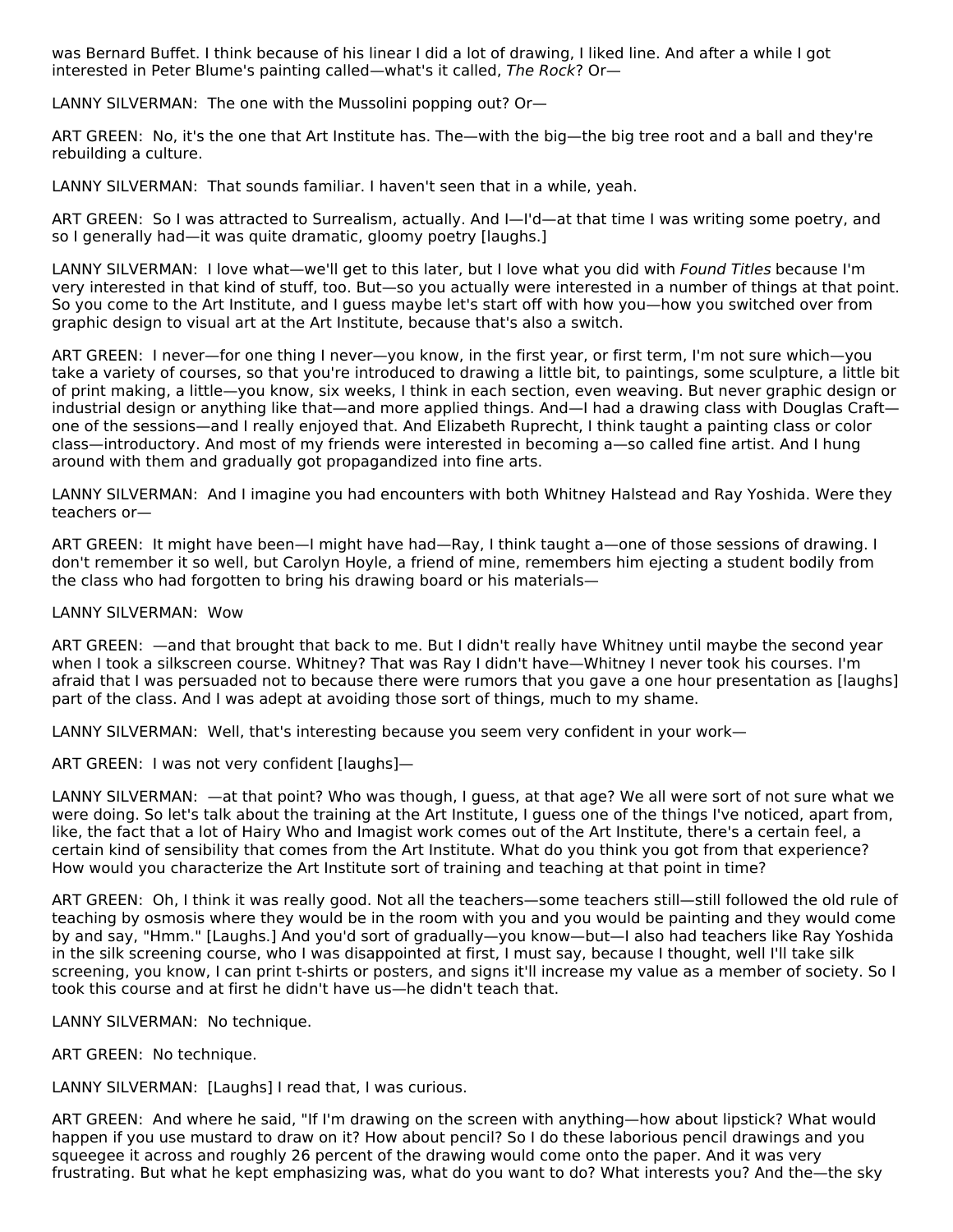was Bernard Buffet. I think because of his linear I did a lot of drawing, I liked line. And after a while I got interested in Peter Blume's painting called—what's it called, *The Rock*? Or—

LANNY SILVERMAN: The one with the Mussolini popping out? Or—

ART GREEN: No, it's the one that Art Institute has. The—with the big—the big tree root and a ball and they're rebuilding a culture.

LANNY SILVERMAN: That sounds familiar. I haven't seen that in a while, yeah.

ART GREEN: So I was attracted to Surrealism, actually. And I—I'd—at that time I was writing some poetry, and so I generally had—it was quite dramatic, gloomy poetry [laughs.]

LANNY SILVERMAN: I love what—we'll get to this later, but I love what you did with *Found Titles* because I'm very interested in that kind of stuff, too. But—so you actually were interested in a number of things at that point. So you come to the Art Institute, and I guess maybe let's start off with how you—how you switched over from graphic design to visual art at the Art Institute, because that's also a switch.

ART GREEN: I never—for one thing I never—you know, in the first year, or first term, I'm not sure which—you take a variety of courses, so that you're introduced to drawing a little bit, to paintings, some sculpture, a little bit of print making, a little—you know, six weeks, I think in each section, even weaving. But never graphic design or industrial design or anything like that—and more applied things. And—I had a drawing class with Douglas Craft—one of the sessions—and I really enjoyed that. And Elizabeth Ruprecht, I think taught a painting class or color class—introductory. And most of my friends were interested in becoming a—so called fine artist. And I hung around with them and gradually got propagandized into fine arts.

LANNY SILVERMAN: And I imagine you had encounters with both Whitney Halstead and Ray Yoshida. Were they teachers or—

ART GREEN: It might have been—I might have had—Ray, I think taught a—one of those sessions of drawing. I don't remember it so well, but Carolyn Hoyle, a friend of mine, remembers him ejecting a student bodily from the class who had forgotten to bring his drawing board or his materials—

LANNY SILVERMAN: Wow

ART GREEN: —and that brought that back to me. But I didn't really have Whitney until maybe the second year when I took a silkscreen course. Whitney? That was Ray I didn't have—Whitney I never took his courses. I'm afraid that I was persuaded not to because there were rumors that you gave a one hour presentation as [laughs] part of the class. And I was adept at avoiding those sort of things, much to my shame.

LANNY SILVERMAN: Well, that's interesting because you seem very confident in your work—

ART GREEN: I was not very confident [laughs]—

LANNY SILVERMAN: —at that point? Who was though, I guess, at that age? We all were sort of not sure what we were doing. So let's talk about the training at the Art Institute, I guess one of the things I've noticed, apart from, like, the fact that a lot of Hairy Who and Imagist work comes out of the Art Institute, there's a certain feel, a certain kind of sensibility that comes from the Art Institute. What do you think you got from that experience? How would you characterize the Art Institute sort of training and teaching at that point in time?

ART GREEN: Oh, I think it was really good. Not all the teachers—some teachers still—still followed the old rule of teaching by osmosis where they would be in the room with you and you would be painting and they would come by and say, "Hmm." [Laughs.] And you'd sort of gradually—you know—but—I also had teachers like Ray Yoshida in the silk screening course, who I was disappointed at first, I must say, because I thought, well I'll take silk screening, you know, I can print t-shirts or posters, and signs it'll increase my value as a member of society. So I took this course and at first he didn't have us—he didn't teach that.

LANNY SILVERMAN: No technique.

ART GREEN: No technique.

LANNY SILVERMAN: [Laughs] I read that, I was curious.

ART GREEN: And where he said, "If I'm drawing on the screen with anything—how about lipstick? What would happen if you use mustard to draw on it? How about pencil? So I do these laborious pencil drawings and you squeegee it across and roughly 26 percent of the drawing would come onto the paper. And it was very frustrating. But what he kept emphasizing was, what do you want to do? What interests you? And the—the sky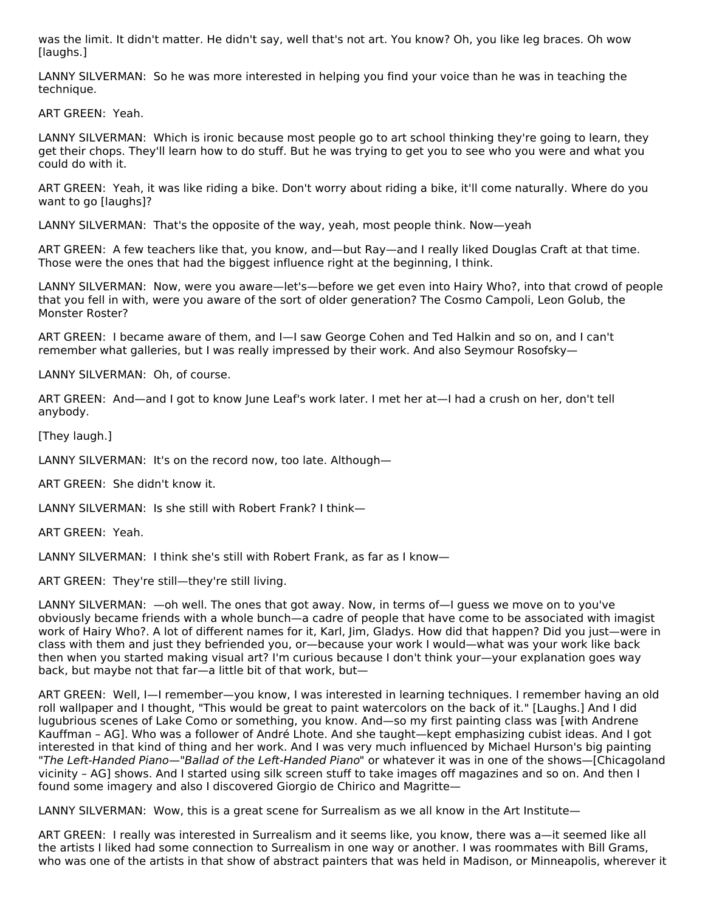was the limit. It didn't matter. He didn't say, well that's not art. You know? Oh, you like leg braces. Oh wow [laughs.]

LANNY SILVERMAN: So he was more interested in helping you find your voice than he was in teaching the technique.

ART GREEN: Yeah.

LANNY SILVERMAN: Which is ironic because most people go to art school thinking they're going to learn, they get their chops. They'll learn how to do stuff. But he was trying to get you to see who you were and what you could do with it.

ART GREEN: Yeah, it was like riding a bike. Don't worry about riding a bike, it'll come naturally. Where do you want to go [laughs]?

LANNY SILVERMAN: That's the opposite of the way, yeah, most people think. Now—yeah

ART GREEN: A few teachers like that, you know, and—but Ray—and I really liked Douglas Craft at that time. Those were the ones that had the biggest influence right at the beginning, I think.

LANNY SILVERMAN: Now, were you aware—let's—before we get even into Hairy Who?, into that crowd of people that you fell in with, were you aware of the sort of older generation? The Cosmo Campoli, Leon Golub, the Monster Roster?

ART GREEN: I became aware of them, and I—I saw George Cohen and Ted Halkin and so on, and I can't remember what galleries, but I was really impressed by their work. And also Seymour Rosofsky—

LANNY SILVERMAN: Oh, of course.

ART GREEN: And—and I got to know June Leaf's work later. I met her at—I had a crush on her, don't tell anybody.

[They laugh.]

LANNY SILVERMAN: It's on the record now, too late. Although—

ART GREEN: She didn't know it.

LANNY SILVERMAN: Is she still with Robert Frank? I think—

ART GREEN: Yeah.

LANNY SILVERMAN: I think she's still with Robert Frank, as far as I know—

ART GREEN: They're still—they're still living.

LANNY SILVERMAN: —oh well. The ones that got away. Now, in terms of—I guess we move on to you've obviously became friends with a whole bunch—a cadre of people that have come to be associated with imagist work of Hairy Who?. A lot of different names for it, Karl, Jim, Gladys. How did that happen? Did you just—were in class with them and just they befriended you, or—because your work I would—what was your work like back then when you started making visual art? I'm curious because I don't think your—your explanation goes way back, but maybe not that far—a little bit of that work, but—

ART GREEN: Well, I—I remember—you know, I was interested in learning techniques. I remember having an old roll wallpaper and I thought, "This would be great to paint watercolors on the back of it." [Laughs.] And I did lugubrious scenes of Lake Como or something, you know. And—so my first painting class was [with Andrene Kauffman – AG]. Who was a follower of André Lhote. And she taught—kept emphasizing cubist ideas. And I got interested in that kind of thing and her work. And I was very much influenced by Michael Hurson's big painting "*The Left-Handed Piano*—"*Ballad of the Left-Handed Piano*" or whatever it was in one of the shows—[Chicagoland vicinity – AG] shows. And I started using silk screen stuff to take images off magazines and so on. And then I found some imagery and also I discovered Giorgio de Chirico and Magritte—

LANNY SILVERMAN: Wow, this is a great scene for Surrealism as we all know in the Art Institute—

ART GREEN: I really was interested in Surrealism and it seems like, you know, there was a—it seemed like all the artists I liked had some connection to Surrealism in one way or another. I was roommates with Bill Grams, who was one of the artists in that show of abstract painters that was held in Madison, or Minneapolis, wherever it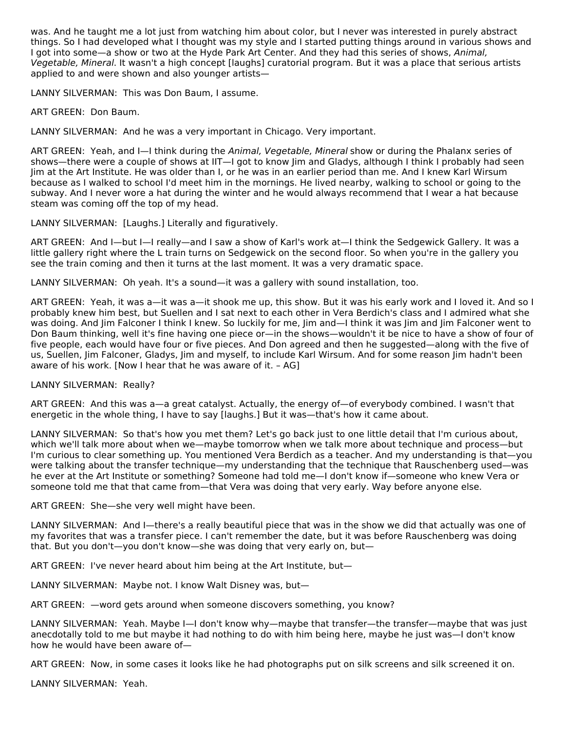was. And he taught me a lot just from watching him about color, but I never was interested in purely abstract things. So I had developed what I thought was my style and I started putting things around in various shows and I got into some—a show or two at the Hyde Park Art Center. And they had this series of shows, *Animal, Vegetable, Mineral*. It wasn't a high concept [laughs] curatorial program. But it was a place that serious artists applied to and were shown and also younger artists—

LANNY SILVERMAN: This was Don Baum, I assume.

ART GREEN: Don Baum.

LANNY SILVERMAN: And he was a very important in Chicago. Very important.

ART GREEN: Yeah, and I—I think during the *Animal, Vegetable, Mineral* show or during the Phalanx series of shows—there were a couple of shows at IIT—I got to know Jim and Gladys, although I think I probably had seen Jim at the Art Institute. He was older than I, or he was in an earlier period than me. And I knew Karl Wirsum because as I walked to school I'd meet him in the mornings. He lived nearby, walking to school or going to the subway. And I never wore a hat during the winter and he would always recommend that I wear a hat because steam was coming off the top of my head.

LANNY SILVERMAN: [Laughs.] Literally and figuratively.

ART GREEN: And I—but I—I really—and I saw a show of Karl's work at—I think the Sedgewick Gallery. It was a little gallery right where the L train turns on Sedgewick on the second floor. So when you're in the gallery you see the train coming and then it turns at the last moment. It was a very dramatic space.

LANNY SILVERMAN: Oh yeah. It's a sound—it was a gallery with sound installation, too.

ART GREEN: Yeah, it was a—it was a—it shook me up, this show. But it was his early work and I loved it. And so I probably knew him best, but Suellen and I sat next to each other in Vera Berdich's class and I admired what she was doing. And Jim Falconer I think I knew. So luckily for me, Jim and—I think it was Jim and Jim Falconer went to Don Baum thinking, well it's fine having one piece or—in the shows—wouldn't it be nice to have a show of four of five people, each would have four or five pieces. And Don agreed and then he suggested—along with the five of us, Suellen, Jim Falconer, Gladys, Jim and myself, to include Karl Wirsum. And for some reason Jim hadn't been aware of his work. [Now I hear that he was aware of it. – AG]

LANNY SILVERMAN: Really?

ART GREEN: And this was a—a great catalyst. Actually, the energy of—of everybody combined. I wasn't that energetic in the whole thing, I have to say [laughs.] But it was—that's how it came about.

LANNY SILVERMAN: So that's how you met them? Let's go back just to one little detail that I'm curious about, which we'll talk more about when we—maybe tomorrow when we talk more about technique and process—but I'm curious to clear something up. You mentioned Vera Berdich as a teacher. And my understanding is that—you were talking about the transfer technique—my understanding that the technique that Rauschenberg used—was he ever at the Art Institute or something? Someone had told me—I don't know if—someone who knew Vera or someone told me that that came from—that Vera was doing that very early. Way before anyone else.

ART GREEN: She—she very well might have been.

LANNY SILVERMAN: And I—there's a really beautiful piece that was in the show we did that actually was one of my favorites that was a transfer piece. I can't remember the date, but it was before Rauschenberg was doing that. But you don't—you don't know—she was doing that very early on, but—

ART GREEN: I've never heard about him being at the Art Institute, but—

LANNY SILVERMAN: Maybe not. I know Walt Disney was, but—

ART GREEN: —word gets around when someone discovers something, you know?

LANNY SILVERMAN: Yeah. Maybe I—I don't know why—maybe that transfer—the transfer—maybe that was just anecdotally told to me but maybe it had nothing to do with him being here, maybe he just was—I don't know how he would have been aware of—

ART GREEN: Now, in some cases it looks like he had photographs put on silk screens and silk screened it on.

LANNY SILVERMAN: Yeah.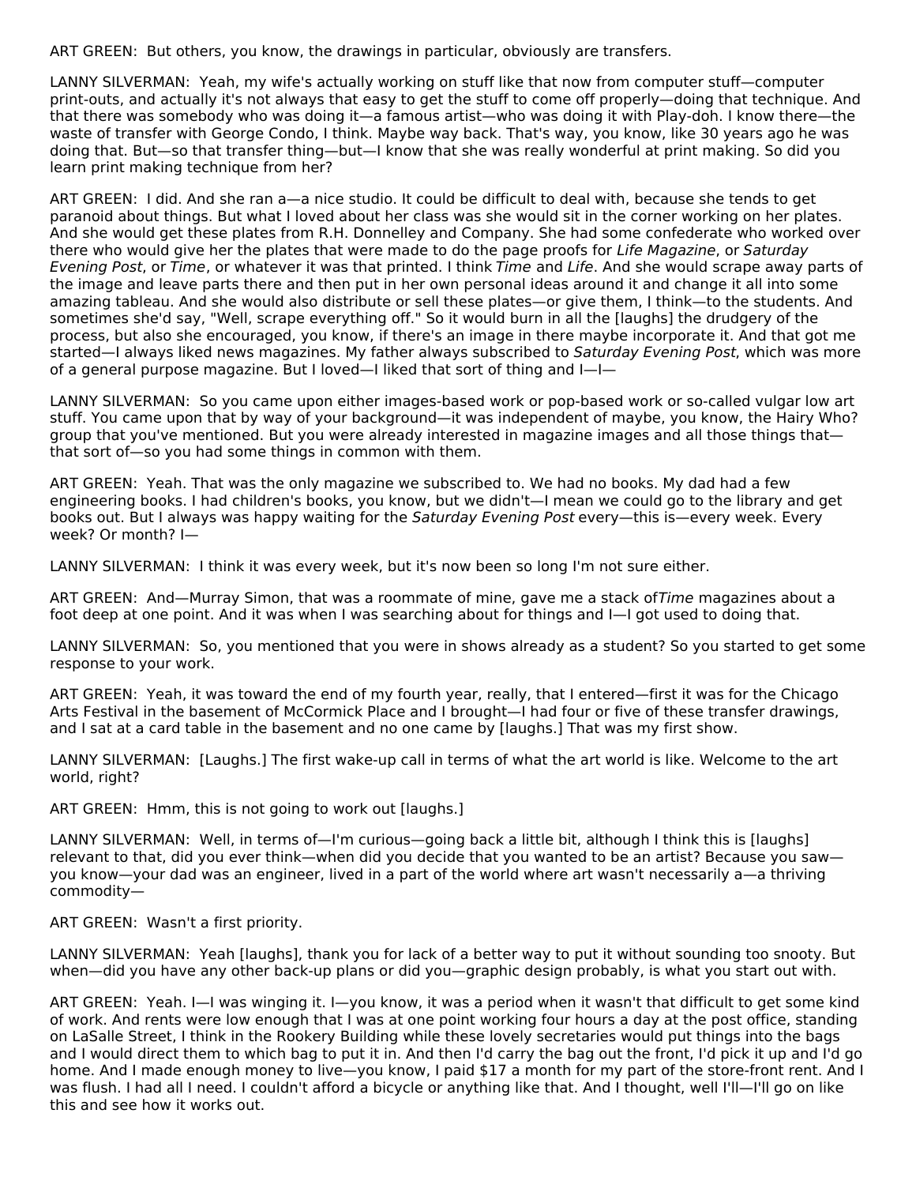ART GREEN: But others, you know, the drawings in particular, obviously are transfers.

LANNY SILVERMAN: Yeah, my wife's actually working on stuff like that now from computer stuff—computer print-outs, and actually it's not always that easy to get the stuff to come off properly—doing that technique. And that there was somebody who was doing it—a famous artist—who was doing it with Play-doh. I know there—the waste of transfer with George Condo, I think. Maybe way back. That's way, you know, like 30 years ago he was doing that. But—so that transfer thing—but—I know that she was really wonderful at print making. So did you learn print making technique from her?

ART GREEN: I did. And she ran a—a nice studio. It could be difficult to deal with, because she tends to get paranoid about things. But what I loved about her class was she would sit in the corner working on her plates. And she would get these plates from R.H. Donnelley and Company. She had some confederate who worked over there who would give her the plates that were made to do the page proofs for *Life Magazine*, or *Saturday Evening Post*, or *Time*, or whatever it was that printed. I think *Time* and *Life*. And she would scrape away parts of the image and leave parts there and then put in her own personal ideas around it and change it all into some amazing tableau. And she would also distribute or sell these plates—or give them, I think—to the students. And sometimes she'd say, "Well, scrape everything off." So it would burn in all the [laughs] the drudgery of the process, but also she encouraged, you know, if there's an image in there maybe incorporate it. And that got me started—I always liked news magazines. My father always subscribed to *Saturday Evening Post*, which was more of a general purpose magazine. But I loved—I liked that sort of thing and I—I—

LANNY SILVERMAN: So you came upon either images-based work or pop-based work or so-called vulgar low art stuff. You came upon that by way of your background—it was independent of maybe, you know, the Hairy Who? group that you've mentioned. But you were already interested in magazine images and all those things that—that sort of—so you had some things in common with them.

ART GREEN: Yeah. That was the only magazine we subscribed to. We had no books. My dad had a few engineering books. I had children's books, you know, but we didn't—I mean we could go to the library and get books out. But I always was happy waiting for the *Saturday Evening Post* every—this is—every week. Every week? Or month? I—

LANNY SILVERMAN: I think it was every week, but it's now been so long I'm not sure either.

ART GREEN: And—Murray Simon, that was a roommate of mine, gave me a stack of*Time* magazines about a foot deep at one point. And it was when I was searching about for things and I—I got used to doing that.

LANNY SILVERMAN: So, you mentioned that you were in shows already as a student? So you started to get some response to your work.

ART GREEN: Yeah, it was toward the end of my fourth year, really, that I entered—first it was for the Chicago Arts Festival in the basement of McCormick Place and I brought—I had four or five of these transfer drawings, and I sat at a card table in the basement and no one came by [laughs.] That was my first show.

LANNY SILVERMAN: [Laughs.] The first wake-up call in terms of what the art world is like. Welcome to the art world, right?

ART GREEN: Hmm, this is not going to work out [laughs.]

LANNY SILVERMAN: Well, in terms of—I'm curious—going back a little bit, although I think this is [laughs] relevant to that, did you ever think—when did you decide that you wanted to be an artist? Because you saw—you know—your dad was an engineer, lived in a part of the world where art wasn't necessarily a—a thriving commodity—

ART GREEN: Wasn't a first priority.

LANNY SILVERMAN: Yeah [laughs], thank you for lack of a better way to put it without sounding too snooty. But when—did you have any other back-up plans or did you—graphic design probably, is what you start out with.

ART GREEN: Yeah. I—I was winging it. I—you know, it was a period when it wasn't that difficult to get some kind of work. And rents were low enough that I was at one point working four hours a day at the post office, standing on LaSalle Street, I think in the Rookery Building while these lovely secretaries would put things into the bags and I would direct them to which bag to put it in. And then I'd carry the bag out the front, I'd pick it up and I'd go home. And I made enough money to live—you know, I paid $17 a month for my part of the store-front rent. And I was flush. I had all I need. I couldn't afford a bicycle or anything like that. And I thought, well I'll—I'll go on like this and see how it works out.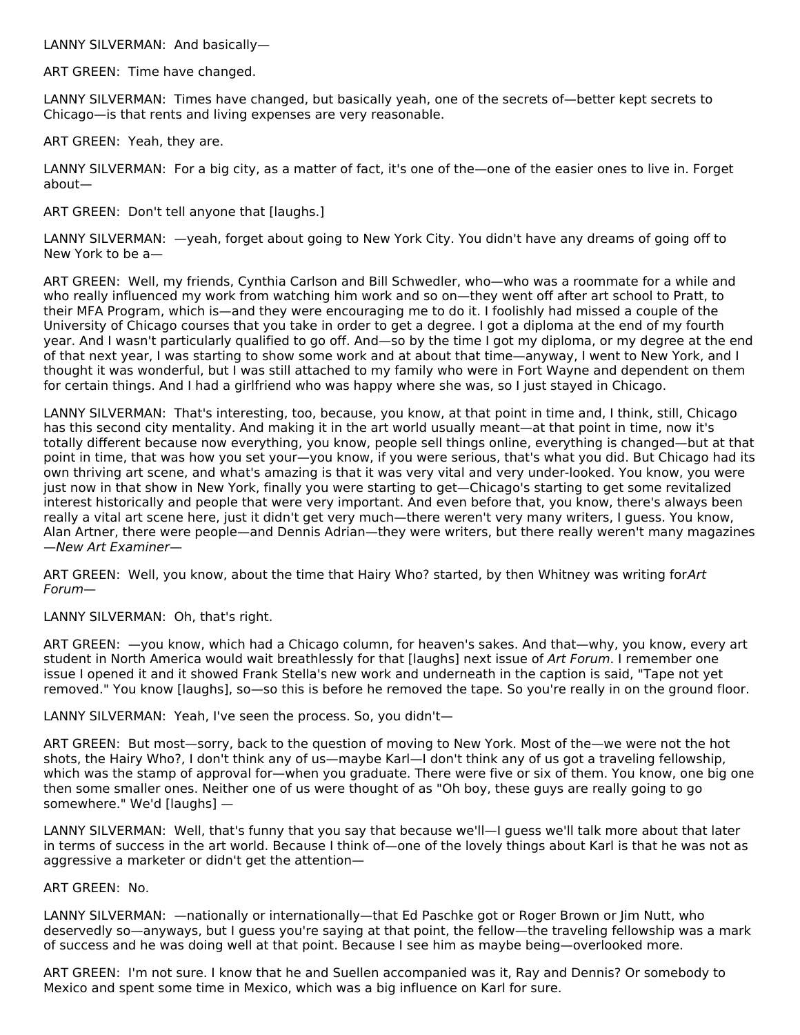LANNY SILVERMAN: And basically—

ART GREEN: Time have changed.

LANNY SILVERMAN: Times have changed, but basically yeah, one of the secrets of—better kept secrets to Chicago—is that rents and living expenses are very reasonable.

ART GREEN: Yeah, they are.

LANNY SILVERMAN: For a big city, as a matter of fact, it's one of the—one of the easier ones to live in. Forget about—

ART GREEN: Don't tell anyone that [laughs.]

LANNY SILVERMAN: —yeah, forget about going to New York City. You didn't have any dreams of going off to New York to be a—

ART GREEN: Well, my friends, Cynthia Carlson and Bill Schwedler, who—who was a roommate for a while and who really influenced my work from watching him work and so on—they went off after art school to Pratt, to their MFA Program, which is—and they were encouraging me to do it. I foolishly had missed a couple of the University of Chicago courses that you take in order to get a degree. I got a diploma at the end of my fourth year. And I wasn't particularly qualified to go off. And—so by the time I got my diploma, or my degree at the end of that next year, I was starting to show some work and at about that time—anyway, I went to New York, and I thought it was wonderful, but I was still attached to my family who were in Fort Wayne and dependent on them for certain things. And I had a girlfriend who was happy where she was, so I just stayed in Chicago.

LANNY SILVERMAN: That's interesting, too, because, you know, at that point in time and, I think, still, Chicago has this second city mentality. And making it in the art world usually meant—at that point in time, now it's totally different because now everything, you know, people sell things online, everything is changed—but at that point in time, that was how you set your—you know, if you were serious, that's what you did. But Chicago had its own thriving art scene, and what's amazing is that it was very vital and very under-looked. You know, you were just now in that show in New York, finally you were starting to get—Chicago's starting to get some revitalized interest historically and people that were very important. And even before that, you know, there's always been really a vital art scene here, just it didn't get very much—there weren't very many writers, I guess. You know, Alan Artner, there were people—and Dennis Adrian—they were writers, but there really weren't many magazines —*New Art Examiner*—

ART GREEN: Well, you know, about the time that Hairy Who? started, by then Whitney was writing for *Art Forum*—

LANNY SILVERMAN: Oh, that's right.

ART GREEN: —you know, which had a Chicago column, for heaven's sakes. And that—why, you know, every art student in North America would wait breathlessly for that [laughs] next issue of *Art Forum*. I remember one issue I opened it and it showed Frank Stella's new work and underneath in the caption is said, "Tape not yet removed." You know [laughs], so—so this is before he removed the tape. So you're really in on the ground floor.

LANNY SILVERMAN: Yeah, I've seen the process. So, you didn't—

ART GREEN: But most—sorry, back to the question of moving to New York. Most of the—we were not the hot shots, the Hairy Who?, I don't think any of us—maybe Karl—I don't think any of us got a traveling fellowship, which was the stamp of approval for—when you graduate. There were five or six of them. You know, one big one then some smaller ones. Neither one of us were thought of as "Oh boy, these guys are really going to go somewhere." We'd [laughs] —

LANNY SILVERMAN: Well, that's funny that you say that because we'll—I guess we'll talk more about that later in terms of success in the art world. Because I think of—one of the lovely things about Karl is that he was not as aggressive a marketer or didn't get the attention—

ART GREEN: No.

LANNY SILVERMAN: —nationally or internationally—that Ed Paschke got or Roger Brown or Jim Nutt, who deservedly so—anyways, but I guess you're saying at that point, the fellow—the traveling fellowship was a mark of success and he was doing well at that point. Because I see him as maybe being—overlooked more.

ART GREEN: I'm not sure. I know that he and Suellen accompanied was it, Ray and Dennis? Or somebody to Mexico and spent some time in Mexico, which was a big influence on Karl for sure.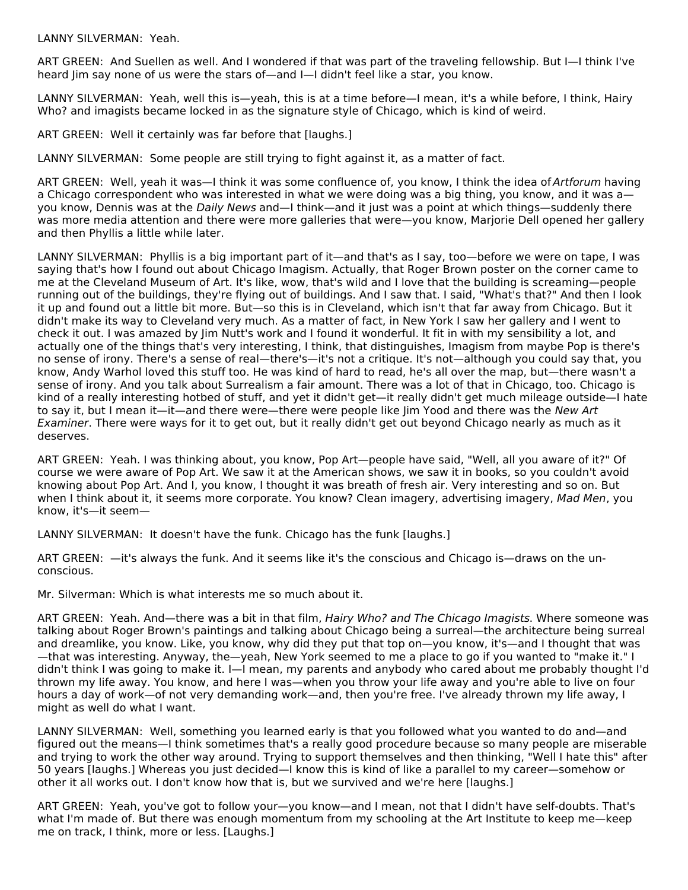LANNY SILVERMAN: Yeah.

ART GREEN: And Suellen as well. And I wondered if that was part of the traveling fellowship. But I—I think I've heard Jim say none of us were the stars of—and I—I didn't feel like a star, you know.

LANNY SILVERMAN: Yeah, well this is—yeah, this is at a time before—I mean, it's a while before, I think, Hairy Who? and imagists became locked in as the signature style of Chicago, which is kind of weird.

ART GREEN: Well it certainly was far before that [laughs.]

LANNY SILVERMAN: Some people are still trying to fight against it, as a matter of fact.

ART GREEN: Well, yeah it was—I think it was some confluence of, you know, I think the idea of *Artforum* having a Chicago correspondent who was interested in what we were doing was a big thing, you know, and it was a—you know, Dennis was at the *Daily News* and—I think—and it just was a point at which things—suddenly there was more media attention and there were more galleries that were—you know, Marjorie Dell opened her gallery and then Phyllis a little while later.

LANNY SILVERMAN: Phyllis is a big important part of it—and that's as I say, too—before we were on tape, I was saying that's how I found out about Chicago Imagism. Actually, that Roger Brown poster on the corner came to me at the Cleveland Museum of Art. It's like, wow, that's wild and I love that the building is screaming—people running out of the buildings, they're flying out of buildings. And I saw that. I said, "What's that?" And then I look it up and found out a little bit more. But—so this is in Cleveland, which isn't that far away from Chicago. But it didn't make its way to Cleveland very much. As a matter of fact, in New York I saw her gallery and I went to check it out. I was amazed by Jim Nutt's work and I found it wonderful. It fit in with my sensibility a lot, and actually one of the things that's very interesting, I think, that distinguishes, Imagism from maybe Pop is there's no sense of irony. There's a sense of real—there's—it's not a critique. It's not—although you could say that, you know, Andy Warhol loved this stuff too. He was kind of hard to read, he's all over the map, but—there wasn't a sense of irony. And you talk about Surrealism a fair amount. There was a lot of that in Chicago, too. Chicago is kind of a really interesting hotbed of stuff, and yet it didn't get—it really didn't get much mileage outside—I hate to say it, but I mean it—it—and there were—there were people like Jim Yood and there was the *New Art Examiner*. There were ways for it to get out, but it really didn't get out beyond Chicago nearly as much as it deserves.

ART GREEN: Yeah. I was thinking about, you know, Pop Art—people have said, "Well, all you aware of it?" Of course we were aware of Pop Art. We saw it at the American shows, we saw it in books, so you couldn't avoid knowing about Pop Art. And I, you know, I thought it was breath of fresh air. Very interesting and so on. But when I think about it, it seems more corporate. You know? Clean imagery, advertising imagery, *Mad Men*, you know, it's—it seem—

LANNY SILVERMAN: It doesn't have the funk. Chicago has the funk [laughs.]

ART GREEN: —it's always the funk. And it seems like it's the conscious and Chicago is—draws on the un-conscious.

Mr. Silverman: Which is what interests me so much about it.

ART GREEN: Yeah. And—there was a bit in that film, *Hairy Who? and The Chicago Imagists.* Where someone was talking about Roger Brown's paintings and talking about Chicago being a surreal—the architecture being surreal and dreamlike, you know. Like, you know, why did they put that top on—you know, it's—and I thought that was—that was interesting. Anyway, the—yeah, New York seemed to me a place to go if you wanted to "make it." I didn't think I was going to make it. I—I mean, my parents and anybody who cared about me probably thought I'd thrown my life away. You know, and here I was—when you throw your life away and you're able to live on four hours a day of work—of not very demanding work—and, then you're free. I've already thrown my life away, I might as well do what I want.

LANNY SILVERMAN: Well, something you learned early is that you followed what you wanted to do and—and figured out the means—I think sometimes that's a really good procedure because so many people are miserable and trying to work the other way around. Trying to support themselves and then thinking, "Well I hate this" after 50 years [laughs.] Whereas you just decided—I know this is kind of like a parallel to my career—somehow or other it all works out. I don't know how that is, but we survived and we're here [laughs.]

ART GREEN: Yeah, you've got to follow your—you know—and I mean, not that I didn't have self-doubts. That's what I'm made of. But there was enough momentum from my schooling at the Art Institute to keep me—keep me on track, I think, more or less. [Laughs.]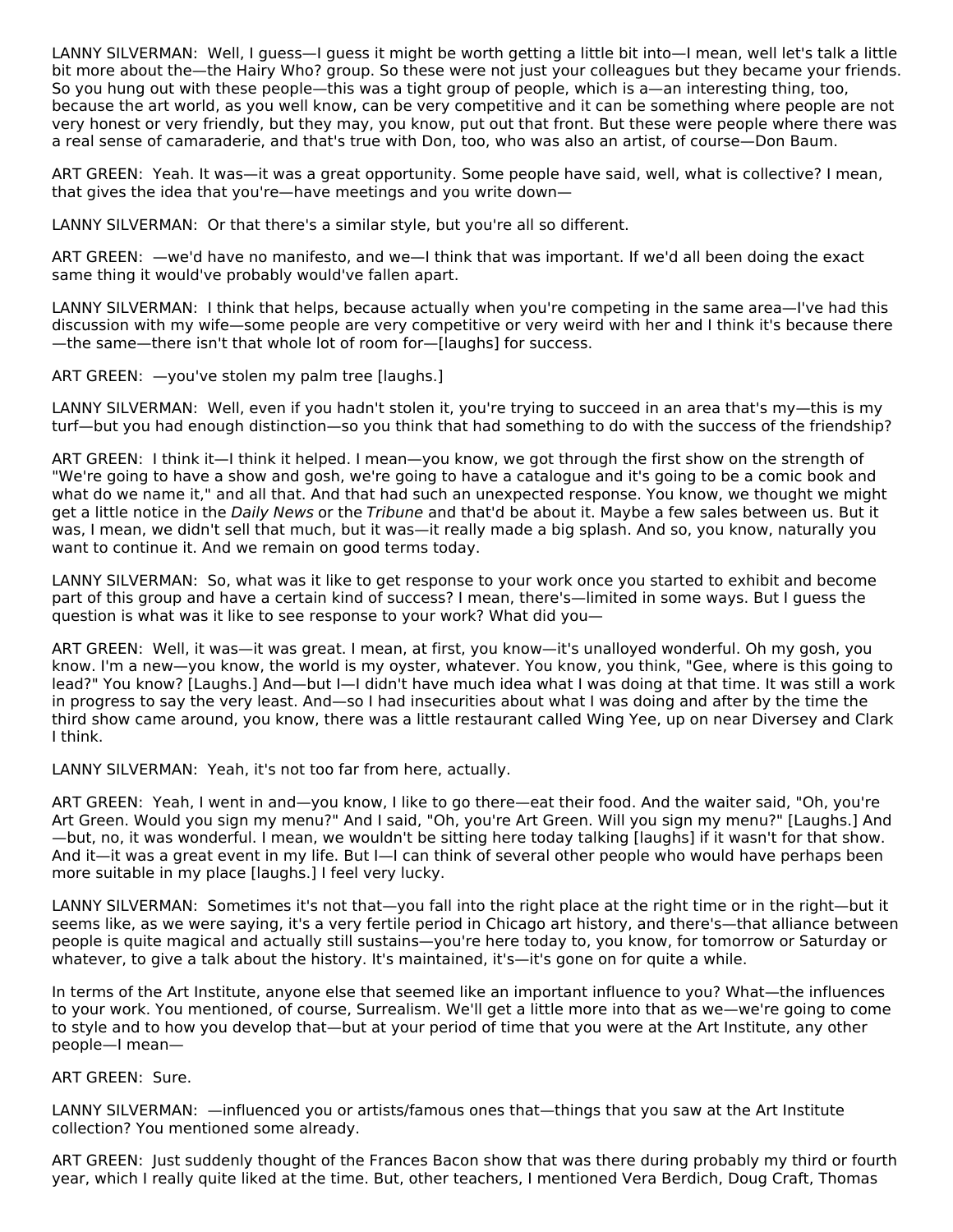LANNY SILVERMAN: Well, I guess—I guess it might be worth getting a little bit into—I mean, well let's talk a little bit more about the—the Hairy Who? group. So these were not just your colleagues but they became your friends. So you hung out with these people—this was a tight group of people, which is a—an interesting thing, too, because the art world, as you well know, can be very competitive and it can be something where people are not very honest or very friendly, but they may, you know, put out that front. But these were people where there was a real sense of camaraderie, and that's true with Don, too, who was also an artist, of course—Don Baum.

ART GREEN: Yeah. It was—it was a great opportunity. Some people have said, well, what is collective? I mean, that gives the idea that you're—have meetings and you write down—

LANNY SILVERMAN: Or that there's a similar style, but you're all so different.

ART GREEN: —we'd have no manifesto, and we—I think that was important. If we'd all been doing the exact same thing it would've probably would've fallen apart.

LANNY SILVERMAN: I think that helps, because actually when you're competing in the same area—I've had this discussion with my wife—some people are very competitive or very weird with her and I think it's because there—the same—there isn't that whole lot of room for—[laughs] for success.

ART GREEN: —you've stolen my palm tree [laughs.]

LANNY SILVERMAN: Well, even if you hadn't stolen it, you're trying to succeed in an area that's my—this is my turf—but you had enough distinction—so you think that had something to do with the success of the friendship?

ART GREEN: I think it—I think it helped. I mean—you know, we got through the first show on the strength of "We're going to have a show and gosh, we're going to have a catalogue and it's going to be a comic book and what do we name it," and all that. And that had such an unexpected response. You know, we thought we might get a little notice in the *Daily News* or the *Tribune* and that'd be about it. Maybe a few sales between us. But it was, I mean, we didn't sell that much, but it was—it really made a big splash. And so, you know, naturally you want to continue it. And we remain on good terms today.

LANNY SILVERMAN: So, what was it like to get response to your work once you started to exhibit and become part of this group and have a certain kind of success? I mean, there's—limited in some ways. But I guess the question is what was it like to see response to your work? What did you—

ART GREEN: Well, it was—it was great. I mean, at first, you know—it's unalloyed wonderful. Oh my gosh, you know. I'm a new—you know, the world is my oyster, whatever. You know, you think, "Gee, where is this going to lead?" You know? [Laughs.] And—but I—I didn't have much idea what I was doing at that time. It was still a work in progress to say the very least. And—so I had insecurities about what I was doing and after by the time the third show came around, you know, there was a little restaurant called Wing Yee, up on near Diversey and Clark I think.

LANNY SILVERMAN: Yeah, it's not too far from here, actually.

ART GREEN: Yeah, I went in and—you know, I like to go there—eat their food. And the waiter said, "Oh, you're Art Green. Would you sign my menu?" And I said, "Oh, you're Art Green. Will you sign my menu?" [Laughs.] And—but, no, it was wonderful. I mean, we wouldn't be sitting here today talking [laughs] if it wasn't for that show. And it—it was a great event in my life. But I—I can think of several other people who would have perhaps been more suitable in my place [laughs.] I feel very lucky.

LANNY SILVERMAN: Sometimes it's not that—you fall into the right place at the right time or in the right—but it seems like, as we were saying, it's a very fertile period in Chicago art history, and there's—that alliance between people is quite magical and actually still sustains—you're here today to, you know, for tomorrow or Saturday or whatever, to give a talk about the history. It's maintained, it's—it's gone on for quite a while.

In terms of the Art Institute, anyone else that seemed like an important influence to you? What—the influences to your work. You mentioned, of course, Surrealism. We'll get a little more into that as we—we're going to come to style and to how you develop that—but at your period of time that you were at the Art Institute, any other people—I mean—

ART GREEN: Sure.

LANNY SILVERMAN: —influenced you or artists/famous ones that—things that you saw at the Art Institute collection? You mentioned some already.

ART GREEN: Just suddenly thought of the Frances Bacon show that was there during probably my third or fourth year, which I really quite liked at the time. But, other teachers, I mentioned Vera Berdich, Doug Craft, Thomas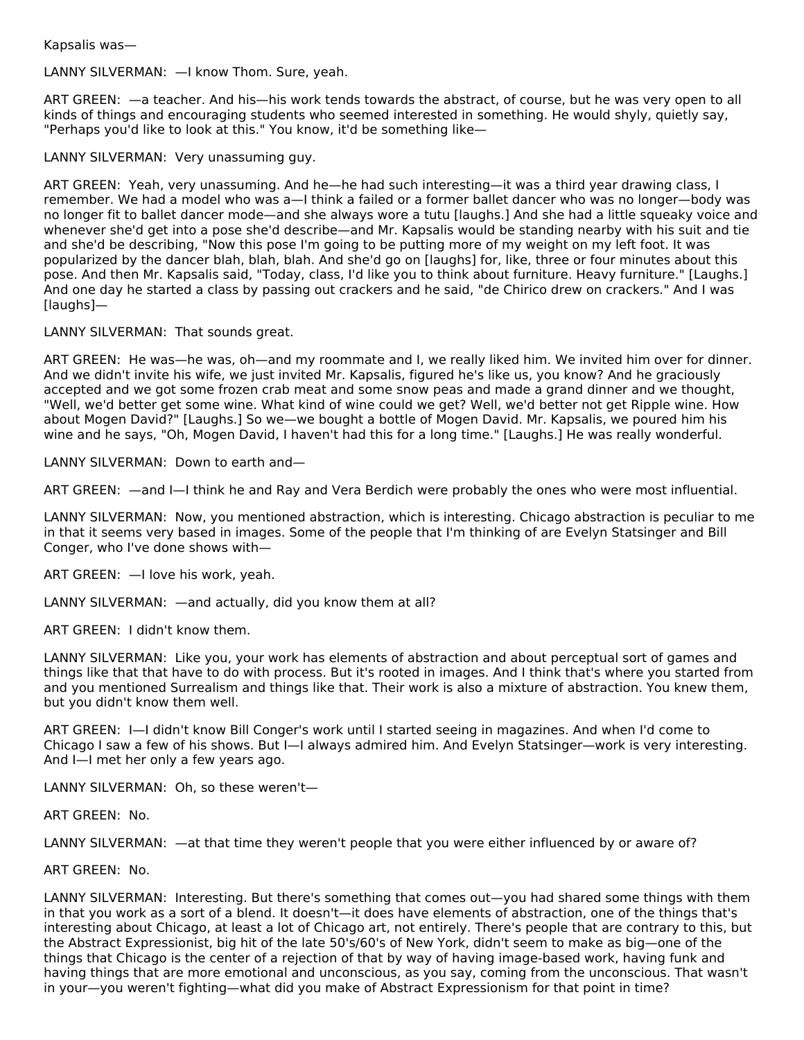Kapsalis was—

LANNY SILVERMAN: —I know Thom. Sure, yeah.

ART GREEN: —a teacher. And his—his work tends towards the abstract, of course, but he was very open to all kinds of things and encouraging students who seemed interested in something. He would shyly, quietly say, "Perhaps you'd like to look at this." You know, it'd be something like—

LANNY SILVERMAN: Very unassuming guy.

ART GREEN: Yeah, very unassuming. And he—he had such interesting—it was a third year drawing class, I remember. We had a model who was a—I think a failed or a former ballet dancer who was no longer—body was no longer fit to ballet dancer mode—and she always wore a tutu [laughs.] And she had a little squeaky voice and whenever she'd get into a pose she'd describe—and Mr. Kapsalis would be standing nearby with his suit and tie and she'd be describing, "Now this pose I'm going to be putting more of my weight on my left foot. It was popularized by the dancer blah, blah, blah. And she'd go on [laughs] for, like, three or four minutes about this pose. And then Mr. Kapsalis said, "Today, class, I'd like you to think about furniture. Heavy furniture." [Laughs.] And one day he started a class by passing out crackers and he said, "de Chirico drew on crackers." And I was [laughs]—

LANNY SILVERMAN: That sounds great.

ART GREEN: He was—he was, oh—and my roommate and I, we really liked him. We invited him over for dinner. And we didn't invite his wife, we just invited Mr. Kapsalis, figured he's like us, you know? And he graciously accepted and we got some frozen crab meat and some snow peas and made a grand dinner and we thought, "Well, we'd better get some wine. What kind of wine could we get? Well, we'd better not get Ripple wine. How about Mogen David?" [Laughs.] So we—we bought a bottle of Mogen David. Mr. Kapsalis, we poured him his wine and he says, "Oh, Mogen David, I haven't had this for a long time." [Laughs.] He was really wonderful.

LANNY SILVERMAN: Down to earth and—

ART GREEN: —and I—I think he and Ray and Vera Berdich were probably the ones who were most influential.

LANNY SILVERMAN: Now, you mentioned abstraction, which is interesting. Chicago abstraction is peculiar to me in that it seems very based in images. Some of the people that I'm thinking of are Evelyn Statsinger and Bill Conger, who I've done shows with—

ART GREEN: —I love his work, yeah.

LANNY SILVERMAN: —and actually, did you know them at all?

ART GREEN: I didn't know them.

LANNY SILVERMAN: Like you, your work has elements of abstraction and about perceptual sort of games and things like that that have to do with process. But it's rooted in images. And I think that's where you started from and you mentioned Surrealism and things like that. Their work is also a mixture of abstraction. You knew them, but you didn't know them well.

ART GREEN: I—I didn't know Bill Conger's work until I started seeing in magazines. And when I'd come to Chicago I saw a few of his shows. But I—I always admired him. And Evelyn Statsinger—work is very interesting. And I—I met her only a few years ago.

LANNY SILVERMAN: Oh, so these weren't—

ART GREEN: No.

LANNY SILVERMAN: —at that time they weren't people that you were either influenced by or aware of?

ART GREEN: No.

LANNY SILVERMAN: Interesting. But there's something that comes out—you had shared some things with them in that you work as a sort of a blend. It doesn't—it does have elements of abstraction, one of the things that's interesting about Chicago, at least a lot of Chicago art, not entirely. There's people that are contrary to this, but the Abstract Expressionist, big hit of the late 50's/60's of New York, didn't seem to make as big—one of the things that Chicago is the center of a rejection of that by way of having image-based work, having funk and having things that are more emotional and unconscious, as you say, coming from the unconscious. That wasn't in your—you weren't fighting—what did you make of Abstract Expressionism for that point in time?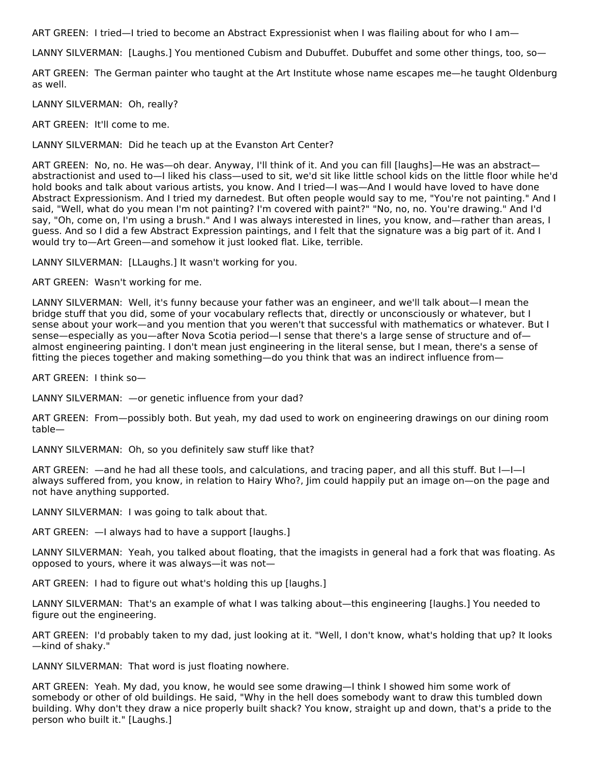ART GREEN: I tried—I tried to become an Abstract Expressionist when I was flailing about for who I am—

LANNY SILVERMAN: [Laughs.] You mentioned Cubism and Dubuffet. Dubuffet and some other things, too, so—

ART GREEN: The German painter who taught at the Art Institute whose name escapes me—he taught Oldenburg as well.

LANNY SILVERMAN: Oh, really?

ART GREEN: It'll come to me.

LANNY SILVERMAN: Did he teach up at the Evanston Art Center?

ART GREEN: No, no. He was—oh dear. Anyway, I'll think of it. And you can fill [laughs]—He was an abstract—abstractionist and used to—I liked his class—used to sit, we'd sit like little school kids on the little floor while he'd hold books and talk about various artists, you know. And I tried—I was—And I would have loved to have done Abstract Expressionism. And I tried my darnedest. But often people would say to me, "You're not painting." And I said, "Well, what do you mean I'm not painting? I'm covered with paint?" "No, no, no. You're drawing." And I'd say, "Oh, come on, I'm using a brush." And I was always interested in lines, you know, and—rather than areas, I guess. And so I did a few Abstract Expression paintings, and I felt that the signature was a big part of it. And I would try to—Art Green—and somehow it just looked flat. Like, terrible.

LANNY SILVERMAN: [LLaughs.] It wasn't working for you.

ART GREEN: Wasn't working for me.

LANNY SILVERMAN: Well, it's funny because your father was an engineer, and we'll talk about—I mean the bridge stuff that you did, some of your vocabulary reflects that, directly or unconsciously or whatever, but I sense about your work—and you mention that you weren't that successful with mathematics or whatever. But I sense—especially as you—after Nova Scotia period—I sense that there's a large sense of structure and of—almost engineering painting. I don't mean just engineering in the literal sense, but I mean, there's a sense of fitting the pieces together and making something—do you think that was an indirect influence from—

ART GREEN: I think so—

LANNY SILVERMAN: —or genetic influence from your dad?

ART GREEN: From—possibly both. But yeah, my dad used to work on engineering drawings on our dining room table—

LANNY SILVERMAN: Oh, so you definitely saw stuff like that?

ART GREEN: —and he had all these tools, and calculations, and tracing paper, and all this stuff. But I—I—I always suffered from, you know, in relation to Hairy Who?, Jim could happily put an image on—on the page and not have anything supported.

LANNY SILVERMAN: I was going to talk about that.

ART GREEN: —I always had to have a support [laughs.]

LANNY SILVERMAN: Yeah, you talked about floating, that the imagists in general had a fork that was floating. As opposed to yours, where it was always—it was not—

ART GREEN: I had to figure out what's holding this up [laughs.]

LANNY SILVERMAN: That's an example of what I was talking about—this engineering [laughs.] You needed to figure out the engineering.

ART GREEN: I'd probably taken to my dad, just looking at it. "Well, I don't know, what's holding that up? It looks—kind of shaky."

LANNY SILVERMAN: That word is just floating nowhere.

ART GREEN: Yeah. My dad, you know, he would see some drawing—I think I showed him some work of somebody or other of old buildings. He said, "Why in the hell does somebody want to draw this tumbled down building. Why don't they draw a nice properly built shack? You know, straight up and down, that's a pride to the person who built it." [Laughs.]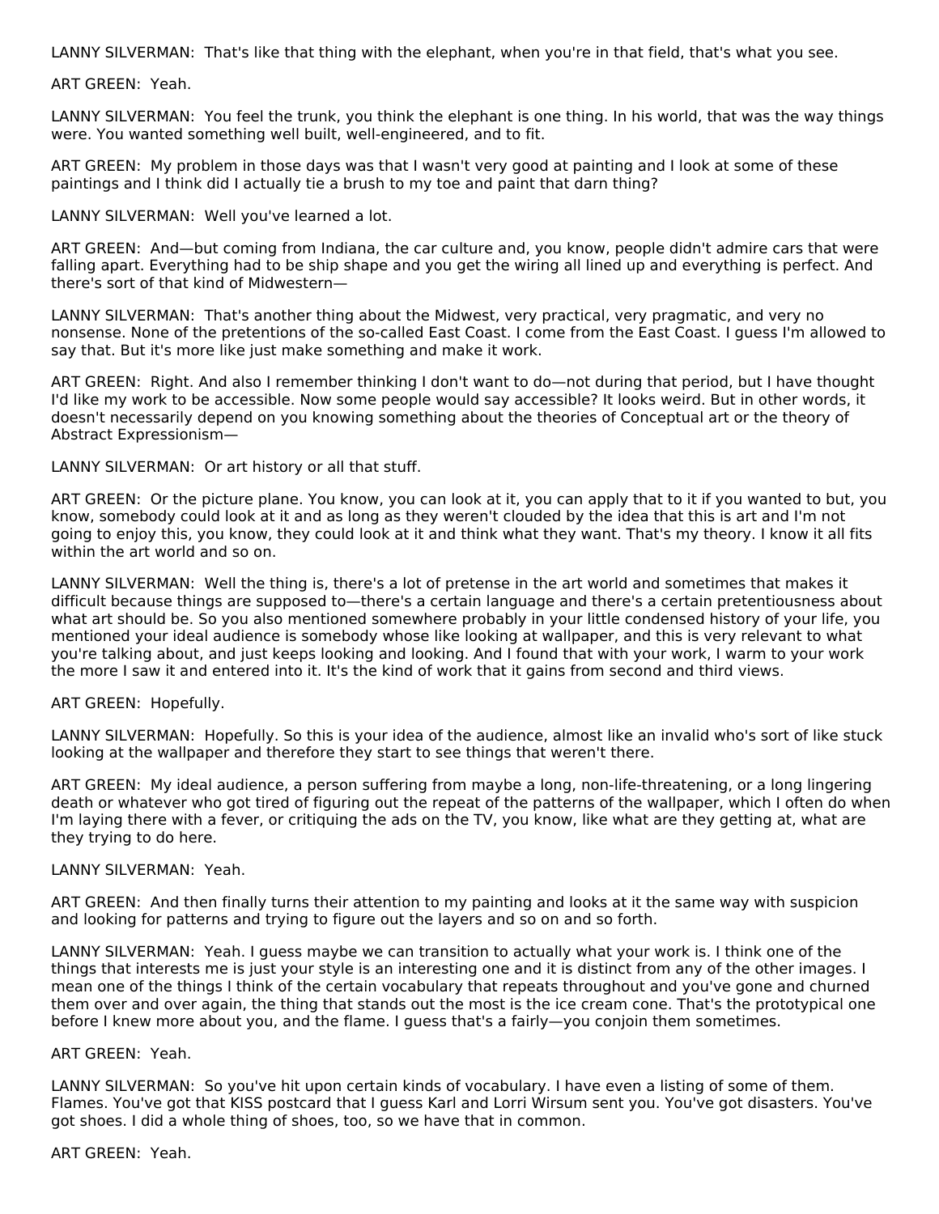LANNY SILVERMAN: That's like that thing with the elephant, when you're in that field, that's what you see.

ART GREEN: Yeah.

LANNY SILVERMAN: You feel the trunk, you think the elephant is one thing. In his world, that was the way things were. You wanted something well built, well-engineered, and to fit.

ART GREEN: My problem in those days was that I wasn't very good at painting and I look at some of these paintings and I think did I actually tie a brush to my toe and paint that darn thing?

LANNY SILVERMAN: Well you've learned a lot.

ART GREEN: And—but coming from Indiana, the car culture and, you know, people didn't admire cars that were falling apart. Everything had to be ship shape and you get the wiring all lined up and everything is perfect. And there's sort of that kind of Midwestern—

LANNY SILVERMAN: That's another thing about the Midwest, very practical, very pragmatic, and very no nonsense. None of the pretentions of the so-called East Coast. I come from the East Coast. I guess I'm allowed to say that. But it's more like just make something and make it work.

ART GREEN: Right. And also I remember thinking I don't want to do—not during that period, but I have thought I'd like my work to be accessible. Now some people would say accessible? It looks weird. But in other words, it doesn't necessarily depend on you knowing something about the theories of Conceptual art or the theory of Abstract Expressionism—

LANNY SILVERMAN: Or art history or all that stuff.

ART GREEN: Or the picture plane. You know, you can look at it, you can apply that to it if you wanted to but, you know, somebody could look at it and as long as they weren't clouded by the idea that this is art and I'm not going to enjoy this, you know, they could look at it and think what they want. That's my theory. I know it all fits within the art world and so on.

LANNY SILVERMAN: Well the thing is, there's a lot of pretense in the art world and sometimes that makes it difficult because things are supposed to—there's a certain language and there's a certain pretentiousness about what art should be. So you also mentioned somewhere probably in your little condensed history of your life, you mentioned your ideal audience is somebody whose like looking at wallpaper, and this is very relevant to what you're talking about, and just keeps looking and looking. And I found that with your work, I warm to your work the more I saw it and entered into it. It's the kind of work that it gains from second and third views.

ART GREEN: Hopefully.

LANNY SILVERMAN: Hopefully. So this is your idea of the audience, almost like an invalid who's sort of like stuck looking at the wallpaper and therefore they start to see things that weren't there.

ART GREEN: My ideal audience, a person suffering from maybe a long, non-life-threatening, or a long lingering death or whatever who got tired of figuring out the repeat of the patterns of the wallpaper, which I often do when I'm laying there with a fever, or critiquing the ads on the TV, you know, like what are they getting at, what are they trying to do here.

LANNY SILVERMAN: Yeah.

ART GREEN: And then finally turns their attention to my painting and looks at it the same way with suspicion and looking for patterns and trying to figure out the layers and so on and so forth.

LANNY SILVERMAN: Yeah. I guess maybe we can transition to actually what your work is. I think one of the things that interests me is just your style is an interesting one and it is distinct from any of the other images. I mean one of the things I think of the certain vocabulary that repeats throughout and you've gone and churned them over and over again, the thing that stands out the most is the ice cream cone. That's the prototypical one before I knew more about you, and the flame. I guess that's a fairly—you conjoin them sometimes.

ART GREEN: Yeah.

LANNY SILVERMAN: So you've hit upon certain kinds of vocabulary. I have even a listing of some of them. Flames. You've got that KISS postcard that I guess Karl and Lorri Wirsum sent you. You've got disasters. You've got shoes. I did a whole thing of shoes, too, so we have that in common.

ART GREEN: Yeah.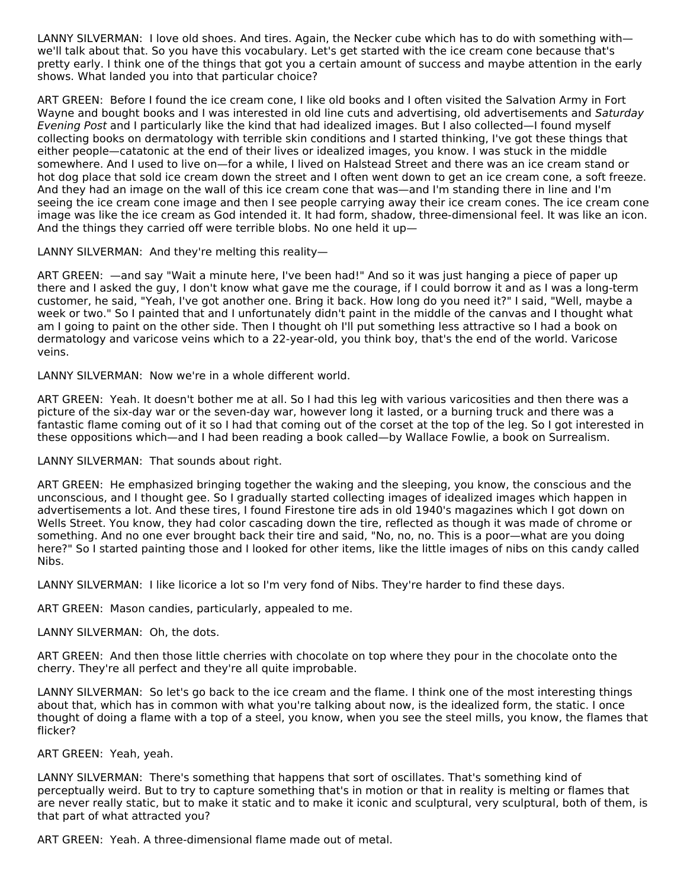LANNY SILVERMAN: I love old shoes. And tires. Again, the Necker cube which has to do with something with—we'll talk about that. So you have this vocabulary. Let's get started with the ice cream cone because that's pretty early. I think one of the things that got you a certain amount of success and maybe attention in the early shows. What landed you into that particular choice?

ART GREEN: Before I found the ice cream cone, I like old books and I often visited the Salvation Army in Fort Wayne and bought books and I was interested in old line cuts and advertising, old advertisements and *Saturday Evening Post* and I particularly like the kind that had idealized images. But I also collected—I found myself collecting books on dermatology with terrible skin conditions and I started thinking, I've got these things that either people—catatonic at the end of their lives or idealized images, you know. I was stuck in the middle somewhere. And I used to live on—for a while, I lived on Halstead Street and there was an ice cream stand or hot dog place that sold ice cream down the street and I often went down to get an ice cream cone, a soft freeze. And they had an image on the wall of this ice cream cone that was—and I'm standing there in line and I'm seeing the ice cream cone image and then I see people carrying away their ice cream cones. The ice cream cone image was like the ice cream as God intended it. It had form, shadow, three-dimensional feel. It was like an icon. And the things they carried off were terrible blobs. No one held it up—

LANNY SILVERMAN: And they're melting this reality—

ART GREEN: —and say "Wait a minute here, I've been had!" And so it was just hanging a piece of paper up there and I asked the guy, I don't know what gave me the courage, if I could borrow it and as I was a long-term customer, he said, "Yeah, I've got another one. Bring it back. How long do you need it?" I said, "Well, maybe a week or two." So I painted that and I unfortunately didn't paint in the middle of the canvas and I thought what am I going to paint on the other side. Then I thought oh I'll put something less attractive so I had a book on dermatology and varicose veins which to a 22-year-old, you think boy, that's the end of the world. Varicose veins.

LANNY SILVERMAN: Now we're in a whole different world.

ART GREEN: Yeah. It doesn't bother me at all. So I had this leg with various varicosities and then there was a picture of the six-day war or the seven-day war, however long it lasted, or a burning truck and there was a fantastic flame coming out of it so I had that coming out of the corset at the top of the leg. So I got interested in these oppositions which—and I had been reading a book called—by Wallace Fowlie, a book on Surrealism.

LANNY SILVERMAN: That sounds about right.

ART GREEN: He emphasized bringing together the waking and the sleeping, you know, the conscious and the unconscious, and I thought gee. So I gradually started collecting images of idealized images which happen in advertisements a lot. And these tires, I found Firestone tire ads in old 1940's magazines which I got down on Wells Street. You know, they had color cascading down the tire, reflected as though it was made of chrome or something. And no one ever brought back their tire and said, "No, no, no. This is a poor—what are you doing here?" So I started painting those and I looked for other items, like the little images of nibs on this candy called Nibs.

LANNY SILVERMAN: I like licorice a lot so I'm very fond of Nibs. They're harder to find these days.

ART GREEN: Mason candies, particularly, appealed to me.

LANNY SILVERMAN: Oh, the dots.

ART GREEN: And then those little cherries with chocolate on top where they pour in the chocolate onto the cherry. They're all perfect and they're all quite improbable.

LANNY SILVERMAN: So let's go back to the ice cream and the flame. I think one of the most interesting things about that, which has in common with what you're talking about now, is the idealized form, the static. I once thought of doing a flame with a top of a steel, you know, when you see the steel mills, you know, the flames that flicker?

ART GREEN: Yeah, yeah.

LANNY SILVERMAN: There's something that happens that sort of oscillates. That's something kind of perceptually weird. But to try to capture something that's in motion or that in reality is melting or flames that are never really static, but to make it static and to make it iconic and sculptural, very sculptural, both of them, is that part of what attracted you?

ART GREEN: Yeah. A three-dimensional flame made out of metal.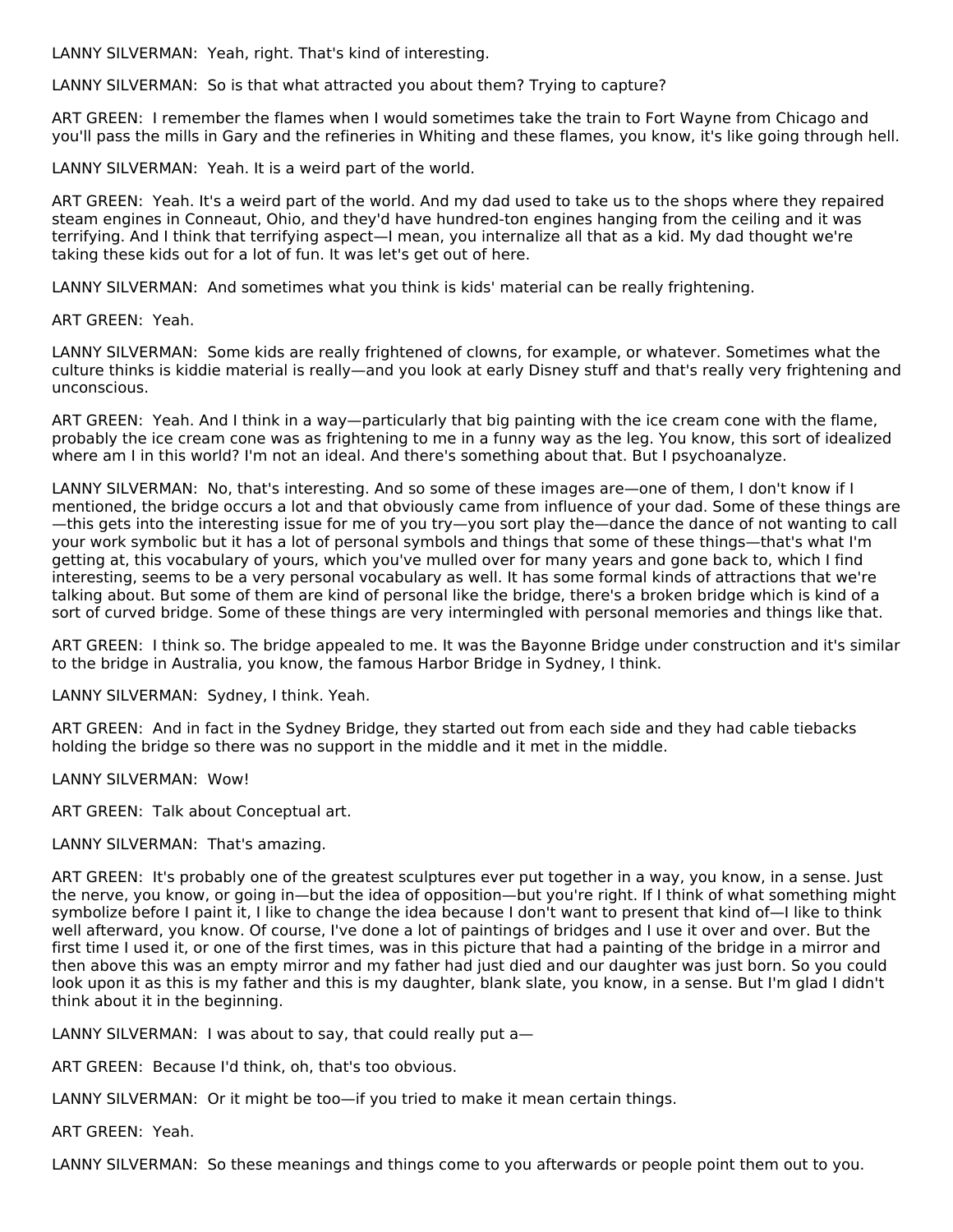LANNY SILVERMAN: Yeah, right. That's kind of interesting.

LANNY SILVERMAN: So is that what attracted you about them? Trying to capture?

ART GREEN: I remember the flames when I would sometimes take the train to Fort Wayne from Chicago and you'll pass the mills in Gary and the refineries in Whiting and these flames, you know, it's like going through hell.

LANNY SILVERMAN: Yeah. It is a weird part of the world.

ART GREEN: Yeah. It's a weird part of the world. And my dad used to take us to the shops where they repaired steam engines in Conneaut, Ohio, and they'd have hundred-ton engines hanging from the ceiling and it was terrifying. And I think that terrifying aspect—I mean, you internalize all that as a kid. My dad thought we're taking these kids out for a lot of fun. It was let's get out of here.

LANNY SILVERMAN: And sometimes what you think is kids' material can be really frightening.

ART GREEN: Yeah.

LANNY SILVERMAN: Some kids are really frightened of clowns, for example, or whatever. Sometimes what the culture thinks is kiddie material is really—and you look at early Disney stuff and that's really very frightening and unconscious.

ART GREEN: Yeah. And I think in a way—particularly that big painting with the ice cream cone with the flame, probably the ice cream cone was as frightening to me in a funny way as the leg. You know, this sort of idealized where am I in this world? I'm not an ideal. And there's something about that. But I psychoanalyze.

LANNY SILVERMAN: No, that's interesting. And so some of these images are—one of them, I don't know if I mentioned, the bridge occurs a lot and that obviously came from influence of your dad. Some of these things are—this gets into the interesting issue for me of you try—you sort play the—dance the dance of not wanting to call your work symbolic but it has a lot of personal symbols and things that some of these things—that's what I'm getting at, this vocabulary of yours, which you've mulled over for many years and gone back to, which I find interesting, seems to be a very personal vocabulary as well. It has some formal kinds of attractions that we're talking about. But some of them are kind of personal like the bridge, there's a broken bridge which is kind of a sort of curved bridge. Some of these things are very intermingled with personal memories and things like that.

ART GREEN: I think so. The bridge appealed to me. It was the Bayonne Bridge under construction and it's similar to the bridge in Australia, you know, the famous Harbor Bridge in Sydney, I think.

LANNY SILVERMAN: Sydney, I think. Yeah.

ART GREEN: And in fact in the Sydney Bridge, they started out from each side and they had cable tiebacks holding the bridge so there was no support in the middle and it met in the middle.

LANNY SILVERMAN: Wow!

ART GREEN: Talk about Conceptual art.

LANNY SILVERMAN: That's amazing.

ART GREEN: It's probably one of the greatest sculptures ever put together in a way, you know, in a sense. Just the nerve, you know, or going in—but the idea of opposition—but you're right. If I think of what something might symbolize before I paint it, I like to change the idea because I don't want to present that kind of—I like to think well afterward, you know. Of course, I've done a lot of paintings of bridges and I use it over and over. But the first time I used it, or one of the first times, was in this picture that had a painting of the bridge in a mirror and then above this was an empty mirror and my father had just died and our daughter was just born. So you could look upon it as this is my father and this is my daughter, blank slate, you know, in a sense. But I'm glad I didn't think about it in the beginning.

LANNY SILVERMAN: I was about to say, that could really put a—

ART GREEN: Because I'd think, oh, that's too obvious.

LANNY SILVERMAN: Or it might be too—if you tried to make it mean certain things.

ART GREEN: Yeah.

LANNY SILVERMAN: So these meanings and things come to you afterwards or people point them out to you.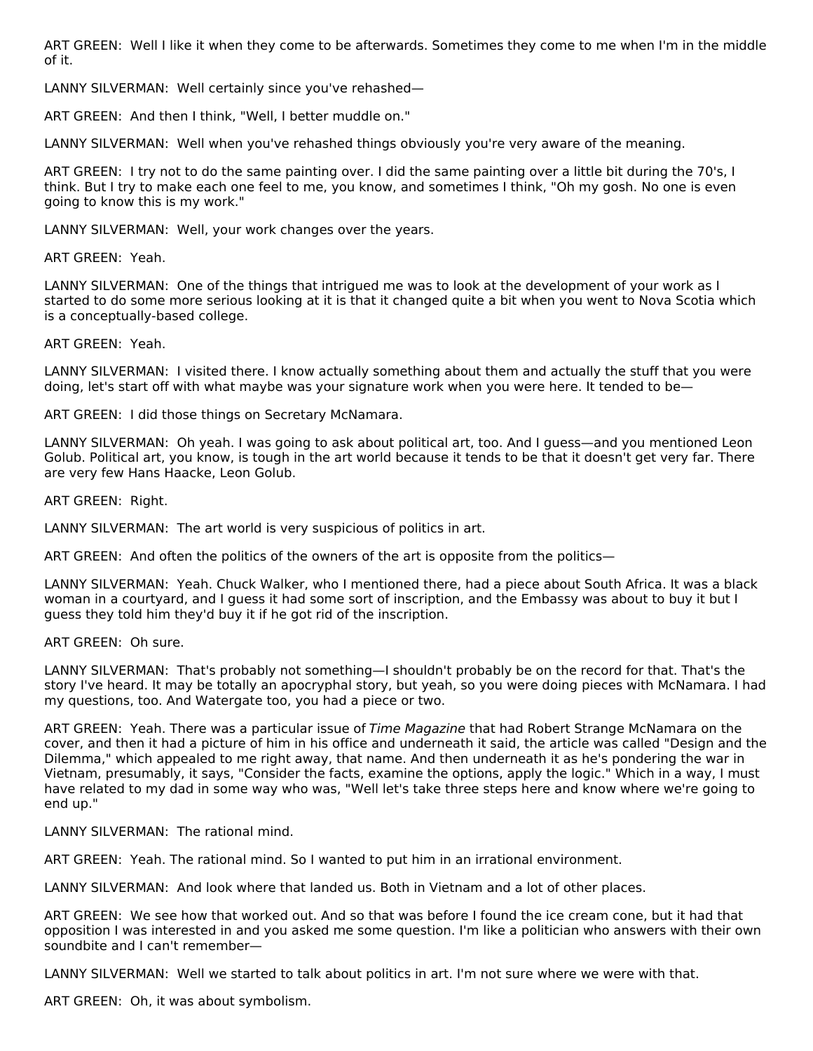ART GREEN: Well I like it when they come to be afterwards. Sometimes they come to me when I'm in the middle of it.

LANNY SILVERMAN: Well certainly since you've rehashed—

ART GREEN: And then I think, "Well, I better muddle on."

LANNY SILVERMAN: Well when you've rehashed things obviously you're very aware of the meaning.

ART GREEN: I try not to do the same painting over. I did the same painting over a little bit during the 70's, I think. But I try to make each one feel to me, you know, and sometimes I think, "Oh my gosh. No one is even going to know this is my work."

LANNY SILVERMAN: Well, your work changes over the years.

ART GREEN: Yeah.

LANNY SILVERMAN: One of the things that intrigued me was to look at the development of your work as I started to do some more serious looking at it is that it changed quite a bit when you went to Nova Scotia which is a conceptually-based college.

ART GREEN: Yeah.

LANNY SILVERMAN: I visited there. I know actually something about them and actually the stuff that you were doing, let's start off with what maybe was your signature work when you were here. It tended to be—

ART GREEN: I did those things on Secretary McNamara.

LANNY SILVERMAN: Oh yeah. I was going to ask about political art, too. And I guess—and you mentioned Leon Golub. Political art, you know, is tough in the art world because it tends to be that it doesn't get very far. There are very few Hans Haacke, Leon Golub.

ART GREEN: Right.

LANNY SILVERMAN: The art world is very suspicious of politics in art.

ART GREEN: And often the politics of the owners of the art is opposite from the politics—

LANNY SILVERMAN: Yeah. Chuck Walker, who I mentioned there, had a piece about South Africa. It was a black woman in a courtyard, and I guess it had some sort of inscription, and the Embassy was about to buy it but I guess they told him they'd buy it if he got rid of the inscription.

ART GREEN: Oh sure.

LANNY SILVERMAN: That's probably not something—I shouldn't probably be on the record for that. That's the story I've heard. It may be totally an apocryphal story, but yeah, so you were doing pieces with McNamara. I had my questions, too. And Watergate too, you had a piece or two.

ART GREEN: Yeah. There was a particular issue of *Time Magazine* that had Robert Strange McNamara on the cover, and then it had a picture of him in his office and underneath it said, the article was called "Design and the Dilemma," which appealed to me right away, that name. And then underneath it as he's pondering the war in Vietnam, presumably, it says, "Consider the facts, examine the options, apply the logic." Which in a way, I must have related to my dad in some way who was, "Well let's take three steps here and know where we're going to end up."

LANNY SILVERMAN: The rational mind.

ART GREEN: Yeah. The rational mind. So I wanted to put him in an irrational environment.

LANNY SILVERMAN: And look where that landed us. Both in Vietnam and a lot of other places.

ART GREEN: We see how that worked out. And so that was before I found the ice cream cone, but it had that opposition I was interested in and you asked me some question. I'm like a politician who answers with their own soundbite and I can't remember—

LANNY SILVERMAN: Well we started to talk about politics in art. I'm not sure where we were with that.

ART GREEN: Oh, it was about symbolism.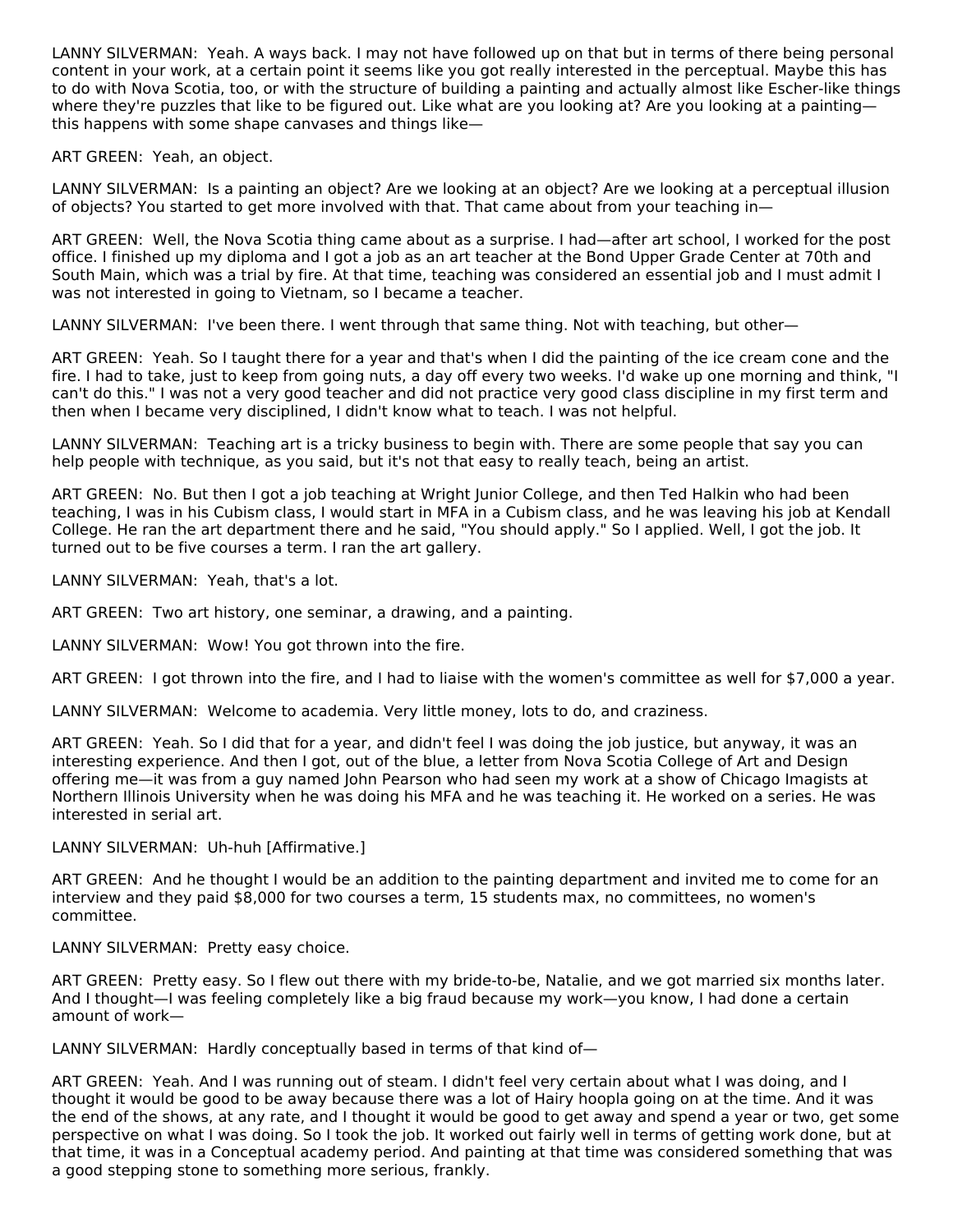LANNY SILVERMAN: Yeah. A ways back. I may not have followed up on that but in terms of there being personal content in your work, at a certain point it seems like you got really interested in the perceptual. Maybe this has to do with Nova Scotia, too, or with the structure of building a painting and actually almost like Escher-like things where they're puzzles that like to be figured out. Like what are you looking at? Are you looking at a painting—this happens with some shape canvases and things like—

ART GREEN: Yeah, an object.

LANNY SILVERMAN: Is a painting an object? Are we looking at an object? Are we looking at a perceptual illusion of objects? You started to get more involved with that. That came about from your teaching in—

ART GREEN: Well, the Nova Scotia thing came about as a surprise. I had—after art school, I worked for the post office. I finished up my diploma and I got a job as an art teacher at the Bond Upper Grade Center at 70th and South Main, which was a trial by fire. At that time, teaching was considered an essential job and I must admit I was not interested in going to Vietnam, so I became a teacher.

LANNY SILVERMAN: I've been there. I went through that same thing. Not with teaching, but other—

ART GREEN: Yeah. So I taught there for a year and that's when I did the painting of the ice cream cone and the fire. I had to take, just to keep from going nuts, a day off every two weeks. I'd wake up one morning and think, "I can't do this." I was not a very good teacher and did not practice very good class discipline in my first term and then when I became very disciplined, I didn't know what to teach. I was not helpful.

LANNY SILVERMAN: Teaching art is a tricky business to begin with. There are some people that say you can help people with technique, as you said, but it's not that easy to really teach, being an artist.

ART GREEN: No. But then I got a job teaching at Wright Junior College, and then Ted Halkin who had been teaching, I was in his Cubism class, I would start in MFA in a Cubism class, and he was leaving his job at Kendall College. He ran the art department there and he said, "You should apply." So I applied. Well, I got the job. It turned out to be five courses a term. I ran the art gallery.

LANNY SILVERMAN: Yeah, that's a lot.

ART GREEN: Two art history, one seminar, a drawing, and a painting.

LANNY SILVERMAN: Wow! You got thrown into the fire.

ART GREEN: I got thrown into the fire, and I had to liaise with the women's committee as well for $7,000 a year.

LANNY SILVERMAN: Welcome to academia. Very little money, lots to do, and craziness.

ART GREEN: Yeah. So I did that for a year, and didn't feel I was doing the job justice, but anyway, it was an interesting experience. And then I got, out of the blue, a letter from Nova Scotia College of Art and Design offering me—it was from a guy named John Pearson who had seen my work at a show of Chicago Imagists at Northern Illinois University when he was doing his MFA and he was teaching it. He worked on a series. He was interested in serial art.

LANNY SILVERMAN: Uh-huh [Affirmative.]

ART GREEN: And he thought I would be an addition to the painting department and invited me to come for an interview and they paid $8,000 for two courses a term, 15 students max, no committees, no women's committee.

LANNY SILVERMAN: Pretty easy choice.

ART GREEN: Pretty easy. So I flew out there with my bride-to-be, Natalie, and we got married six months later. And I thought—I was feeling completely like a big fraud because my work—you know, I had done a certain amount of work—

LANNY SILVERMAN: Hardly conceptually based in terms of that kind of—

ART GREEN: Yeah. And I was running out of steam. I didn't feel very certain about what I was doing, and I thought it would be good to be away because there was a lot of Hairy hoopla going on at the time. And it was the end of the shows, at any rate, and I thought it would be good to get away and spend a year or two, get some perspective on what I was doing. So I took the job. It worked out fairly well in terms of getting work done, but at that time, it was in a Conceptual academy period. And painting at that time was considered something that was a good stepping stone to something more serious, frankly.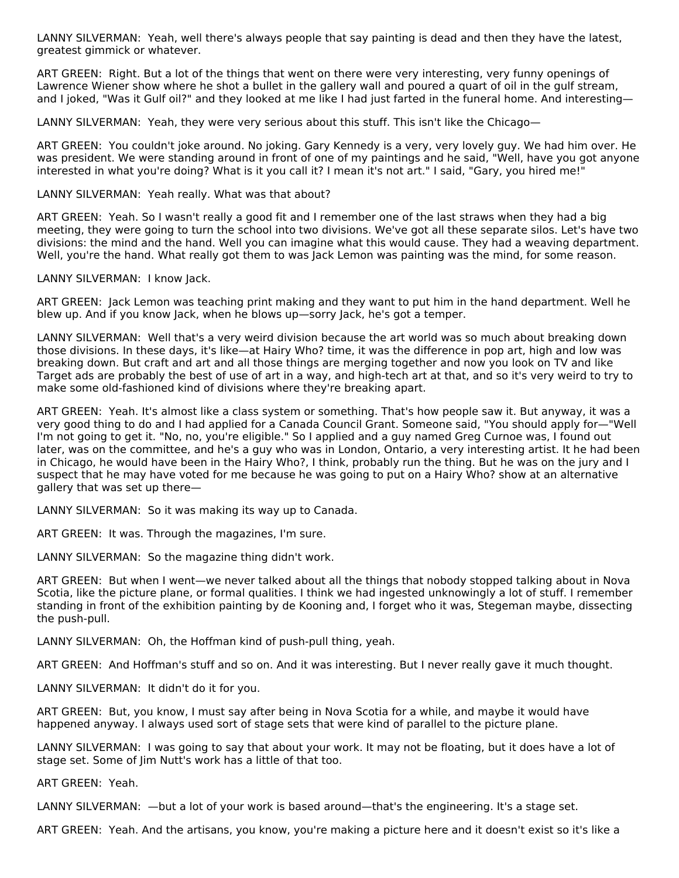LANNY SILVERMAN: Yeah, well there's always people that say painting is dead and then they have the latest, greatest gimmick or whatever.

ART GREEN: Right. But a lot of the things that went on there were very interesting, very funny openings of Lawrence Wiener show where he shot a bullet in the gallery wall and poured a quart of oil in the gulf stream, and I joked, "Was it Gulf oil?" and they looked at me like I had just farted in the funeral home. And interesting—

LANNY SILVERMAN: Yeah, they were very serious about this stuff. This isn't like the Chicago—

ART GREEN: You couldn't joke around. No joking. Gary Kennedy is a very, very lovely guy. We had him over. He was president. We were standing around in front of one of my paintings and he said, "Well, have you got anyone interested in what you're doing? What is it you call it? I mean it's not art." I said, "Gary, you hired me!"

LANNY SILVERMAN: Yeah really. What was that about?

ART GREEN: Yeah. So I wasn't really a good fit and I remember one of the last straws when they had a big meeting, they were going to turn the school into two divisions. We've got all these separate silos. Let's have two divisions: the mind and the hand. Well you can imagine what this would cause. They had a weaving department. Well, you're the hand. What really got them to was Jack Lemon was painting was the mind, for some reason.

LANNY SILVERMAN: I know Jack.

ART GREEN: Jack Lemon was teaching print making and they want to put him in the hand department. Well he blew up. And if you know Jack, when he blows up—sorry Jack, he's got a temper.

LANNY SILVERMAN: Well that's a very weird division because the art world was so much about breaking down those divisions. In these days, it's like—at Hairy Who? time, it was the difference in pop art, high and low was breaking down. But craft and art and all those things are merging together and now you look on TV and like Target ads are probably the best of use of art in a way, and high-tech art at that, and so it's very weird to try to make some old-fashioned kind of divisions where they're breaking apart.

ART GREEN: Yeah. It's almost like a class system or something. That's how people saw it. But anyway, it was a very good thing to do and I had applied for a Canada Council Grant. Someone said, "You should apply for—"Well I'm not going to get it. "No, no, you're eligible." So I applied and a guy named Greg Curnoe was, I found out later, was on the committee, and he's a guy who was in London, Ontario, a very interesting artist. It he had been in Chicago, he would have been in the Hairy Who?, I think, probably run the thing. But he was on the jury and I suspect that he may have voted for me because he was going to put on a Hairy Who? show at an alternative gallery that was set up there—

LANNY SILVERMAN: So it was making its way up to Canada.

ART GREEN: It was. Through the magazines, I'm sure.

LANNY SILVERMAN: So the magazine thing didn't work.

ART GREEN: But when I went—we never talked about all the things that nobody stopped talking about in Nova Scotia, like the picture plane, or formal qualities. I think we had ingested unknowingly a lot of stuff. I remember standing in front of the exhibition painting by de Kooning and, I forget who it was, Stegeman maybe, dissecting the push-pull.

LANNY SILVERMAN: Oh, the Hoffman kind of push-pull thing, yeah.

ART GREEN: And Hoffman's stuff and so on. And it was interesting. But I never really gave it much thought.

LANNY SILVERMAN: It didn't do it for you.

ART GREEN: But, you know, I must say after being in Nova Scotia for a while, and maybe it would have happened anyway. I always used sort of stage sets that were kind of parallel to the picture plane.

LANNY SILVERMAN: I was going to say that about your work. It may not be floating, but it does have a lot of stage set. Some of Jim Nutt's work has a little of that too.

ART GREEN: Yeah.

LANNY SILVERMAN: —but a lot of your work is based around—that's the engineering. It's a stage set.

ART GREEN: Yeah. And the artisans, you know, you're making a picture here and it doesn't exist so it's like a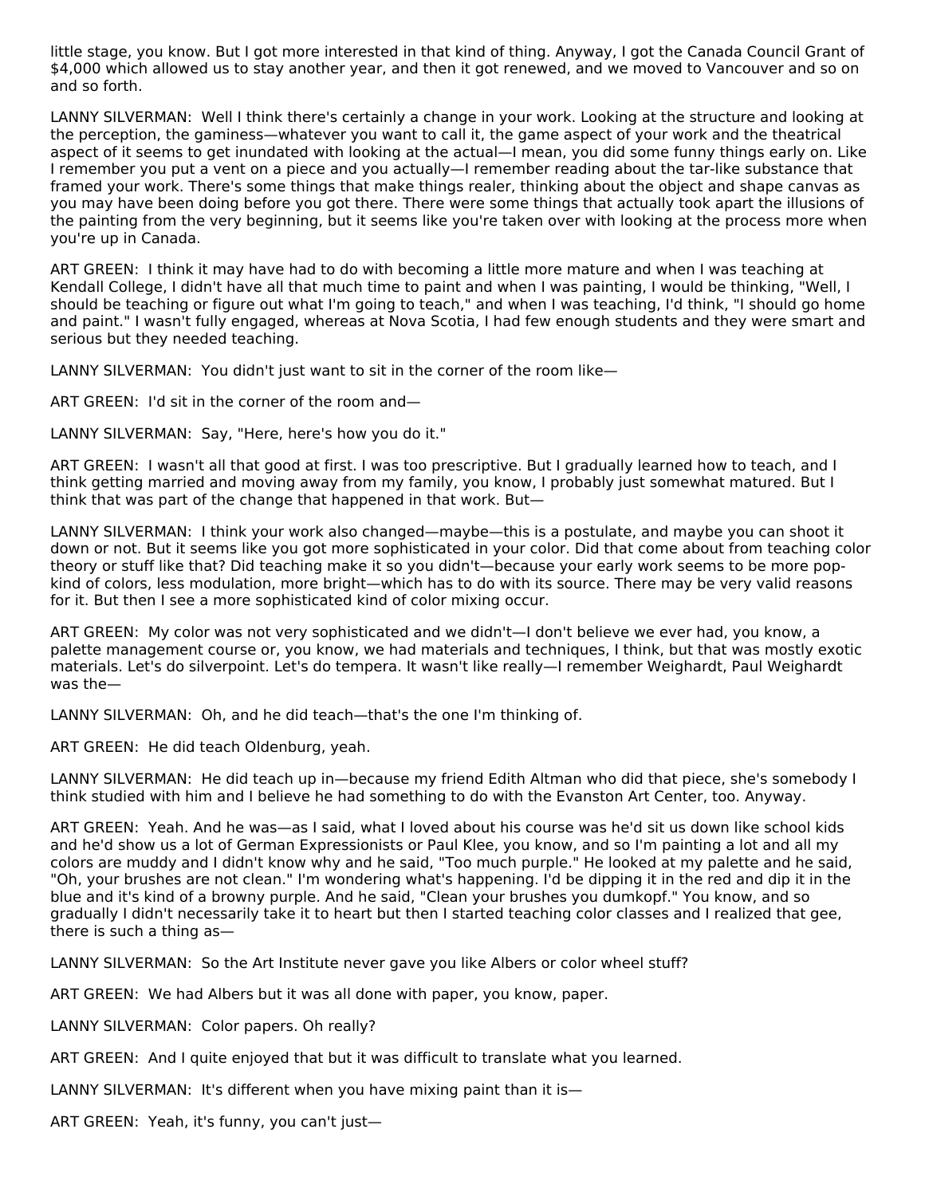little stage, you know. But I got more interested in that kind of thing. Anyway, I got the Canada Council Grant of $4,000 which allowed us to stay another year, and then it got renewed, and we moved to Vancouver and so on and so forth.

LANNY SILVERMAN: Well I think there's certainly a change in your work. Looking at the structure and looking at the perception, the gaminess—whatever you want to call it, the game aspect of your work and the theatrical aspect of it seems to get inundated with looking at the actual—I mean, you did some funny things early on. Like I remember you put a vent on a piece and you actually—I remember reading about the tar-like substance that framed your work. There's some things that make things realer, thinking about the object and shape canvas as you may have been doing before you got there. There were some things that actually took apart the illusions of the painting from the very beginning, but it seems like you're taken over with looking at the process more when you're up in Canada.

ART GREEN: I think it may have had to do with becoming a little more mature and when I was teaching at Kendall College, I didn't have all that much time to paint and when I was painting, I would be thinking, "Well, I should be teaching or figure out what I'm going to teach," and when I was teaching, I'd think, "I should go home and paint." I wasn't fully engaged, whereas at Nova Scotia, I had few enough students and they were smart and serious but they needed teaching.

LANNY SILVERMAN: You didn't just want to sit in the corner of the room like—

ART GREEN: I'd sit in the corner of the room and—

LANNY SILVERMAN: Say, "Here, here's how you do it."

ART GREEN: I wasn't all that good at first. I was too prescriptive. But I gradually learned how to teach, and I think getting married and moving away from my family, you know, I probably just somewhat matured. But I think that was part of the change that happened in that work. But—

LANNY SILVERMAN: I think your work also changed—maybe—this is a postulate, and maybe you can shoot it down or not. But it seems like you got more sophisticated in your color. Did that come about from teaching color theory or stuff like that? Did teaching make it so you didn't—because your early work seems to be more pop-kind of colors, less modulation, more bright—which has to do with its source. There may be very valid reasons for it. But then I see a more sophisticated kind of color mixing occur.

ART GREEN: My color was not very sophisticated and we didn't—I don't believe we ever had, you know, a palette management course or, you know, we had materials and techniques, I think, but that was mostly exotic materials. Let's do silverpoint. Let's do tempera. It wasn't like really—I remember Weighardt, Paul Weighardt was the—

LANNY SILVERMAN: Oh, and he did teach—that's the one I'm thinking of.

ART GREEN: He did teach Oldenburg, yeah.

LANNY SILVERMAN: He did teach up in—because my friend Edith Altman who did that piece, she's somebody I think studied with him and I believe he had something to do with the Evanston Art Center, too. Anyway.

ART GREEN: Yeah. And he was—as I said, what I loved about his course was he'd sit us down like school kids and he'd show us a lot of German Expressionists or Paul Klee, you know, and so I'm painting a lot and all my colors are muddy and I didn't know why and he said, "Too much purple." He looked at my palette and he said, "Oh, your brushes are not clean." I'm wondering what's happening. I'd be dipping it in the red and dip it in the blue and it's kind of a browny purple. And he said, "Clean your brushes you dumkopf." You know, and so gradually I didn't necessarily take it to heart but then I started teaching color classes and I realized that gee, there is such a thing as—

LANNY SILVERMAN: So the Art Institute never gave you like Albers or color wheel stuff?

ART GREEN: We had Albers but it was all done with paper, you know, paper.

LANNY SILVERMAN: Color papers. Oh really?

ART GREEN: And I quite enjoyed that but it was difficult to translate what you learned.

LANNY SILVERMAN: It's different when you have mixing paint than it is—

ART GREEN: Yeah, it's funny, you can't just—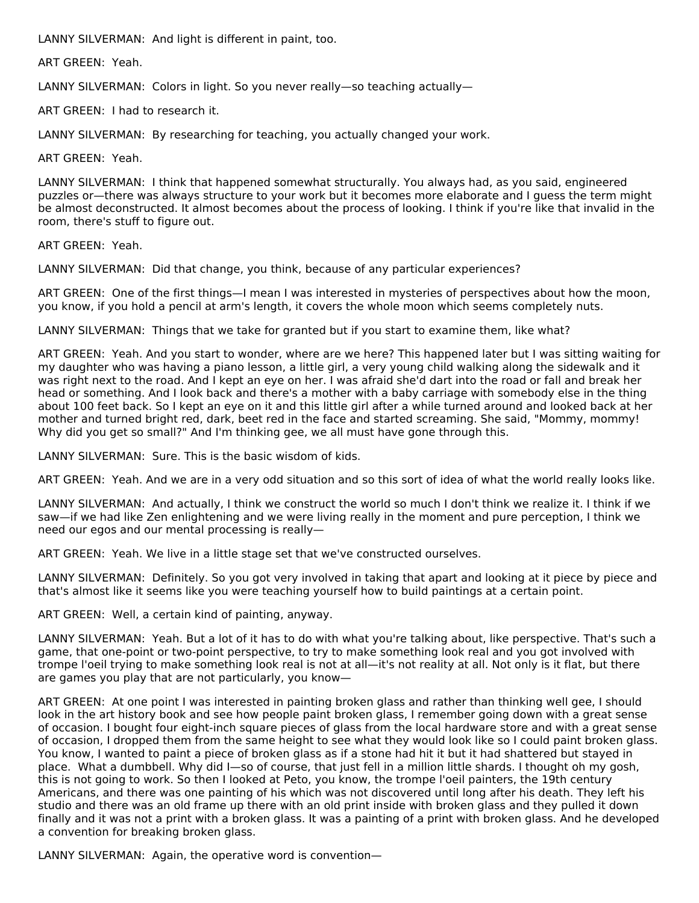LANNY SILVERMAN:  And light is different in paint, too.

ART GREEN:  Yeah.

LANNY SILVERMAN:  Colors in light. So you never really—so teaching actually—

ART GREEN:  I had to research it.

LANNY SILVERMAN:  By researching for teaching, you actually changed your work.

ART GREEN:  Yeah.

LANNY SILVERMAN:  I think that happened somewhat structurally. You always had, as you said, engineered puzzles or—there was always structure to your work but it becomes more elaborate and I guess the term might be almost deconstructed. It almost becomes about the process of looking. I think if you're like that invalid in the room, there's stuff to figure out.

ART GREEN:  Yeah.

LANNY SILVERMAN:  Did that change, you think, because of any particular experiences?

ART GREEN:  One of the first things—I mean I was interested in mysteries of perspectives about how the moon, you know, if you hold a pencil at arm's length, it covers the whole moon which seems completely nuts.

LANNY SILVERMAN:  Things that we take for granted but if you start to examine them, like what?

ART GREEN:  Yeah. And you start to wonder, where are we here? This happened later but I was sitting waiting for my daughter who was having a piano lesson, a little girl, a very young child walking along the sidewalk and it was right next to the road. And I kept an eye on her. I was afraid she'd dart into the road or fall and break her head or something. And I look back and there's a mother with a baby carriage with somebody else in the thing about 100 feet back. So I kept an eye on it and this little girl after a while turned around and looked back at her mother and turned bright red, dark, beet red in the face and started screaming. She said, "Mommy, mommy! Why did you get so small?" And I'm thinking gee, we all must have gone through this.

LANNY SILVERMAN:  Sure. This is the basic wisdom of kids.

ART GREEN:  Yeah. And we are in a very odd situation and so this sort of idea of what the world really looks like.

LANNY SILVERMAN:  And actually, I think we construct the world so much I don't think we realize it. I think if we saw—if we had like Zen enlightening and we were living really in the moment and pure perception, I think we need our egos and our mental processing is really—

ART GREEN:  Yeah. We live in a little stage set that we've constructed ourselves.

LANNY SILVERMAN:  Definitely. So you got very involved in taking that apart and looking at it piece by piece and that's almost like it seems like you were teaching yourself how to build paintings at a certain point.

ART GREEN:  Well, a certain kind of painting, anyway.

LANNY SILVERMAN:  Yeah. But a lot of it has to do with what you're talking about, like perspective. That's such a game, that one-point or two-point perspective, to try to make something look real and you got involved with trompe l'oeil trying to make something look real is not at all—it's not reality at all. Not only is it flat, but there are games you play that are not particularly, you know—

ART GREEN:  At one point I was interested in painting broken glass and rather than thinking well gee, I should look in the art history book and see how people paint broken glass, I remember going down with a great sense of occasion. I bought four eight-inch square pieces of glass from the local hardware store and with a great sense of occasion, I dropped them from the same height to see what they would look like so I could paint broken glass. You know, I wanted to paint a piece of broken glass as if a stone had hit it but it had shattered but stayed in place.  What a dumbbell. Why did I—so of course, that just fell in a million little shards. I thought oh my gosh, this is not going to work. So then I looked at Peto, you know, the trompe l'oeil painters, the 19th century Americans, and there was one painting of his which was not discovered until long after his death. They left his studio and there was an old frame up there with an old print inside with broken glass and they pulled it down finally and it was not a print with a broken glass. It was a painting of a print with broken glass. And he developed a convention for breaking broken glass.

LANNY SILVERMAN:  Again, the operative word is convention—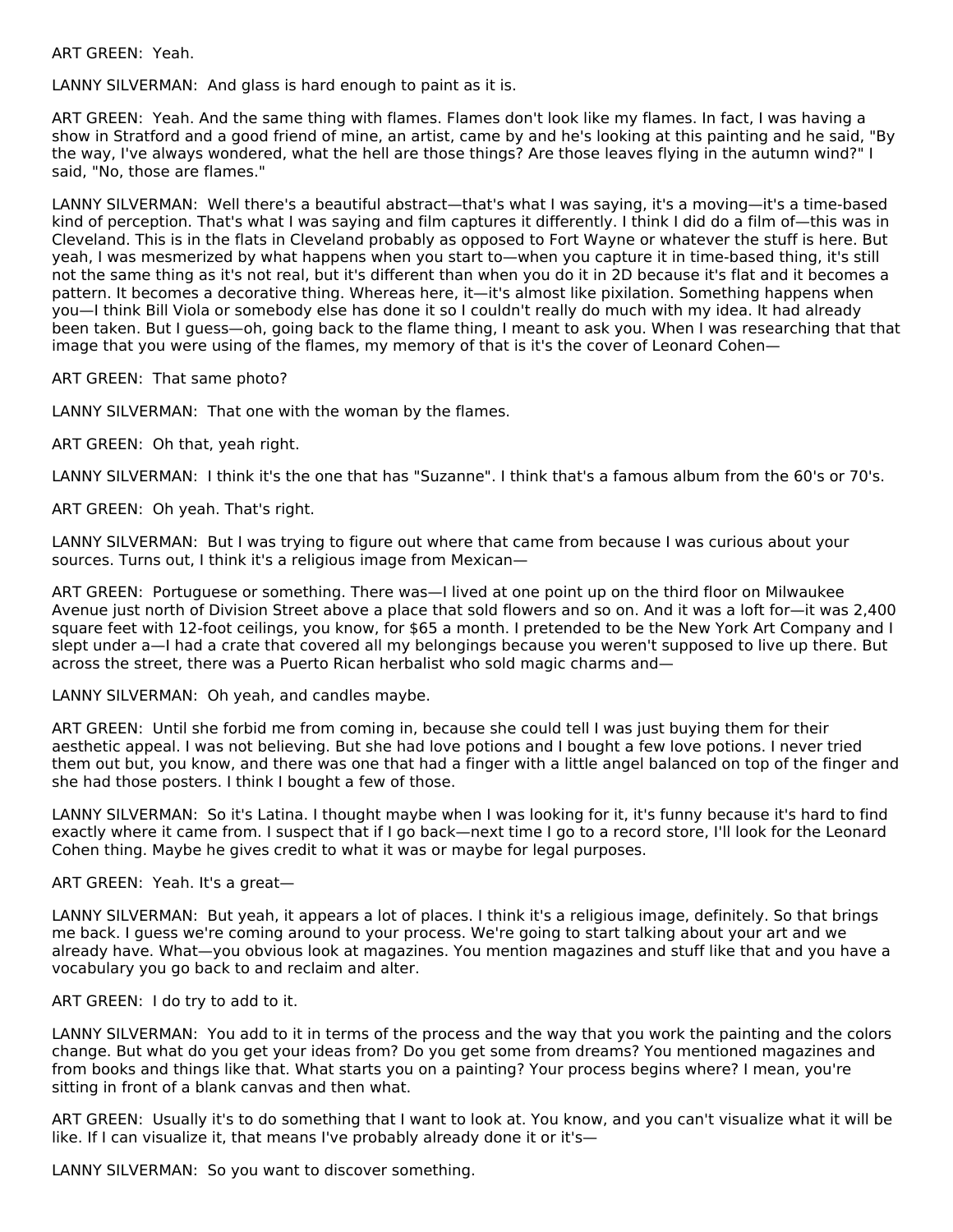ART GREEN: Yeah.

LANNY SILVERMAN: And glass is hard enough to paint as it is.

ART GREEN: Yeah. And the same thing with flames. Flames don't look like my flames. In fact, I was having a show in Stratford and a good friend of mine, an artist, came by and he's looking at this painting and he said, "By the way, I've always wondered, what the hell are those things? Are those leaves flying in the autumn wind?" I said, "No, those are flames."

LANNY SILVERMAN: Well there's a beautiful abstract—that's what I was saying, it's a moving—it's a time-based kind of perception. That's what I was saying and film captures it differently. I think I did do a film of—this was in Cleveland. This is in the flats in Cleveland probably as opposed to Fort Wayne or whatever the stuff is here. But yeah, I was mesmerized by what happens when you start to—when you capture it in time-based thing, it's still not the same thing as it's not real, but it's different than when you do it in 2D because it's flat and it becomes a pattern. It becomes a decorative thing. Whereas here, it—it's almost like pixilation. Something happens when you—I think Bill Viola or somebody else has done it so I couldn't really do much with my idea. It had already been taken. But I guess—oh, going back to the flame thing, I meant to ask you. When I was researching that that image that you were using of the flames, my memory of that is it's the cover of Leonard Cohen—

ART GREEN: That same photo?

LANNY SILVERMAN: That one with the woman by the flames.

ART GREEN: Oh that, yeah right.

LANNY SILVERMAN: I think it's the one that has "Suzanne". I think that's a famous album from the 60's or 70's.

ART GREEN: Oh yeah. That's right.

LANNY SILVERMAN: But I was trying to figure out where that came from because I was curious about your sources. Turns out, I think it's a religious image from Mexican—

ART GREEN: Portuguese or something. There was—I lived at one point up on the third floor on Milwaukee Avenue just north of Division Street above a place that sold flowers and so on. And it was a loft for—it was 2,400 square feet with 12-foot ceilings, you know, for $65 a month. I pretended to be the New York Art Company and I slept under a—I had a crate that covered all my belongings because you weren't supposed to live up there. But across the street, there was a Puerto Rican herbalist who sold magic charms and—

LANNY SILVERMAN: Oh yeah, and candles maybe.

ART GREEN: Until she forbid me from coming in, because she could tell I was just buying them for their aesthetic appeal. I was not believing. But she had love potions and I bought a few love potions. I never tried them out but, you know, and there was one that had a finger with a little angel balanced on top of the finger and she had those posters. I think I bought a few of those.

LANNY SILVERMAN: So it's Latina. I thought maybe when I was looking for it, it's funny because it's hard to find exactly where it came from. I suspect that if I go back—next time I go to a record store, I'll look for the Leonard Cohen thing. Maybe he gives credit to what it was or maybe for legal purposes.

ART GREEN: Yeah. It's a great—

LANNY SILVERMAN: But yeah, it appears a lot of places. I think it's a religious image, definitely. So that brings me back. I guess we're coming around to your process. We're going to start talking about your art and we already have. What—you obvious look at magazines. You mention magazines and stuff like that and you have a vocabulary you go back to and reclaim and alter.

ART GREEN: I do try to add to it.

LANNY SILVERMAN: You add to it in terms of the process and the way that you work the painting and the colors change. But what do you get your ideas from? Do you get some from dreams? You mentioned magazines and from books and things like that. What starts you on a painting? Your process begins where? I mean, you're sitting in front of a blank canvas and then what.

ART GREEN: Usually it's to do something that I want to look at. You know, and you can't visualize what it will be like. If I can visualize it, that means I've probably already done it or it's—

LANNY SILVERMAN: So you want to discover something.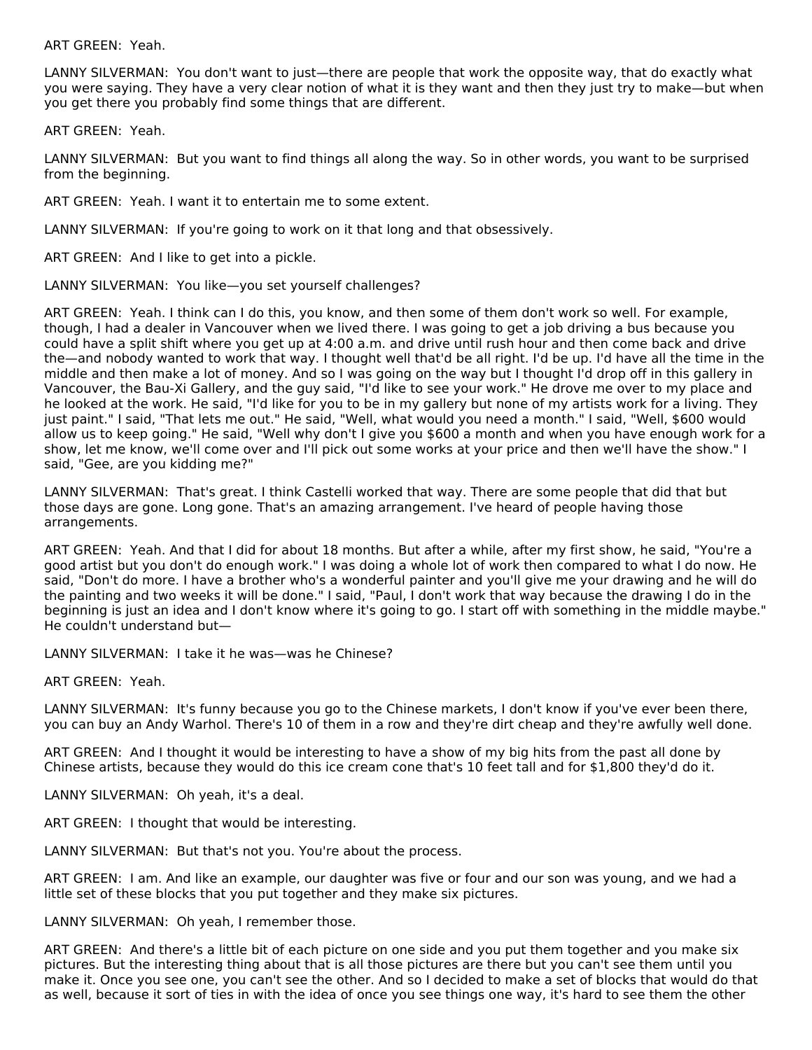ART GREEN: Yeah.

LANNY SILVERMAN: You don't want to just—there are people that work the opposite way, that do exactly what you were saying. They have a very clear notion of what it is they want and then they just try to make—but when you get there you probably find some things that are different.

ART GREEN: Yeah.

LANNY SILVERMAN: But you want to find things all along the way. So in other words, you want to be surprised from the beginning.

ART GREEN: Yeah. I want it to entertain me to some extent.

LANNY SILVERMAN: If you're going to work on it that long and that obsessively.

ART GREEN: And I like to get into a pickle.

LANNY SILVERMAN: You like—you set yourself challenges?

ART GREEN: Yeah. I think can I do this, you know, and then some of them don't work so well. For example, though, I had a dealer in Vancouver when we lived there. I was going to get a job driving a bus because you could have a split shift where you get up at 4:00 a.m. and drive until rush hour and then come back and drive the—and nobody wanted to work that way. I thought well that'd be all right. I'd be up. I'd have all the time in the middle and then make a lot of money. And so I was going on the way but I thought I'd drop off in this gallery in Vancouver, the Bau-Xi Gallery, and the guy said, "I'd like to see your work." He drove me over to my place and he looked at the work. He said, "I'd like for you to be in my gallery but none of my artists work for a living. They just paint." I said, "That lets me out." He said, "Well, what would you need a month." I said, "Well, $600 would allow us to keep going." He said, "Well why don't I give you $600 a month and when you have enough work for a show, let me know, we'll come over and I'll pick out some works at your price and then we'll have the show." I said, "Gee, are you kidding me?"

LANNY SILVERMAN: That's great. I think Castelli worked that way. There are some people that did that but those days are gone. Long gone. That's an amazing arrangement. I've heard of people having those arrangements.

ART GREEN: Yeah. And that I did for about 18 months. But after a while, after my first show, he said, "You're a good artist but you don't do enough work." I was doing a whole lot of work then compared to what I do now. He said, "Don't do more. I have a brother who's a wonderful painter and you'll give me your drawing and he will do the painting and two weeks it will be done." I said, "Paul, I don't work that way because the drawing I do in the beginning is just an idea and I don't know where it's going to go. I start off with something in the middle maybe." He couldn't understand but—

LANNY SILVERMAN: I take it he was—was he Chinese?

ART GREEN: Yeah.

LANNY SILVERMAN: It's funny because you go to the Chinese markets, I don't know if you've ever been there, you can buy an Andy Warhol. There's 10 of them in a row and they're dirt cheap and they're awfully well done.

ART GREEN: And I thought it would be interesting to have a show of my big hits from the past all done by Chinese artists, because they would do this ice cream cone that's 10 feet tall and for $1,800 they'd do it.

LANNY SILVERMAN: Oh yeah, it's a deal.

ART GREEN: I thought that would be interesting.

LANNY SILVERMAN: But that's not you. You're about the process.

ART GREEN: I am. And like an example, our daughter was five or four and our son was young, and we had a little set of these blocks that you put together and they make six pictures.

LANNY SILVERMAN: Oh yeah, I remember those.

ART GREEN: And there's a little bit of each picture on one side and you put them together and you make six pictures. But the interesting thing about that is all those pictures are there but you can't see them until you make it. Once you see one, you can't see the other. And so I decided to make a set of blocks that would do that as well, because it sort of ties in with the idea of once you see things one way, it's hard to see them the other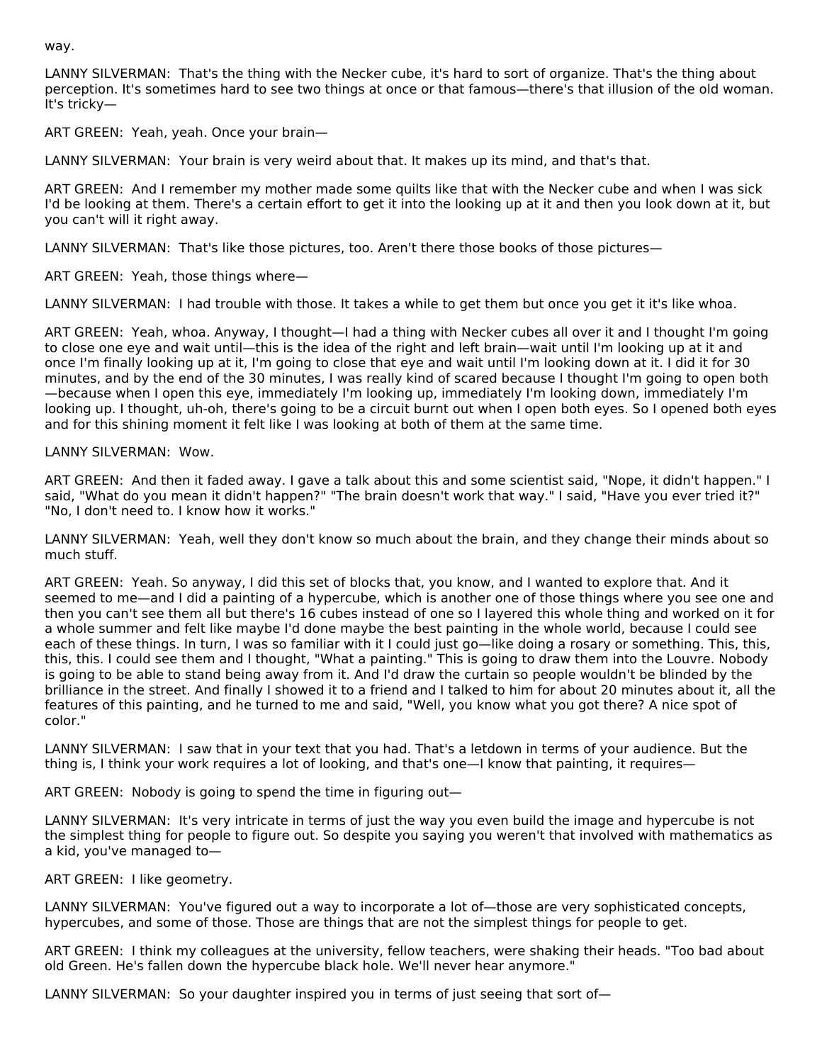way.

LANNY SILVERMAN: That's the thing with the Necker cube, it's hard to sort of organize. That's the thing about perception. It's sometimes hard to see two things at once or that famous—there's that illusion of the old woman. It's tricky—

ART GREEN: Yeah, yeah. Once your brain—

LANNY SILVERMAN: Your brain is very weird about that. It makes up its mind, and that's that.

ART GREEN: And I remember my mother made some quilts like that with the Necker cube and when I was sick I'd be looking at them. There's a certain effort to get it into the looking up at it and then you look down at it, but you can't will it right away.

LANNY SILVERMAN: That's like those pictures, too. Aren't there those books of those pictures—

ART GREEN: Yeah, those things where—

LANNY SILVERMAN: I had trouble with those. It takes a while to get them but once you get it it's like whoa.

ART GREEN: Yeah, whoa. Anyway, I thought—I had a thing with Necker cubes all over it and I thought I'm going to close one eye and wait until—this is the idea of the right and left brain—wait until I'm looking up at it and once I'm finally looking up at it, I'm going to close that eye and wait until I'm looking down at it. I did it for 30 minutes, and by the end of the 30 minutes, I was really kind of scared because I thought I'm going to open both —because when I open this eye, immediately I'm looking up, immediately I'm looking down, immediately I'm looking up. I thought, uh-oh, there's going to be a circuit burnt out when I open both eyes. So I opened both eyes and for this shining moment it felt like I was looking at both of them at the same time.

LANNY SILVERMAN: Wow.

ART GREEN: And then it faded away. I gave a talk about this and some scientist said, "Nope, it didn't happen." I said, "What do you mean it didn't happen?" "The brain doesn't work that way." I said, "Have you ever tried it?" "No, I don't need to. I know how it works."

LANNY SILVERMAN: Yeah, well they don't know so much about the brain, and they change their minds about so much stuff.

ART GREEN: Yeah. So anyway, I did this set of blocks that, you know, and I wanted to explore that. And it seemed to me—and I did a painting of a hypercube, which is another one of those things where you see one and then you can't see them all but there's 16 cubes instead of one so I layered this whole thing and worked on it for a whole summer and felt like maybe I'd done maybe the best painting in the whole world, because I could see each of these things. In turn, I was so familiar with it I could just go—like doing a rosary or something. This, this, this, this. I could see them and I thought, "What a painting." This is going to draw them into the Louvre. Nobody is going to be able to stand being away from it. And I'd draw the curtain so people wouldn't be blinded by the brilliance in the street. And finally I showed it to a friend and I talked to him for about 20 minutes about it, all the features of this painting, and he turned to me and said, "Well, you know what you got there? A nice spot of color."

LANNY SILVERMAN: I saw that in your text that you had. That's a letdown in terms of your audience. But the thing is, I think your work requires a lot of looking, and that's one—I know that painting, it requires—

ART GREEN: Nobody is going to spend the time in figuring out—

LANNY SILVERMAN: It's very intricate in terms of just the way you even build the image and hypercube is not the simplest thing for people to figure out. So despite you saying you weren't that involved with mathematics as a kid, you've managed to—

ART GREEN: I like geometry.

LANNY SILVERMAN: You've figured out a way to incorporate a lot of—those are very sophisticated concepts, hypercubes, and some of those. Those are things that are not the simplest things for people to get.

ART GREEN: I think my colleagues at the university, fellow teachers, were shaking their heads. "Too bad about old Green. He's fallen down the hypercube black hole. We'll never hear anymore."

LANNY SILVERMAN: So your daughter inspired you in terms of just seeing that sort of—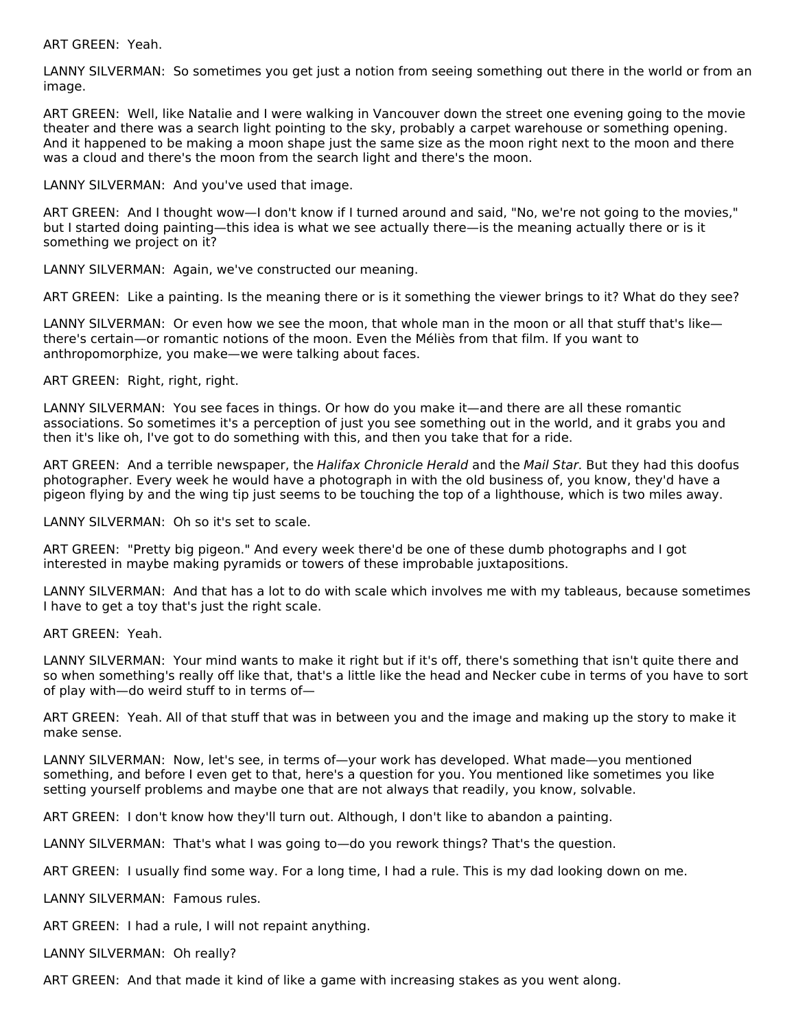ART GREEN: Yeah.

LANNY SILVERMAN: So sometimes you get just a notion from seeing something out there in the world or from an image.

ART GREEN: Well, like Natalie and I were walking in Vancouver down the street one evening going to the movie theater and there was a search light pointing to the sky, probably a carpet warehouse or something opening. And it happened to be making a moon shape just the same size as the moon right next to the moon and there was a cloud and there's the moon from the search light and there's the moon.

LANNY SILVERMAN: And you've used that image.

ART GREEN: And I thought wow—I don't know if I turned around and said, "No, we're not going to the movies," but I started doing painting—this idea is what we see actually there—is the meaning actually there or is it something we project on it?

LANNY SILVERMAN: Again, we've constructed our meaning.

ART GREEN: Like a painting. Is the meaning there or is it something the viewer brings to it? What do they see?

LANNY SILVERMAN: Or even how we see the moon, that whole man in the moon or all that stuff that's like—there's certain—or romantic notions of the moon. Even the Méliès from that film. If you want to anthropomorphize, you make—we were talking about faces.

ART GREEN: Right, right, right.

LANNY SILVERMAN: You see faces in things. Or how do you make it—and there are all these romantic associations. So sometimes it's a perception of just you see something out in the world, and it grabs you and then it's like oh, I've got to do something with this, and then you take that for a ride.

ART GREEN: And a terrible newspaper, the *Halifax Chronicle Herald* and the *Mail Star*. But they had this doofus photographer. Every week he would have a photograph in with the old business of, you know, they'd have a pigeon flying by and the wing tip just seems to be touching the top of a lighthouse, which is two miles away.

LANNY SILVERMAN: Oh so it's set to scale.

ART GREEN: "Pretty big pigeon." And every week there'd be one of these dumb photographs and I got interested in maybe making pyramids or towers of these improbable juxtapositions.

LANNY SILVERMAN: And that has a lot to do with scale which involves me with my tableaus, because sometimes I have to get a toy that's just the right scale.

ART GREEN: Yeah.

LANNY SILVERMAN: Your mind wants to make it right but if it's off, there's something that isn't quite there and so when something's really off like that, that's a little like the head and Necker cube in terms of you have to sort of play with—do weird stuff to in terms of—

ART GREEN: Yeah. All of that stuff that was in between you and the image and making up the story to make it make sense.

LANNY SILVERMAN: Now, let's see, in terms of—your work has developed. What made—you mentioned something, and before I even get to that, here's a question for you. You mentioned like sometimes you like setting yourself problems and maybe one that are not always that readily, you know, solvable.

ART GREEN: I don't know how they'll turn out. Although, I don't like to abandon a painting.

LANNY SILVERMAN: That's what I was going to—do you rework things? That's the question.

ART GREEN: I usually find some way. For a long time, I had a rule. This is my dad looking down on me.

LANNY SILVERMAN: Famous rules.

ART GREEN: I had a rule, I will not repaint anything.

LANNY SILVERMAN: Oh really?

ART GREEN: And that made it kind of like a game with increasing stakes as you went along.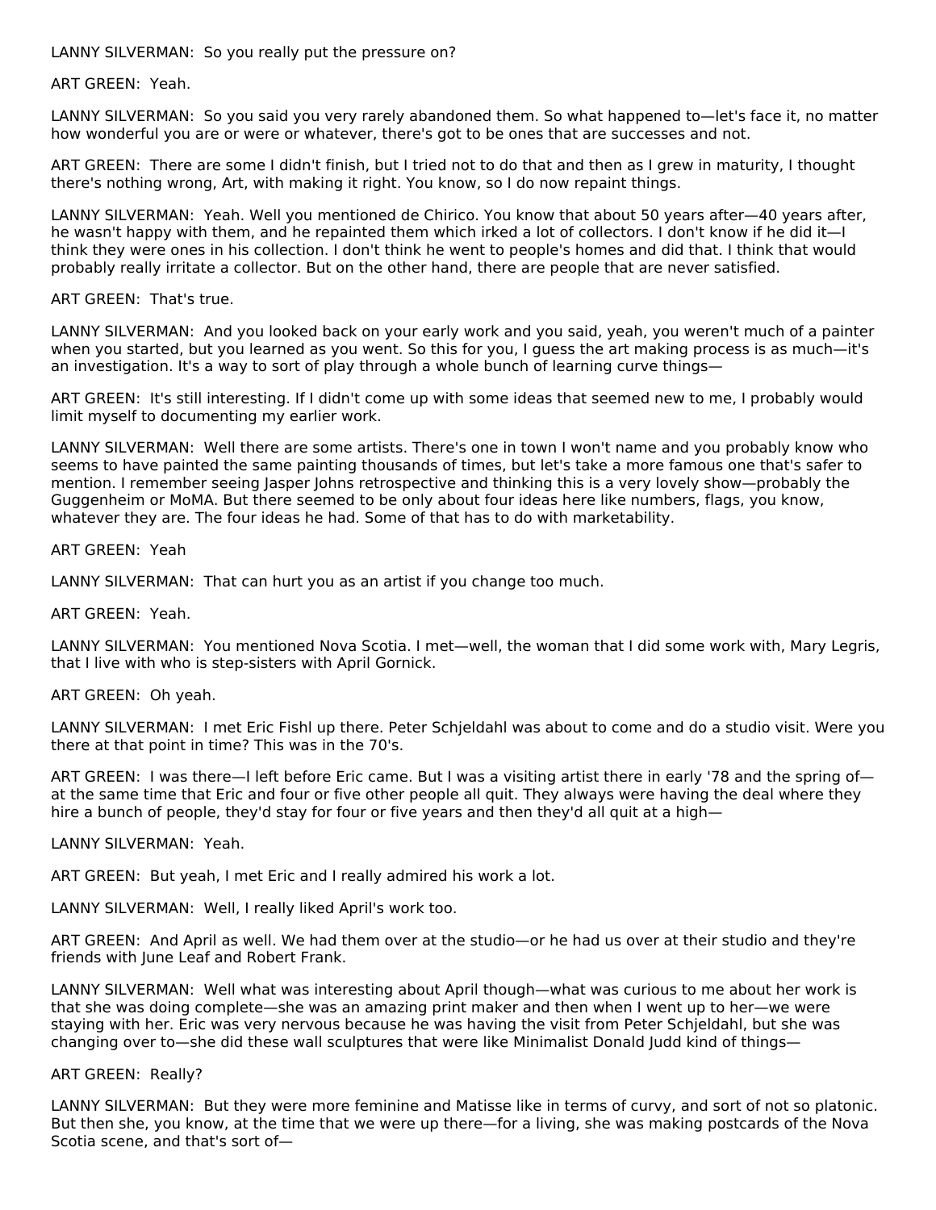LANNY SILVERMAN: So you really put the pressure on?

ART GREEN: Yeah.

LANNY SILVERMAN: So you said you very rarely abandoned them. So what happened to—let's face it, no matter how wonderful you are or were or whatever, there's got to be ones that are successes and not.

ART GREEN: There are some I didn't finish, but I tried not to do that and then as I grew in maturity, I thought there's nothing wrong, Art, with making it right. You know, so I do now repaint things.

LANNY SILVERMAN: Yeah. Well you mentioned de Chirico. You know that about 50 years after—40 years after, he wasn't happy with them, and he repainted them which irked a lot of collectors. I don't know if he did it—I think they were ones in his collection. I don't think he went to people's homes and did that. I think that would probably really irritate a collector. But on the other hand, there are people that are never satisfied.

ART GREEN: That's true.

LANNY SILVERMAN: And you looked back on your early work and you said, yeah, you weren't much of a painter when you started, but you learned as you went. So this for you, I guess the art making process is as much—it's an investigation. It's a way to sort of play through a whole bunch of learning curve things—

ART GREEN: It's still interesting. If I didn't come up with some ideas that seemed new to me, I probably would limit myself to documenting my earlier work.

LANNY SILVERMAN: Well there are some artists. There's one in town I won't name and you probably know who seems to have painted the same painting thousands of times, but let's take a more famous one that's safer to mention. I remember seeing Jasper Johns retrospective and thinking this is a very lovely show—probably the Guggenheim or MoMA. But there seemed to be only about four ideas here like numbers, flags, you know, whatever they are. The four ideas he had. Some of that has to do with marketability.

ART GREEN: Yeah

LANNY SILVERMAN: That can hurt you as an artist if you change too much.

ART GREEN: Yeah.

LANNY SILVERMAN: You mentioned Nova Scotia. I met—well, the woman that I did some work with, Mary Legris, that I live with who is step-sisters with April Gornick.

ART GREEN: Oh yeah.

LANNY SILVERMAN: I met Eric Fishl up there. Peter Schjeldahl was about to come and do a studio visit. Were you there at that point in time? This was in the 70's.

ART GREEN: I was there—I left before Eric came. But I was a visiting artist there in early '78 and the spring of—at the same time that Eric and four or five other people all quit. They always were having the deal where they hire a bunch of people, they'd stay for four or five years and then they'd all quit at a high—

LANNY SILVERMAN: Yeah.

ART GREEN: But yeah, I met Eric and I really admired his work a lot.

LANNY SILVERMAN: Well, I really liked April's work too.

ART GREEN: And April as well. We had them over at the studio—or he had us over at their studio and they're friends with June Leaf and Robert Frank.

LANNY SILVERMAN: Well what was interesting about April though—what was curious to me about her work is that she was doing complete—she was an amazing print maker and then when I went up to her—we were staying with her. Eric was very nervous because he was having the visit from Peter Schjeldahl, but she was changing over to—she did these wall sculptures that were like Minimalist Donald Judd kind of things—

ART GREEN: Really?

LANNY SILVERMAN: But they were more feminine and Matisse like in terms of curvy, and sort of not so platonic. But then she, you know, at the time that we were up there—for a living, she was making postcards of the Nova Scotia scene, and that's sort of—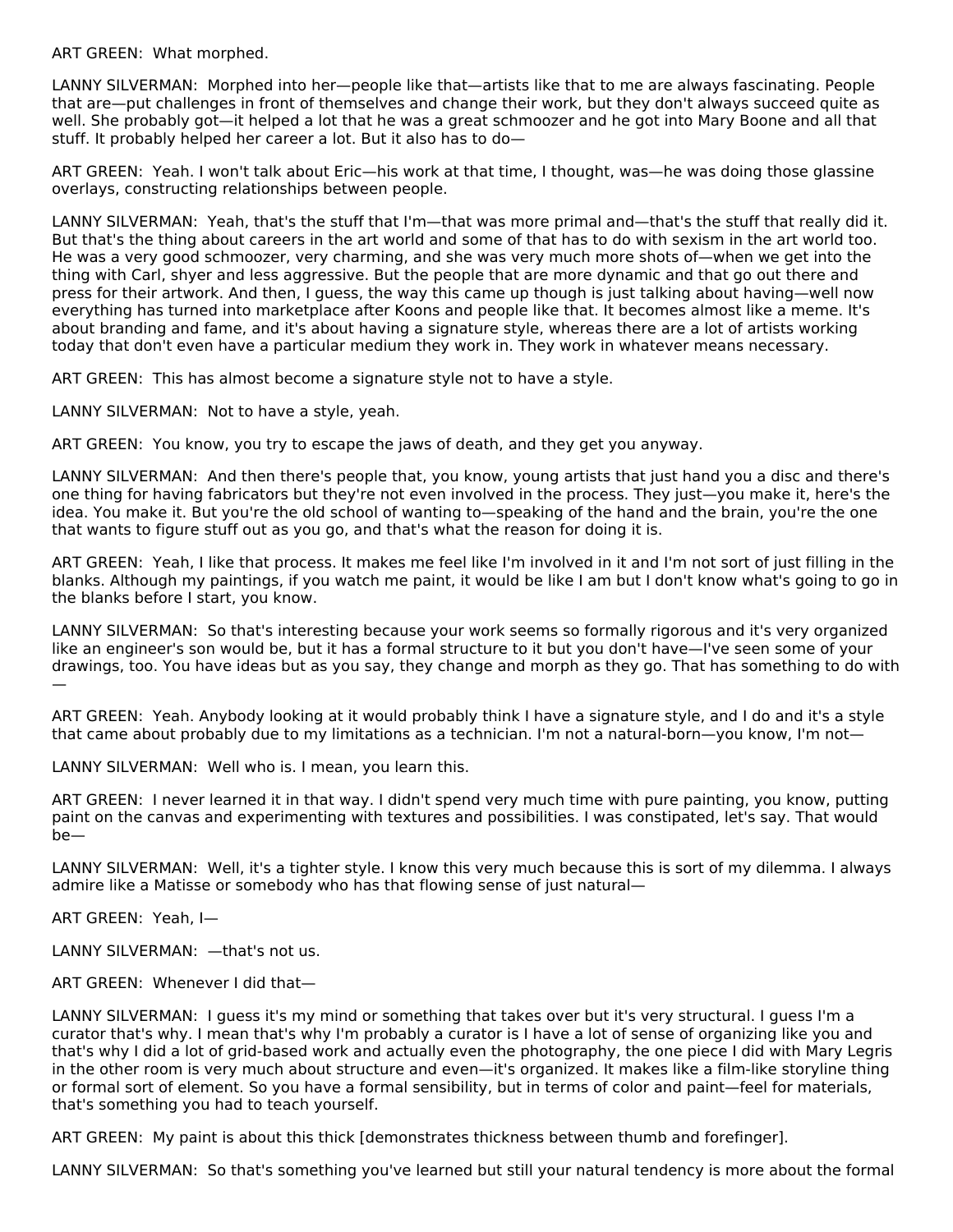ART GREEN: What morphed.

LANNY SILVERMAN: Morphed into her—people like that—artists like that to me are always fascinating. People that are—put challenges in front of themselves and change their work, but they don't always succeed quite as well. She probably got—it helped a lot that he was a great schmoozer and he got into Mary Boone and all that stuff. It probably helped her career a lot. But it also has to do—

ART GREEN: Yeah. I won't talk about Eric—his work at that time, I thought, was—he was doing those glassine overlays, constructing relationships between people.

LANNY SILVERMAN: Yeah, that's the stuff that I'm—that was more primal and—that's the stuff that really did it. But that's the thing about careers in the art world and some of that has to do with sexism in the art world too. He was a very good schmoozer, very charming, and she was very much more shots of—when we get into the thing with Carl, shyer and less aggressive. But the people that are more dynamic and that go out there and press for their artwork. And then, I guess, the way this came up though is just talking about having—well now everything has turned into marketplace after Koons and people like that. It becomes almost like a meme. It's about branding and fame, and it's about having a signature style, whereas there are a lot of artists working today that don't even have a particular medium they work in. They work in whatever means necessary.

ART GREEN: This has almost become a signature style not to have a style.

LANNY SILVERMAN: Not to have a style, yeah.

ART GREEN: You know, you try to escape the jaws of death, and they get you anyway.

LANNY SILVERMAN: And then there's people that, you know, young artists that just hand you a disc and there's one thing for having fabricators but they're not even involved in the process. They just—you make it, here's the idea. You make it. But you're the old school of wanting to—speaking of the hand and the brain, you're the one that wants to figure stuff out as you go, and that's what the reason for doing it is.

ART GREEN: Yeah, I like that process. It makes me feel like I'm involved in it and I'm not sort of just filling in the blanks. Although my paintings, if you watch me paint, it would be like I am but I don't know what's going to go in the blanks before I start, you know.

LANNY SILVERMAN: So that's interesting because your work seems so formally rigorous and it's very organized like an engineer's son would be, but it has a formal structure to it but you don't have—I've seen some of your drawings, too. You have ideas but as you say, they change and morph as they go. That has something to do with —

ART GREEN: Yeah. Anybody looking at it would probably think I have a signature style, and I do and it's a style that came about probably due to my limitations as a technician. I'm not a natural-born—you know, I'm not—

LANNY SILVERMAN: Well who is. I mean, you learn this.

ART GREEN: I never learned it in that way. I didn't spend very much time with pure painting, you know, putting paint on the canvas and experimenting with textures and possibilities. I was constipated, let's say. That would be—

LANNY SILVERMAN: Well, it's a tighter style. I know this very much because this is sort of my dilemma. I always admire like a Matisse or somebody who has that flowing sense of just natural—

ART GREEN: Yeah, I—

LANNY SILVERMAN: —that's not us.

ART GREEN: Whenever I did that—

LANNY SILVERMAN: I guess it's my mind or something that takes over but it's very structural. I guess I'm a curator that's why. I mean that's why I'm probably a curator is I have a lot of sense of organizing like you and that's why I did a lot of grid-based work and actually even the photography, the one piece I did with Mary Legris in the other room is very much about structure and even—it's organized. It makes like a film-like storyline thing or formal sort of element. So you have a formal sensibility, but in terms of color and paint—feel for materials, that's something you had to teach yourself.

ART GREEN: My paint is about this thick [demonstrates thickness between thumb and forefinger].

LANNY SILVERMAN: So that's something you've learned but still your natural tendency is more about the formal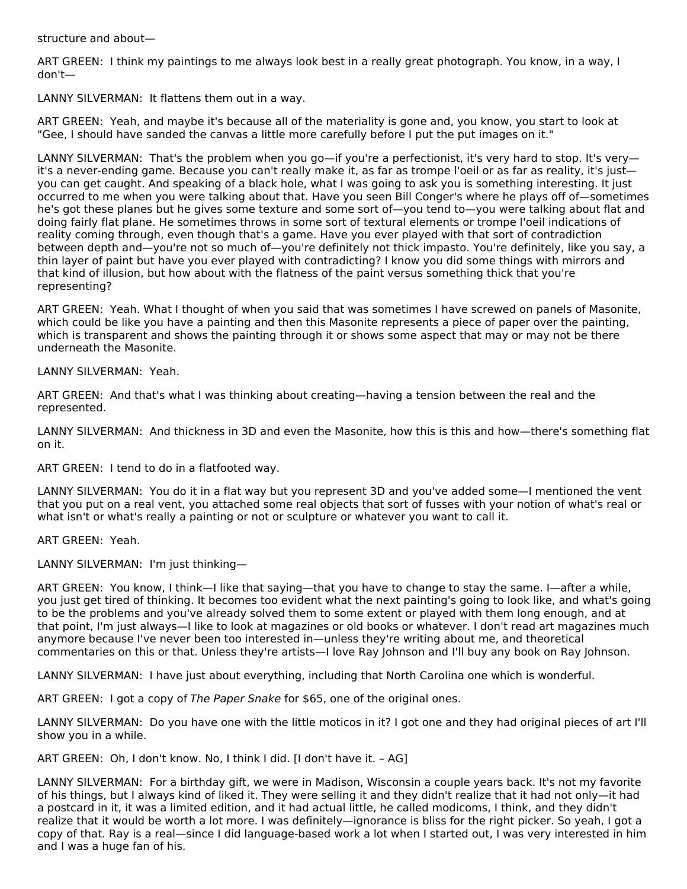structure and about—

ART GREEN:  I think my paintings to me always look best in a really great photograph. You know, in a way, I don't—

LANNY SILVERMAN:  It flattens them out in a way.

ART GREEN:  Yeah, and maybe it's because all of the materiality is gone and, you know, you start to look at "Gee, I should have sanded the canvas a little more carefully before I put the put images on it."

LANNY SILVERMAN:  That's the problem when you go—if you're a perfectionist, it's very hard to stop. It's very—it's a never-ending game. Because you can't really make it, as far as trompe l'oeil or as far as reality, it's just—you can get caught. And speaking of a black hole, what I was going to ask you is something interesting. It just occurred to me when you were talking about that. Have you seen Bill Conger's where he plays off of—sometimes he's got these planes but he gives some texture and some sort of—you tend to—you were talking about flat and doing fairly flat plane. He sometimes throws in some sort of textural elements or trompe l'oeil indications of reality coming through, even though that's a game. Have you ever played with that sort of contradiction between depth and—you're not so much of—you're definitely not thick impasto. You're definitely, like you say, a thin layer of paint but have you ever played with contradicting? I know you did some things with mirrors and that kind of illusion, but how about with the flatness of the paint versus something thick that you're representing?

ART GREEN:  Yeah. What I thought of when you said that was sometimes I have screwed on panels of Masonite, which could be like you have a painting and then this Masonite represents a piece of paper over the painting, which is transparent and shows the painting through it or shows some aspect that may or may not be there underneath the Masonite.

LANNY SILVERMAN:  Yeah.

ART GREEN:  And that's what I was thinking about creating—having a tension between the real and the represented.

LANNY SILVERMAN:  And thickness in 3D and even the Masonite, how this is this and how—there's something flat on it.

ART GREEN:  I tend to do in a flatfooted way.

LANNY SILVERMAN:  You do it in a flat way but you represent 3D and you've added some—I mentioned the vent that you put on a real vent, you attached some real objects that sort of fusses with your notion of what's real or what isn't or what's really a painting or not or sculpture or whatever you want to call it.

ART GREEN:  Yeah.

LANNY SILVERMAN:  I'm just thinking—

ART GREEN:  You know, I think—I like that saying—that you have to change to stay the same. I—after a while, you just get tired of thinking. It becomes too evident what the next painting's going to look like, and what's going to be the problems and you've already solved them to some extent or played with them long enough, and at that point, I'm just always—I like to look at magazines or old books or whatever. I don't read art magazines much anymore because I've never been too interested in—unless they're writing about me, and theoretical commentaries on this or that. Unless they're artists—I love Ray Johnson and I'll buy any book on Ray Johnson.

LANNY SILVERMAN:  I have just about everything, including that North Carolina one which is wonderful.

ART GREEN:  I got a copy of *The Paper Snake* for $65, one of the original ones.

LANNY SILVERMAN:  Do you have one with the little moticos in it? I got one and they had original pieces of art I'll show you in a while.

ART GREEN:  Oh, I don't know. No, I think I did. [I don't have it. – AG]

LANNY SILVERMAN:  For a birthday gift, we were in Madison, Wisconsin a couple years back. It's not my favorite of his things, but I always kind of liked it. They were selling it and they didn't realize that it had not only—it had a postcard in it, it was a limited edition, and it had actual little, he called modicoms, I think, and they didn't realize that it would be worth a lot more. I was definitely—ignorance is bliss for the right picker. So yeah, I got a copy of that. Ray is a real—since I did language-based work a lot when I started out, I was very interested in him and I was a huge fan of his.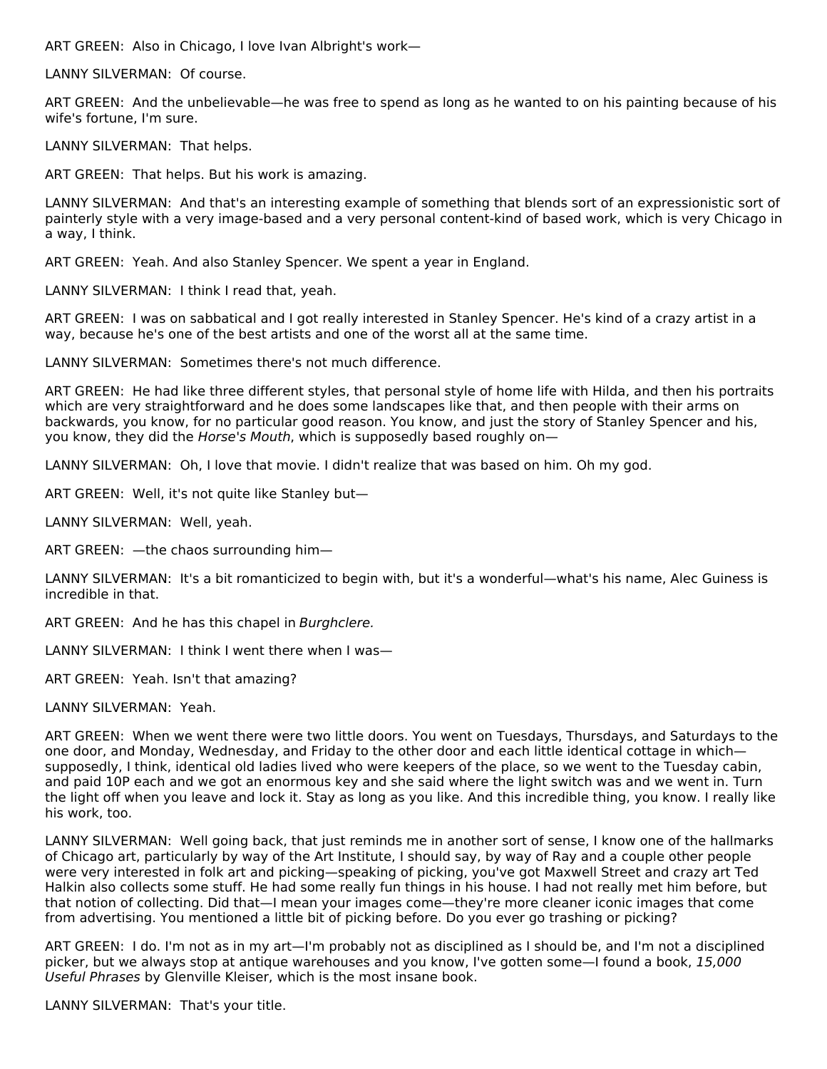ART GREEN: Also in Chicago, I love Ivan Albright's work—

LANNY SILVERMAN: Of course.

ART GREEN: And the unbelievable—he was free to spend as long as he wanted to on his painting because of his wife's fortune, I'm sure.

LANNY SILVERMAN: That helps.

ART GREEN: That helps. But his work is amazing.

LANNY SILVERMAN: And that's an interesting example of something that blends sort of an expressionistic sort of painterly style with a very image-based and a very personal content-kind of based work, which is very Chicago in a way, I think.

ART GREEN: Yeah. And also Stanley Spencer. We spent a year in England.

LANNY SILVERMAN: I think I read that, yeah.

ART GREEN: I was on sabbatical and I got really interested in Stanley Spencer. He's kind of a crazy artist in a way, because he's one of the best artists and one of the worst all at the same time.

LANNY SILVERMAN: Sometimes there's not much difference.

ART GREEN: He had like three different styles, that personal style of home life with Hilda, and then his portraits which are very straightforward and he does some landscapes like that, and then people with their arms on backwards, you know, for no particular good reason. You know, and just the story of Stanley Spencer and his, you know, they did the *Horse's Mouth*, which is supposedly based roughly on—

LANNY SILVERMAN: Oh, I love that movie. I didn't realize that was based on him. Oh my god.

ART GREEN: Well, it's not quite like Stanley but—

LANNY SILVERMAN: Well, yeah.

ART GREEN: —the chaos surrounding him—

LANNY SILVERMAN: It's a bit romanticized to begin with, but it's a wonderful—what's his name, Alec Guiness is incredible in that.

ART GREEN: And he has this chapel in *Burghclere.*

LANNY SILVERMAN: I think I went there when I was—

ART GREEN: Yeah. Isn't that amazing?

LANNY SILVERMAN: Yeah.

ART GREEN: When we went there were two little doors. You went on Tuesdays, Thursdays, and Saturdays to the one door, and Monday, Wednesday, and Friday to the other door and each little identical cottage in which—supposedly, I think, identical old ladies lived who were keepers of the place, so we went to the Tuesday cabin, and paid 10P each and we got an enormous key and she said where the light switch was and we went in. Turn the light off when you leave and lock it. Stay as long as you like. And this incredible thing, you know. I really like his work, too.

LANNY SILVERMAN: Well going back, that just reminds me in another sort of sense, I know one of the hallmarks of Chicago art, particularly by way of the Art Institute, I should say, by way of Ray and a couple other people were very interested in folk art and picking—speaking of picking, you've got Maxwell Street and crazy art Ted Halkin also collects some stuff. He had some really fun things in his house. I had not really met him before, but that notion of collecting. Did that—I mean your images come—they're more cleaner iconic images that come from advertising. You mentioned a little bit of picking before. Do you ever go trashing or picking?

ART GREEN: I do. I'm not as in my art—I'm probably not as disciplined as I should be, and I'm not a disciplined picker, but we always stop at antique warehouses and you know, I've gotten some—I found a book, *15,000 Useful Phrases* by Glenville Kleiser, which is the most insane book.

LANNY SILVERMAN: That's your title.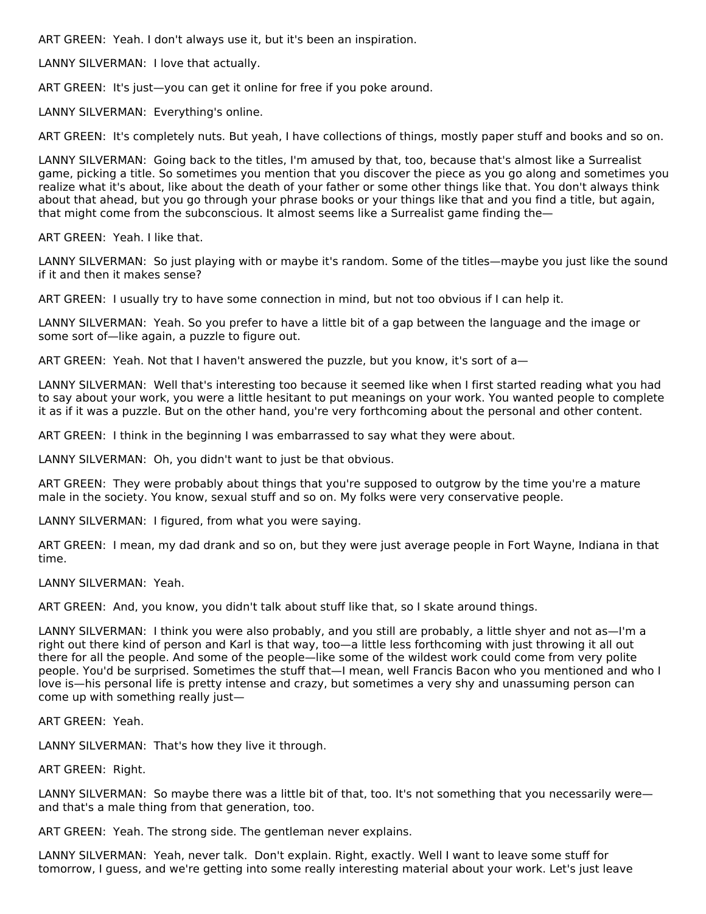ART GREEN: Yeah. I don't always use it, but it's been an inspiration.

LANNY SILVERMAN: I love that actually.

ART GREEN: It's just—you can get it online for free if you poke around.

LANNY SILVERMAN: Everything's online.

ART GREEN: It's completely nuts. But yeah, I have collections of things, mostly paper stuff and books and so on.

LANNY SILVERMAN: Going back to the titles, I'm amused by that, too, because that's almost like a Surrealist game, picking a title. So sometimes you mention that you discover the piece as you go along and sometimes you realize what it's about, like about the death of your father or some other things like that. You don't always think about that ahead, but you go through your phrase books or your things like that and you find a title, but again, that might come from the subconscious. It almost seems like a Surrealist game finding the—

ART GREEN: Yeah. I like that.

LANNY SILVERMAN: So just playing with or maybe it's random. Some of the titles—maybe you just like the sound if it and then it makes sense?

ART GREEN: I usually try to have some connection in mind, but not too obvious if I can help it.

LANNY SILVERMAN: Yeah. So you prefer to have a little bit of a gap between the language and the image or some sort of—like again, a puzzle to figure out.

ART GREEN: Yeah. Not that I haven't answered the puzzle, but you know, it's sort of a—

LANNY SILVERMAN: Well that's interesting too because it seemed like when I first started reading what you had to say about your work, you were a little hesitant to put meanings on your work. You wanted people to complete it as if it was a puzzle. But on the other hand, you're very forthcoming about the personal and other content.

ART GREEN: I think in the beginning I was embarrassed to say what they were about.

LANNY SILVERMAN: Oh, you didn't want to just be that obvious.

ART GREEN: They were probably about things that you're supposed to outgrow by the time you're a mature male in the society. You know, sexual stuff and so on. My folks were very conservative people.

LANNY SILVERMAN: I figured, from what you were saying.

ART GREEN: I mean, my dad drank and so on, but they were just average people in Fort Wayne, Indiana in that time.

LANNY SILVERMAN: Yeah.

ART GREEN: And, you know, you didn't talk about stuff like that, so I skate around things.

LANNY SILVERMAN: I think you were also probably, and you still are probably, a little shyer and not as—I'm a right out there kind of person and Karl is that way, too—a little less forthcoming with just throwing it all out there for all the people. And some of the people—like some of the wildest work could come from very polite people. You'd be surprised. Sometimes the stuff that—I mean, well Francis Bacon who you mentioned and who I love is—his personal life is pretty intense and crazy, but sometimes a very shy and unassuming person can come up with something really just—

ART GREEN: Yeah.

LANNY SILVERMAN: That's how they live it through.

ART GREEN: Right.

LANNY SILVERMAN: So maybe there was a little bit of that, too. It's not something that you necessarily were—and that's a male thing from that generation, too.

ART GREEN: Yeah. The strong side. The gentleman never explains.

LANNY SILVERMAN: Yeah, never talk. Don't explain. Right, exactly. Well I want to leave some stuff for tomorrow, I guess, and we're getting into some really interesting material about your work. Let's just leave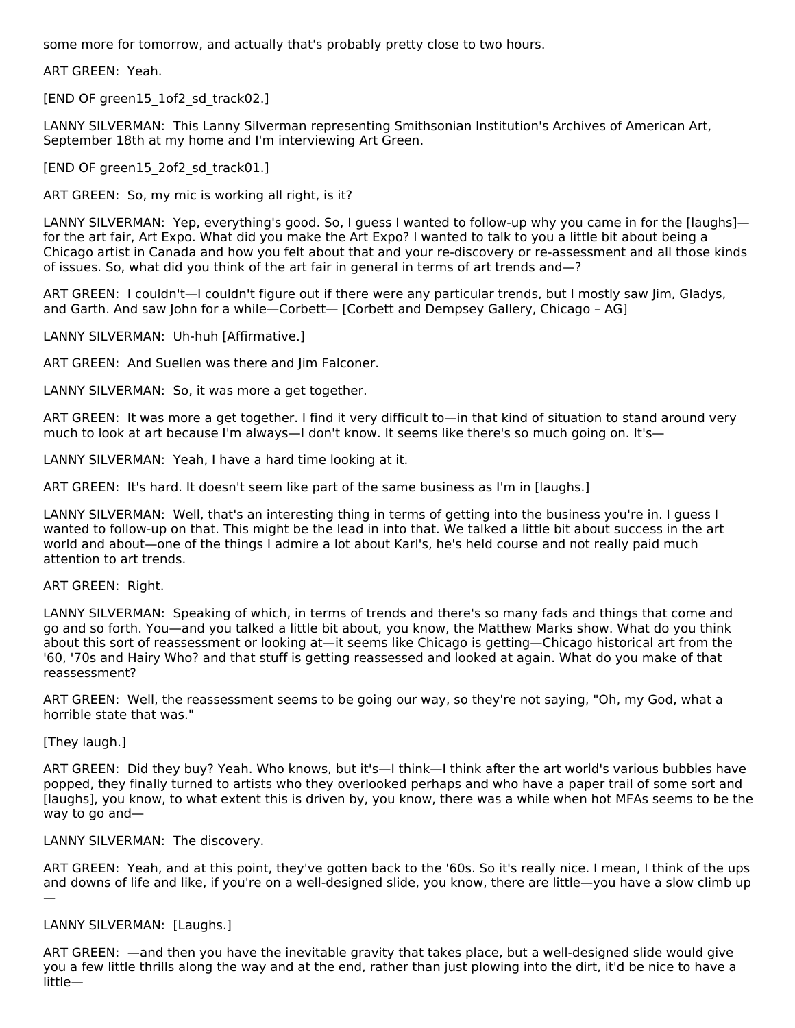some more for tomorrow, and actually that's probably pretty close to two hours.

ART GREEN: Yeah.

[END OF green15_1of2_sd_track02.]

LANNY SILVERMAN: This Lanny Silverman representing Smithsonian Institution's Archives of American Art, September 18th at my home and I'm interviewing Art Green.

[END OF green15_2of2_sd_track01.]

ART GREEN: So, my mic is working all right, is it?

LANNY SILVERMAN: Yep, everything's good. So, I guess I wanted to follow-up why you came in for the [laughs]—for the art fair, Art Expo. What did you make the Art Expo? I wanted to talk to you a little bit about being a Chicago artist in Canada and how you felt about that and your re-discovery or re-assessment and all those kinds of issues. So, what did you think of the art fair in general in terms of art trends and—?

ART GREEN: I couldn't—I couldn't figure out if there were any particular trends, but I mostly saw Jim, Gladys, and Garth. And saw John for a while—Corbett— [Corbett and Dempsey Gallery, Chicago – AG]

LANNY SILVERMAN: Uh-huh [Affirmative.]

ART GREEN: And Suellen was there and Jim Falconer.

LANNY SILVERMAN: So, it was more a get together.

ART GREEN: It was more a get together. I find it very difficult to—in that kind of situation to stand around very much to look at art because I'm always—I don't know. It seems like there's so much going on. It's—

LANNY SILVERMAN: Yeah, I have a hard time looking at it.

ART GREEN: It's hard. It doesn't seem like part of the same business as I'm in [laughs.]

LANNY SILVERMAN: Well, that's an interesting thing in terms of getting into the business you're in. I guess I wanted to follow-up on that. This might be the lead in into that. We talked a little bit about success in the art world and about—one of the things I admire a lot about Karl's, he's held course and not really paid much attention to art trends.

ART GREEN: Right.

LANNY SILVERMAN: Speaking of which, in terms of trends and there's so many fads and things that come and go and so forth. You—and you talked a little bit about, you know, the Matthew Marks show. What do you think about this sort of reassessment or looking at—it seems like Chicago is getting—Chicago historical art from the '60, '70s and Hairy Who? and that stuff is getting reassessed and looked at again. What do you make of that reassessment?

ART GREEN: Well, the reassessment seems to be going our way, so they're not saying, "Oh, my God, what a horrible state that was."

[They laugh.]

ART GREEN: Did they buy? Yeah. Who knows, but it's—I think—I think after the art world's various bubbles have popped, they finally turned to artists who they overlooked perhaps and who have a paper trail of some sort and [laughs], you know, to what extent this is driven by, you know, there was a while when hot MFAs seems to be the way to go and—

LANNY SILVERMAN: The discovery.

ART GREEN: Yeah, and at this point, they've gotten back to the '60s. So it's really nice. I mean, I think of the ups and downs of life and like, if you're on a well-designed slide, you know, there are little—you have a slow climb up—

LANNY SILVERMAN: [Laughs.]

ART GREEN: —and then you have the inevitable gravity that takes place, but a well-designed slide would give you a few little thrills along the way and at the end, rather than just plowing into the dirt, it'd be nice to have a little—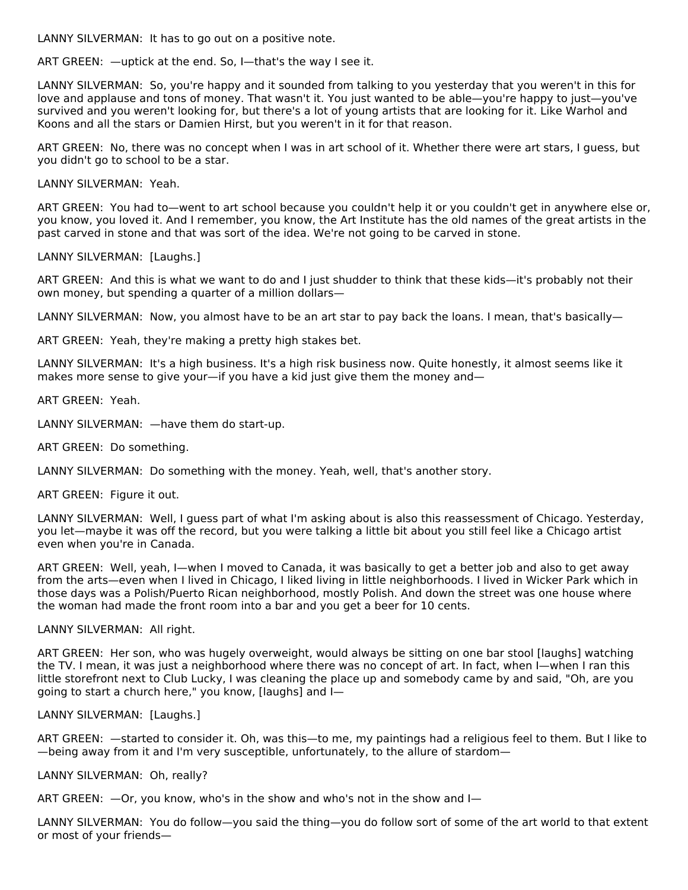LANNY SILVERMAN: It has to go out on a positive note.

ART GREEN: —uptick at the end. So, I—that's the way I see it.

LANNY SILVERMAN: So, you're happy and it sounded from talking to you yesterday that you weren't in this for love and applause and tons of money. That wasn't it. You just wanted to be able—you're happy to just—you've survived and you weren't looking for, but there's a lot of young artists that are looking for it. Like Warhol and Koons and all the stars or Damien Hirst, but you weren't in it for that reason.

ART GREEN: No, there was no concept when I was in art school of it. Whether there were art stars, I guess, but you didn't go to school to be a star.

LANNY SILVERMAN: Yeah.

ART GREEN: You had to—went to art school because you couldn't help it or you couldn't get in anywhere else or, you know, you loved it. And I remember, you know, the Art Institute has the old names of the great artists in the past carved in stone and that was sort of the idea. We're not going to be carved in stone.

LANNY SILVERMAN: [Laughs.]

ART GREEN: And this is what we want to do and I just shudder to think that these kids—it's probably not their own money, but spending a quarter of a million dollars—

LANNY SILVERMAN: Now, you almost have to be an art star to pay back the loans. I mean, that's basically—

ART GREEN: Yeah, they're making a pretty high stakes bet.

LANNY SILVERMAN: It's a high business. It's a high risk business now. Quite honestly, it almost seems like it makes more sense to give your—if you have a kid just give them the money and—

ART GREEN: Yeah.

LANNY SILVERMAN: —have them do start-up.

ART GREEN: Do something.

LANNY SILVERMAN: Do something with the money. Yeah, well, that's another story.

ART GREEN: Figure it out.

LANNY SILVERMAN: Well, I guess part of what I'm asking about is also this reassessment of Chicago. Yesterday, you let—maybe it was off the record, but you were talking a little bit about you still feel like a Chicago artist even when you're in Canada.

ART GREEN: Well, yeah, I—when I moved to Canada, it was basically to get a better job and also to get away from the arts—even when I lived in Chicago, I liked living in little neighborhoods. I lived in Wicker Park which in those days was a Polish/Puerto Rican neighborhood, mostly Polish. And down the street was one house where the woman had made the front room into a bar and you get a beer for 10 cents.

LANNY SILVERMAN: All right.

ART GREEN: Her son, who was hugely overweight, would always be sitting on one bar stool [laughs] watching the TV. I mean, it was just a neighborhood where there was no concept of art. In fact, when I—when I ran this little storefront next to Club Lucky, I was cleaning the place up and somebody came by and said, "Oh, are you going to start a church here," you know, [laughs] and I—

LANNY SILVERMAN: [Laughs.]

ART GREEN: —started to consider it. Oh, was this—to me, my paintings had a religious feel to them. But I like to—being away from it and I'm very susceptible, unfortunately, to the allure of stardom—

LANNY SILVERMAN: Oh, really?

ART GREEN: —Or, you know, who's in the show and who's not in the show and I—

LANNY SILVERMAN: You do follow—you said the thing—you do follow sort of some of the art world to that extent or most of your friends—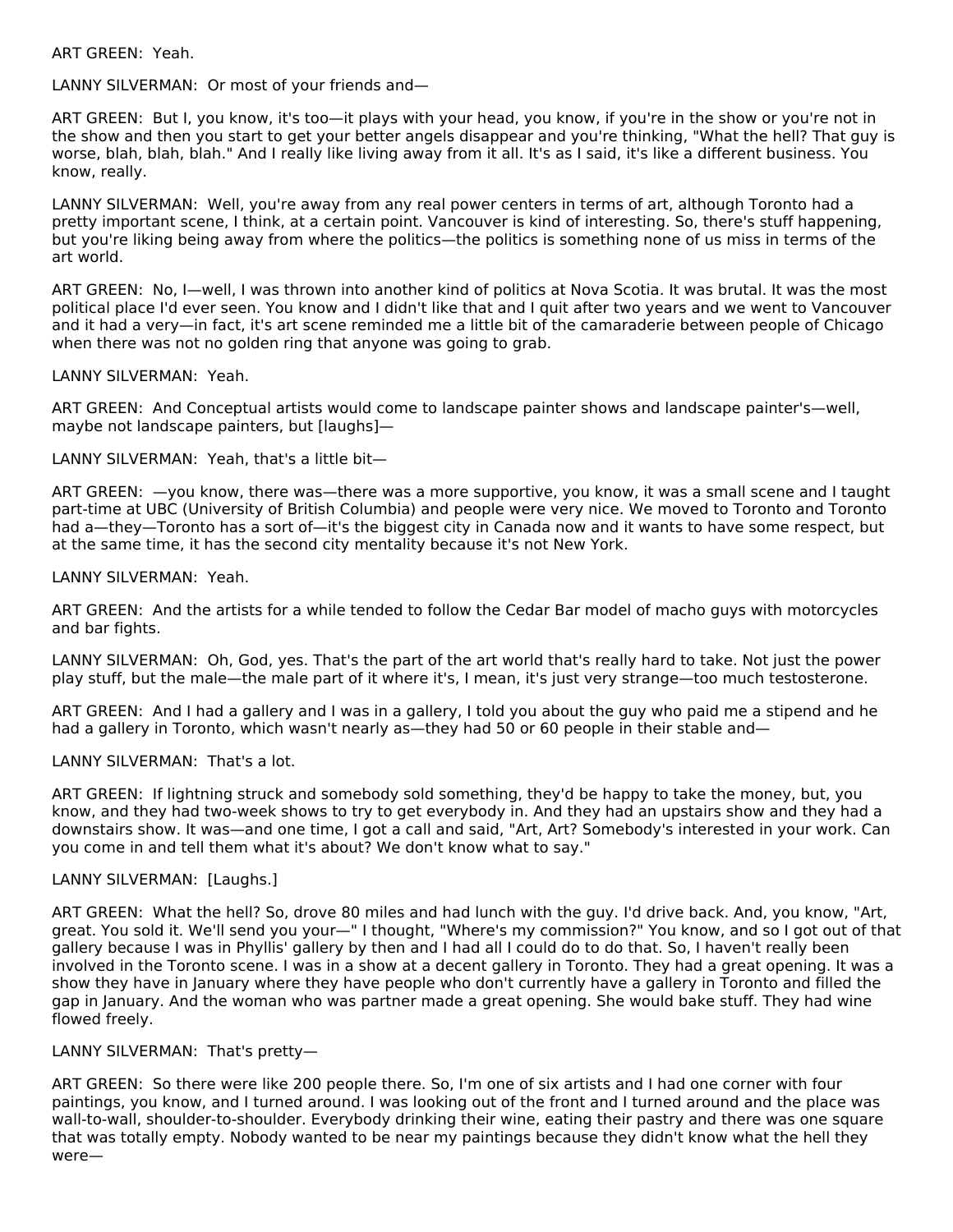ART GREEN: Yeah.

LANNY SILVERMAN: Or most of your friends and—

ART GREEN: But I, you know, it's too—it plays with your head, you know, if you're in the show or you're not in the show and then you start to get your better angels disappear and you're thinking, "What the hell? That guy is worse, blah, blah, blah." And I really like living away from it all. It's as I said, it's like a different business. You know, really.

LANNY SILVERMAN: Well, you're away from any real power centers in terms of art, although Toronto had a pretty important scene, I think, at a certain point. Vancouver is kind of interesting. So, there's stuff happening, but you're liking being away from where the politics—the politics is something none of us miss in terms of the art world.

ART GREEN: No, I—well, I was thrown into another kind of politics at Nova Scotia. It was brutal. It was the most political place I'd ever seen. You know and I didn't like that and I quit after two years and we went to Vancouver and it had a very—in fact, it's art scene reminded me a little bit of the camaraderie between people of Chicago when there was not no golden ring that anyone was going to grab.

LANNY SILVERMAN: Yeah.

ART GREEN: And Conceptual artists would come to landscape painter shows and landscape painter's—well, maybe not landscape painters, but [laughs]—

LANNY SILVERMAN: Yeah, that's a little bit—

ART GREEN: —you know, there was—there was a more supportive, you know, it was a small scene and I taught part-time at UBC (University of British Columbia) and people were very nice. We moved to Toronto and Toronto had a—they—Toronto has a sort of—it's the biggest city in Canada now and it wants to have some respect, but at the same time, it has the second city mentality because it's not New York.

LANNY SILVERMAN: Yeah.

ART GREEN: And the artists for a while tended to follow the Cedar Bar model of macho guys with motorcycles and bar fights.

LANNY SILVERMAN: Oh, God, yes. That's the part of the art world that's really hard to take. Not just the power play stuff, but the male—the male part of it where it's, I mean, it's just very strange—too much testosterone.

ART GREEN: And I had a gallery and I was in a gallery, I told you about the guy who paid me a stipend and he had a gallery in Toronto, which wasn't nearly as—they had 50 or 60 people in their stable and—

LANNY SILVERMAN: That's a lot.

ART GREEN: If lightning struck and somebody sold something, they'd be happy to take the money, but, you know, and they had two-week shows to try to get everybody in. And they had an upstairs show and they had a downstairs show. It was—and one time, I got a call and said, "Art, Art? Somebody's interested in your work. Can you come in and tell them what it's about? We don't know what to say."

LANNY SILVERMAN: [Laughs.]

ART GREEN: What the hell? So, drove 80 miles and had lunch with the guy. I'd drive back. And, you know, "Art, great. You sold it. We'll send you your—" I thought, "Where's my commission?" You know, and so I got out of that gallery because I was in Phyllis' gallery by then and I had all I could do to do that. So, I haven't really been involved in the Toronto scene. I was in a show at a decent gallery in Toronto. They had a great opening. It was a show they have in January where they have people who don't currently have a gallery in Toronto and filled the gap in January. And the woman who was partner made a great opening. She would bake stuff. They had wine flowed freely.

LANNY SILVERMAN: That's pretty—

ART GREEN: So there were like 200 people there. So, I'm one of six artists and I had one corner with four paintings, you know, and I turned around. I was looking out of the front and I turned around and the place was wall-to-wall, shoulder-to-shoulder. Everybody drinking their wine, eating their pastry and there was one square that was totally empty. Nobody wanted to be near my paintings because they didn't know what the hell they were—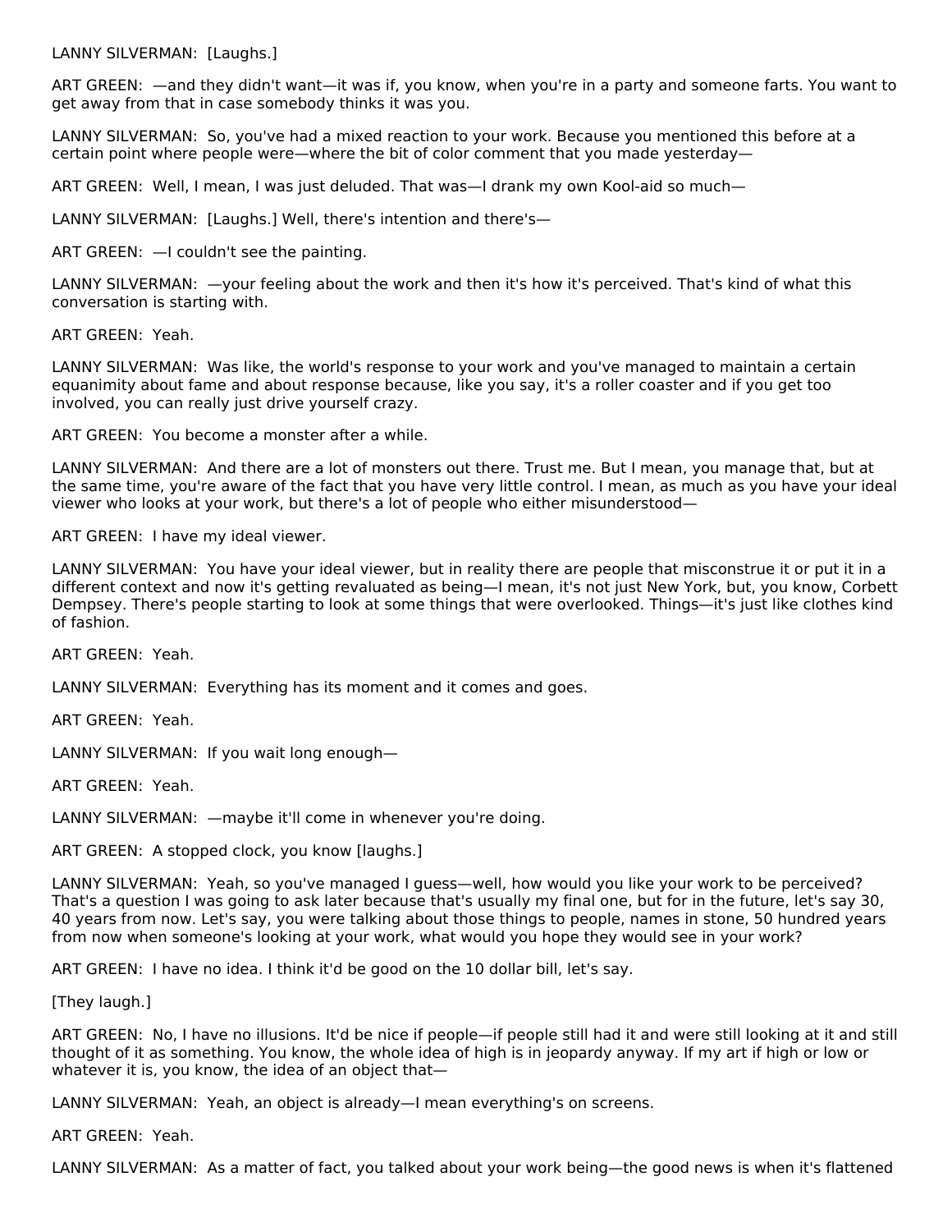LANNY SILVERMAN:  [Laughs.]

ART GREEN:  —and they didn't want—it was if, you know, when you're in a party and someone farts. You want to get away from that in case somebody thinks it was you.

LANNY SILVERMAN:  So, you've had a mixed reaction to your work. Because you mentioned this before at a certain point where people were—where the bit of color comment that you made yesterday—

ART GREEN:  Well, I mean, I was just deluded. That was—I drank my own Kool-aid so much—

LANNY SILVERMAN:  [Laughs.] Well, there's intention and there's—

ART GREEN:  —I couldn't see the painting.

LANNY SILVERMAN:  —your feeling about the work and then it's how it's perceived. That's kind of what this conversation is starting with.

ART GREEN:  Yeah.

LANNY SILVERMAN:  Was like, the world's response to your work and you've managed to maintain a certain equanimity about fame and about response because, like you say, it's a roller coaster and if you get too involved, you can really just drive yourself crazy.

ART GREEN:  You become a monster after a while.

LANNY SILVERMAN:  And there are a lot of monsters out there. Trust me. But I mean, you manage that, but at the same time, you're aware of the fact that you have very little control. I mean, as much as you have your ideal viewer who looks at your work, but there's a lot of people who either misunderstood—

ART GREEN:  I have my ideal viewer.

LANNY SILVERMAN:  You have your ideal viewer, but in reality there are people that misconstrue it or put it in a different context and now it's getting revaluated as being—I mean, it's not just New York, but, you know, Corbett Dempsey. There's people starting to look at some things that were overlooked. Things—it's just like clothes kind of fashion.

ART GREEN:  Yeah.

LANNY SILVERMAN:  Everything has its moment and it comes and goes.

ART GREEN:  Yeah.

LANNY SILVERMAN:  If you wait long enough—

ART GREEN:  Yeah.

LANNY SILVERMAN:  —maybe it'll come in whenever you're doing.

ART GREEN:  A stopped clock, you know [laughs.]

LANNY SILVERMAN:  Yeah, so you've managed I guess—well, how would you like your work to be perceived? That's a question I was going to ask later because that's usually my final one, but for in the future, let's say 30, 40 years from now. Let's say, you were talking about those things to people, names in stone, 50 hundred years from now when someone's looking at your work, what would you hope they would see in your work?

ART GREEN:  I have no idea. I think it'd be good on the 10 dollar bill, let's say.

[They laugh.]

ART GREEN:  No, I have no illusions. It'd be nice if people—if people still had it and were still looking at it and still thought of it as something. You know, the whole idea of high is in jeopardy anyway. If my art if high or low or whatever it is, you know, the idea of an object that—

LANNY SILVERMAN:  Yeah, an object is already—I mean everything's on screens.

ART GREEN:  Yeah.

LANNY SILVERMAN:  As a matter of fact, you talked about your work being—the good news is when it's flattened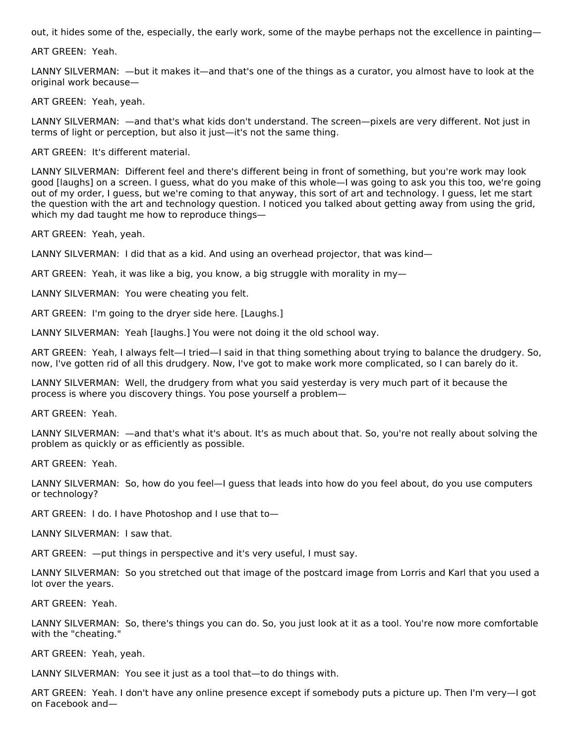out, it hides some of the, especially, the early work, some of the maybe perhaps not the excellence in painting—

ART GREEN: Yeah.

LANNY SILVERMAN: —but it makes it—and that's one of the things as a curator, you almost have to look at the original work because—

ART GREEN: Yeah, yeah.

LANNY SILVERMAN: —and that's what kids don't understand. The screen—pixels are very different. Not just in terms of light or perception, but also it just—it's not the same thing.

ART GREEN: It's different material.

LANNY SILVERMAN: Different feel and there's different being in front of something, but you're work may look good [laughs] on a screen. I guess, what do you make of this whole—I was going to ask you this too, we're going out of my order, I guess, but we're coming to that anyway, this sort of art and technology. I guess, let me start the question with the art and technology question. I noticed you talked about getting away from using the grid, which my dad taught me how to reproduce things—

ART GREEN: Yeah, yeah.

LANNY SILVERMAN: I did that as a kid. And using an overhead projector, that was kind—

ART GREEN: Yeah, it was like a big, you know, a big struggle with morality in my—

LANNY SILVERMAN: You were cheating you felt.

ART GREEN: I'm going to the dryer side here. [Laughs.]

LANNY SILVERMAN: Yeah [laughs.] You were not doing it the old school way.

ART GREEN: Yeah, I always felt—I tried—I said in that thing something about trying to balance the drudgery. So, now, I've gotten rid of all this drudgery. Now, I've got to make work more complicated, so I can barely do it.

LANNY SILVERMAN: Well, the drudgery from what you said yesterday is very much part of it because the process is where you discovery things. You pose yourself a problem—

ART GREEN: Yeah.

LANNY SILVERMAN: —and that's what it's about. It's as much about that. So, you're not really about solving the problem as quickly or as efficiently as possible.

ART GREEN: Yeah.

LANNY SILVERMAN: So, how do you feel—I guess that leads into how do you feel about, do you use computers or technology?

ART GREEN: I do. I have Photoshop and I use that to—

LANNY SILVERMAN: I saw that.

ART GREEN: —put things in perspective and it's very useful, I must say.

LANNY SILVERMAN: So you stretched out that image of the postcard image from Lorris and Karl that you used a lot over the years.

ART GREEN: Yeah.

LANNY SILVERMAN: So, there's things you can do. So, you just look at it as a tool. You're now more comfortable with the "cheating."

ART GREEN: Yeah, yeah.

LANNY SILVERMAN: You see it just as a tool that—to do things with.

ART GREEN: Yeah. I don't have any online presence except if somebody puts a picture up. Then I'm very—I got on Facebook and—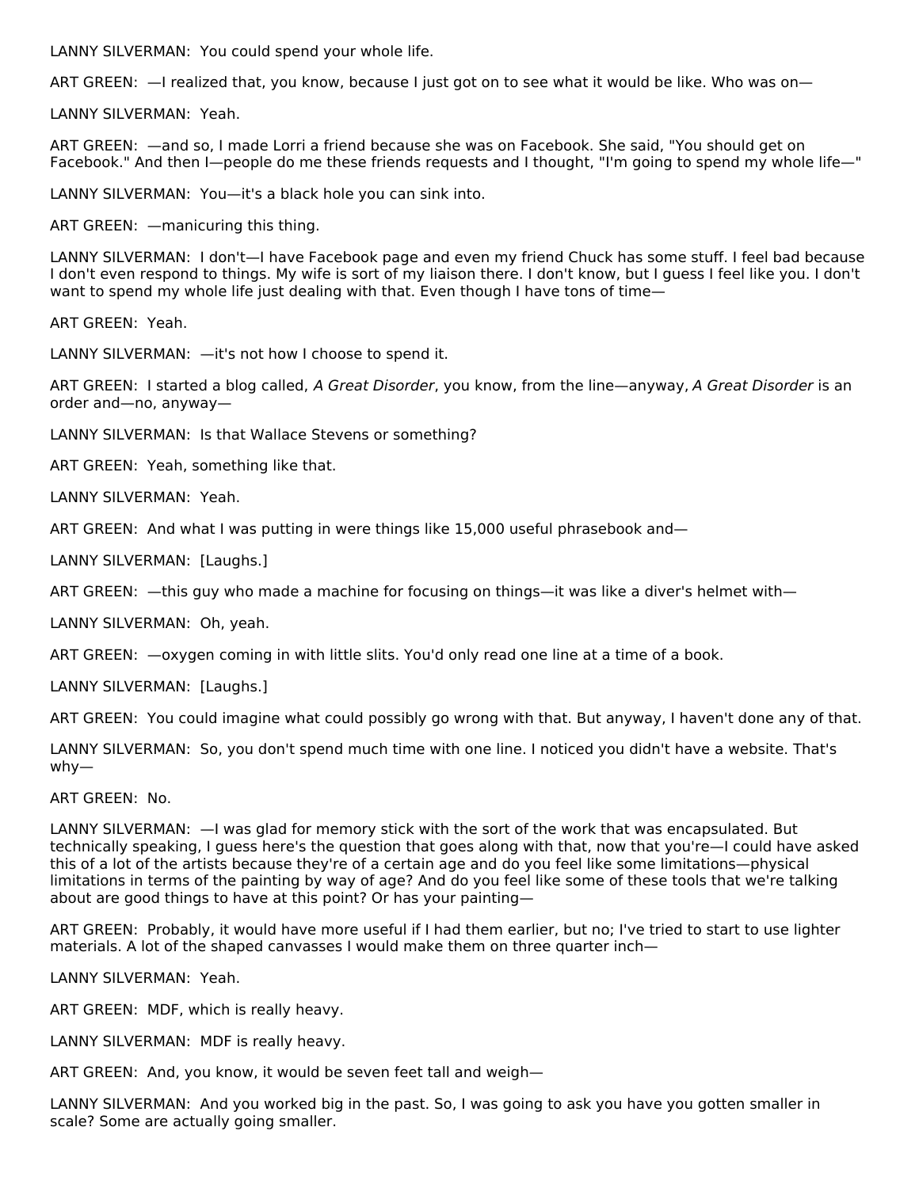LANNY SILVERMAN: You could spend your whole life.

ART GREEN: —I realized that, you know, because I just got on to see what it would be like. Who was on—

LANNY SILVERMAN: Yeah.

ART GREEN: —and so, I made Lorri a friend because she was on Facebook. She said, "You should get on Facebook." And then I—people do me these friends requests and I thought, "I'm going to spend my whole life—"

LANNY SILVERMAN: You—it's a black hole you can sink into.

ART GREEN: —manicuring this thing.

LANNY SILVERMAN: I don't—I have Facebook page and even my friend Chuck has some stuff. I feel bad because I don't even respond to things. My wife is sort of my liaison there. I don't know, but I guess I feel like you. I don't want to spend my whole life just dealing with that. Even though I have tons of time—

ART GREEN: Yeah.

LANNY SILVERMAN: —it's not how I choose to spend it.

ART GREEN: I started a blog called, *A Great Disorder*, you know, from the line—anyway, *A Great Disorder* is an order and—no, anyway—

LANNY SILVERMAN: Is that Wallace Stevens or something?

ART GREEN: Yeah, something like that.

LANNY SILVERMAN: Yeah.

ART GREEN: And what I was putting in were things like 15,000 useful phrasebook and—

LANNY SILVERMAN: [Laughs.]

ART GREEN: —this guy who made a machine for focusing on things—it was like a diver's helmet with—

LANNY SILVERMAN: Oh, yeah.

ART GREEN: —oxygen coming in with little slits. You'd only read one line at a time of a book.

LANNY SILVERMAN: [Laughs.]

ART GREEN: You could imagine what could possibly go wrong with that. But anyway, I haven't done any of that.

LANNY SILVERMAN: So, you don't spend much time with one line. I noticed you didn't have a website. That's why—

ART GREEN: No.

LANNY SILVERMAN: —I was glad for memory stick with the sort of the work that was encapsulated. But technically speaking, I guess here's the question that goes along with that, now that you're—I could have asked this of a lot of the artists because they're of a certain age and do you feel like some limitations—physical limitations in terms of the painting by way of age? And do you feel like some of these tools that we're talking about are good things to have at this point? Or has your painting—

ART GREEN: Probably, it would have more useful if I had them earlier, but no; I've tried to start to use lighter materials. A lot of the shaped canvasses I would make them on three quarter inch—

LANNY SILVERMAN: Yeah.

ART GREEN: MDF, which is really heavy.

LANNY SILVERMAN: MDF is really heavy.

ART GREEN: And, you know, it would be seven feet tall and weigh—

LANNY SILVERMAN: And you worked big in the past. So, I was going to ask you have you gotten smaller in scale? Some are actually going smaller.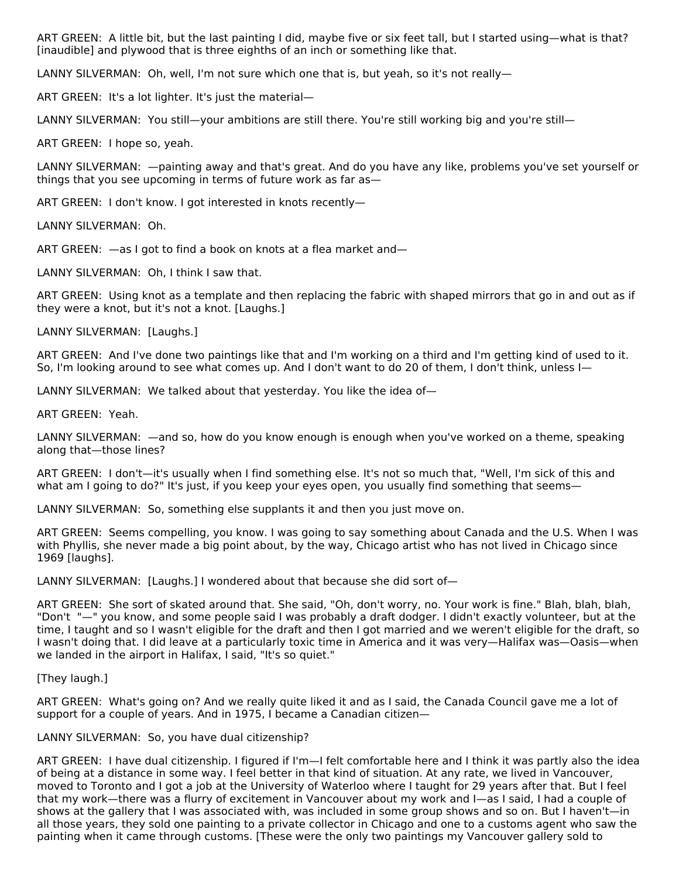ART GREEN: A little bit, but the last painting I did, maybe five or six feet tall, but I started using—what is that? [inaudible] and plywood that is three eighths of an inch or something like that.

LANNY SILVERMAN: Oh, well, I'm not sure which one that is, but yeah, so it's not really—

ART GREEN: It's a lot lighter. It's just the material—

LANNY SILVERMAN: You still—your ambitions are still there. You're still working big and you're still—

ART GREEN: I hope so, yeah.

LANNY SILVERMAN: —painting away and that's great. And do you have any like, problems you've set yourself or things that you see upcoming in terms of future work as far as—

ART GREEN: I don't know. I got interested in knots recently—

LANNY SILVERMAN: Oh.

ART GREEN: —as I got to find a book on knots at a flea market and—

LANNY SILVERMAN: Oh, I think I saw that.

ART GREEN: Using knot as a template and then replacing the fabric with shaped mirrors that go in and out as if they were a knot, but it's not a knot. [Laughs.]

LANNY SILVERMAN: [Laughs.]

ART GREEN: And I've done two paintings like that and I'm working on a third and I'm getting kind of used to it. So, I'm looking around to see what comes up. And I don't want to do 20 of them, I don't think, unless I—

LANNY SILVERMAN: We talked about that yesterday. You like the idea of—

ART GREEN: Yeah.

LANNY SILVERMAN: —and so, how do you know enough is enough when you've worked on a theme, speaking along that—those lines?

ART GREEN: I don't—it's usually when I find something else. It's not so much that, "Well, I'm sick of this and what am I going to do?" It's just, if you keep your eyes open, you usually find something that seems—

LANNY SILVERMAN: So, something else supplants it and then you just move on.

ART GREEN: Seems compelling, you know. I was going to say something about Canada and the U.S. When I was with Phyllis, she never made a big point about, by the way, Chicago artist who has not lived in Chicago since 1969 [laughs].

LANNY SILVERMAN: [Laughs.] I wondered about that because she did sort of—

ART GREEN: She sort of skated around that. She said, "Oh, don't worry, no. Your work is fine." Blah, blah, blah, "Don't "—" you know, and some people said I was probably a draft dodger. I didn't exactly volunteer, but at the time, I taught and so I wasn't eligible for the draft and then I got married and we weren't eligible for the draft, so I wasn't doing that. I did leave at a particularly toxic time in America and it was very—Halifax was—Oasis—when we landed in the airport in Halifax, I said, "It's so quiet."

[They laugh.]

ART GREEN: What's going on? And we really quite liked it and as I said, the Canada Council gave me a lot of support for a couple of years. And in 1975, I became a Canadian citizen—

LANNY SILVERMAN: So, you have dual citizenship?

ART GREEN: I have dual citizenship. I figured if I'm—I felt comfortable here and I think it was partly also the idea of being at a distance in some way. I feel better in that kind of situation. At any rate, we lived in Vancouver, moved to Toronto and I got a job at the University of Waterloo where I taught for 29 years after that. But I feel that my work—there was a flurry of excitement in Vancouver about my work and I—as I said, I had a couple of shows at the gallery that I was associated with, was included in some group shows and so on. But I haven't—in all those years, they sold one painting to a private collector in Chicago and one to a customs agent who saw the painting when it came through customs. [These were the only two paintings my Vancouver gallery sold to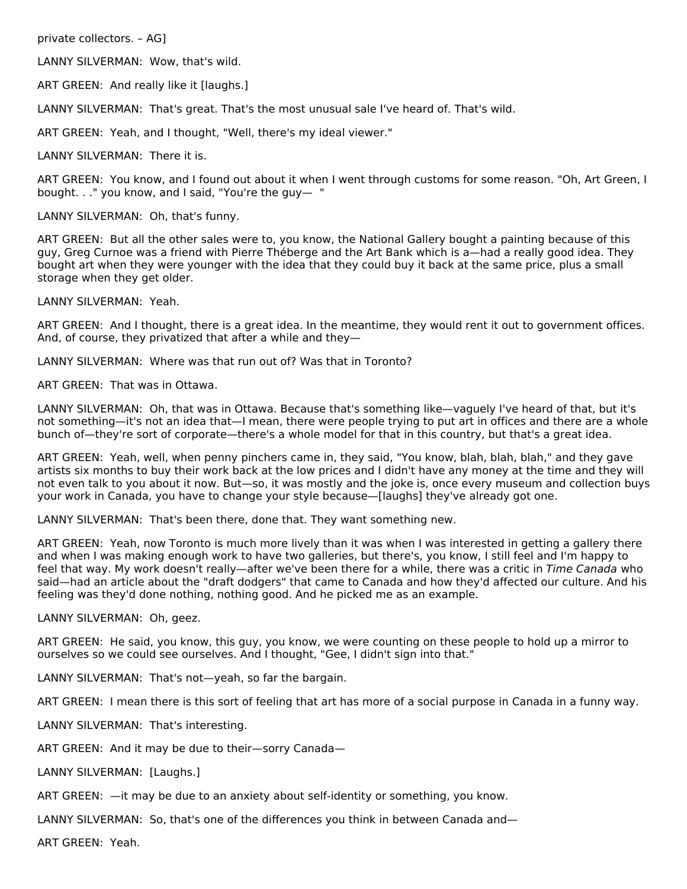private collectors. – AG]

LANNY SILVERMAN:  Wow, that's wild.

ART GREEN:  And really like it [laughs.]

LANNY SILVERMAN:  That's great. That's the most unusual sale I've heard of. That's wild.

ART GREEN:  Yeah, and I thought, "Well, there's my ideal viewer."

LANNY SILVERMAN:  There it is.

ART GREEN:  You know, and I found out about it when I went through customs for some reason. "Oh, Art Green, I bought. . ." you know, and I said, "You're the guy—  "

LANNY SILVERMAN:  Oh, that's funny.

ART GREEN:  But all the other sales were to, you know, the National Gallery bought a painting because of this guy, Greg Curnoe was a friend with Pierre Théberge and the Art Bank which is a—had a really good idea. They bought art when they were younger with the idea that they could buy it back at the same price, plus a small storage when they get older.

LANNY SILVERMAN:  Yeah.

ART GREEN:  And I thought, there is a great idea. In the meantime, they would rent it out to government offices. And, of course, they privatized that after a while and they—

LANNY SILVERMAN:  Where was that run out of? Was that in Toronto?

ART GREEN:  That was in Ottawa.

LANNY SILVERMAN:  Oh, that was in Ottawa. Because that's something like—vaguely I've heard of that, but it's not something—it's not an idea that—I mean, there were people trying to put art in offices and there are a whole bunch of—they're sort of corporate—there's a whole model for that in this country, but that's a great idea.

ART GREEN:  Yeah, well, when penny pinchers came in, they said, "You know, blah, blah, blah," and they gave artists six months to buy their work back at the low prices and I didn't have any money at the time and they will not even talk to you about it now. But—so, it was mostly and the joke is, once every museum and collection buys your work in Canada, you have to change your style because—[laughs] they've already got one.

LANNY SILVERMAN:  That's been there, done that. They want something new.

ART GREEN:  Yeah, now Toronto is much more lively than it was when I was interested in getting a gallery there and when I was making enough work to have two galleries, but there's, you know, I still feel and I'm happy to feel that way. My work doesn't really—after we've been there for a while, there was a critic in *Time Canada* who said—had an article about the "draft dodgers" that came to Canada and how they'd affected our culture. And his feeling was they'd done nothing, nothing good. And he picked me as an example.

LANNY SILVERMAN:  Oh, geez.

ART GREEN:  He said, you know, this guy, you know, we were counting on these people to hold up a mirror to ourselves so we could see ourselves. And I thought, "Gee, I didn't sign into that."

LANNY SILVERMAN:  That's not—yeah, so far the bargain.

ART GREEN:  I mean there is this sort of feeling that art has more of a social purpose in Canada in a funny way.

LANNY SILVERMAN:  That's interesting.

ART GREEN:  And it may be due to their—sorry Canada—

LANNY SILVERMAN:  [Laughs.]

ART GREEN:  —it may be due to an anxiety about self-identity or something, you know.

LANNY SILVERMAN:  So, that's one of the differences you think in between Canada and—

ART GREEN:  Yeah.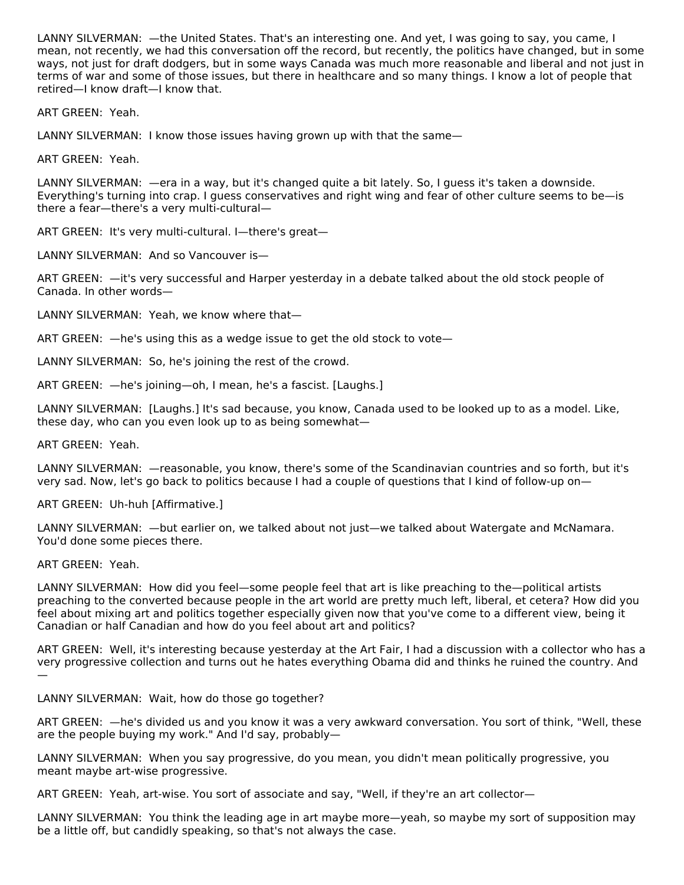LANNY SILVERMAN: —the United States. That's an interesting one. And yet, I was going to say, you came, I mean, not recently, we had this conversation off the record, but recently, the politics have changed, but in some ways, not just for draft dodgers, but in some ways Canada was much more reasonable and liberal and not just in terms of war and some of those issues, but there in healthcare and so many things. I know a lot of people that retired—I know draft—I know that.

ART GREEN: Yeah.

LANNY SILVERMAN: I know those issues having grown up with that the same—

ART GREEN: Yeah.

LANNY SILVERMAN: —era in a way, but it's changed quite a bit lately. So, I guess it's taken a downside. Everything's turning into crap. I guess conservatives and right wing and fear of other culture seems to be—is there a fear—there's a very multi-cultural—

ART GREEN: It's very multi-cultural. I—there's great—

LANNY SILVERMAN: And so Vancouver is—

ART GREEN: —it's very successful and Harper yesterday in a debate talked about the old stock people of Canada. In other words—

LANNY SILVERMAN: Yeah, we know where that—

ART GREEN: —he's using this as a wedge issue to get the old stock to vote—

LANNY SILVERMAN: So, he's joining the rest of the crowd.

ART GREEN: —he's joining—oh, I mean, he's a fascist. [Laughs.]

LANNY SILVERMAN: [Laughs.] It's sad because, you know, Canada used to be looked up to as a model. Like, these day, who can you even look up to as being somewhat—

ART GREEN: Yeah.

LANNY SILVERMAN: —reasonable, you know, there's some of the Scandinavian countries and so forth, but it's very sad. Now, let's go back to politics because I had a couple of questions that I kind of follow-up on—

ART GREEN: Uh-huh [Affirmative.]

LANNY SILVERMAN: —but earlier on, we talked about not just—we talked about Watergate and McNamara. You'd done some pieces there.

ART GREEN: Yeah.

LANNY SILVERMAN: How did you feel—some people feel that art is like preaching to the—political artists preaching to the converted because people in the art world are pretty much left, liberal, et cetera? How did you feel about mixing art and politics together especially given now that you've come to a different view, being it Canadian or half Canadian and how do you feel about art and politics?

ART GREEN: Well, it's interesting because yesterday at the Art Fair, I had a discussion with a collector who has a very progressive collection and turns out he hates everything Obama did and thinks he ruined the country. And —

LANNY SILVERMAN: Wait, how do those go together?

ART GREEN: —he's divided us and you know it was a very awkward conversation. You sort of think, "Well, these are the people buying my work." And I'd say, probably—

LANNY SILVERMAN: When you say progressive, do you mean, you didn't mean politically progressive, you meant maybe art-wise progressive.

ART GREEN: Yeah, art-wise. You sort of associate and say, "Well, if they're an art collector—

LANNY SILVERMAN: You think the leading age in art maybe more—yeah, so maybe my sort of supposition may be a little off, but candidly speaking, so that's not always the case.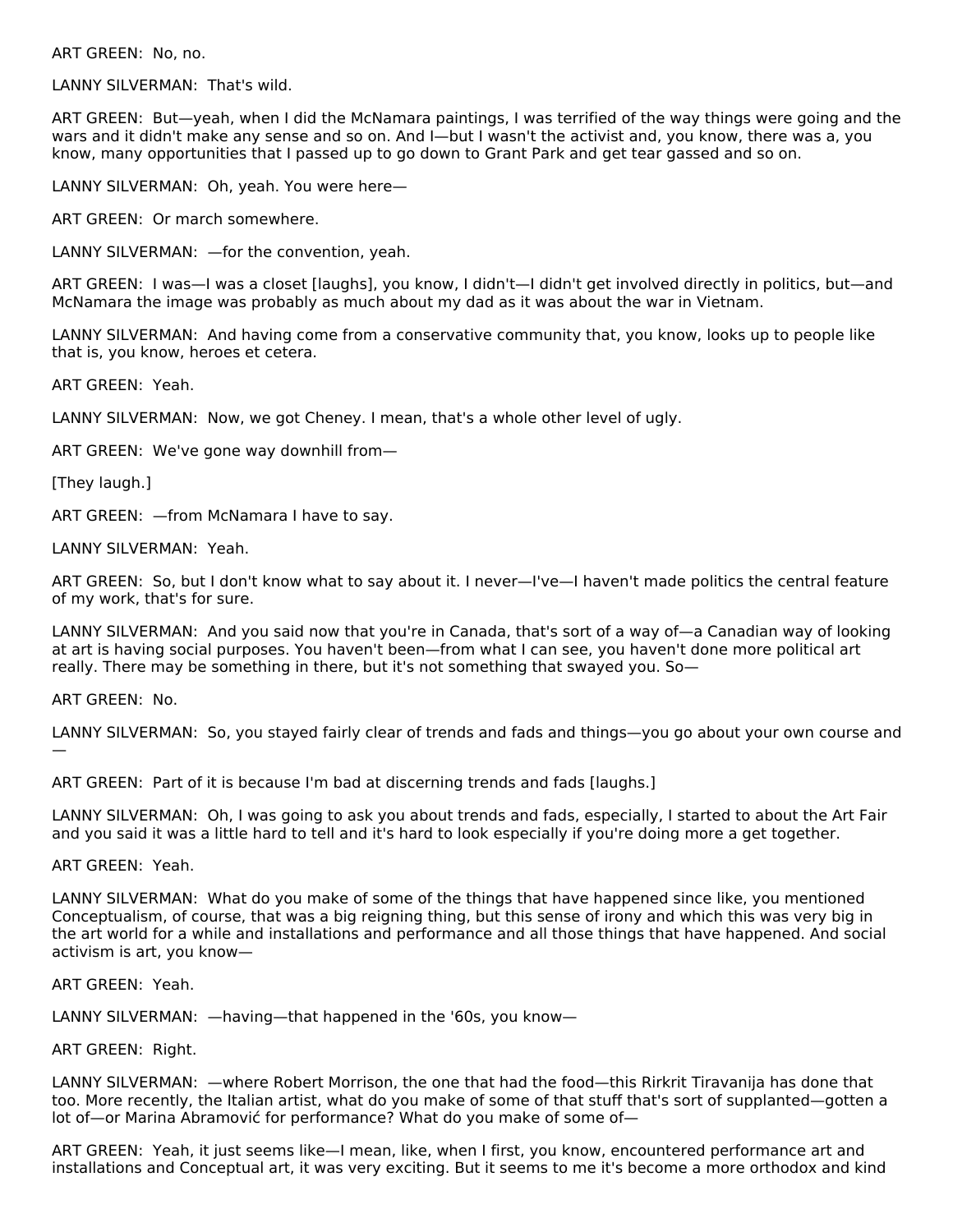ART GREEN: No, no.

LANNY SILVERMAN: That's wild.

ART GREEN: But—yeah, when I did the McNamara paintings, I was terrified of the way things were going and the wars and it didn't make any sense and so on. And I—but I wasn't the activist and, you know, there was a, you know, many opportunities that I passed up to go down to Grant Park and get tear gassed and so on.

LANNY SILVERMAN: Oh, yeah. You were here—

ART GREEN: Or march somewhere.

LANNY SILVERMAN: —for the convention, yeah.

ART GREEN: I was—I was a closet [laughs], you know, I didn't—I didn't get involved directly in politics, but—and McNamara the image was probably as much about my dad as it was about the war in Vietnam.

LANNY SILVERMAN: And having come from a conservative community that, you know, looks up to people like that is, you know, heroes et cetera.

ART GREEN: Yeah.

LANNY SILVERMAN: Now, we got Cheney. I mean, that's a whole other level of ugly.

ART GREEN: We've gone way downhill from—

[They laugh.]

ART GREEN: —from McNamara I have to say.

LANNY SILVERMAN: Yeah.

ART GREEN: So, but I don't know what to say about it. I never—I've—I haven't made politics the central feature of my work, that's for sure.

LANNY SILVERMAN: And you said now that you're in Canada, that's sort of a way of—a Canadian way of looking at art is having social purposes. You haven't been—from what I can see, you haven't done more political art really. There may be something in there, but it's not something that swayed you. So—

ART GREEN: No.

LANNY SILVERMAN: So, you stayed fairly clear of trends and fads and things—you go about your own course and —

ART GREEN: Part of it is because I'm bad at discerning trends and fads [laughs.]

LANNY SILVERMAN: Oh, I was going to ask you about trends and fads, especially, I started to about the Art Fair and you said it was a little hard to tell and it's hard to look especially if you're doing more a get together.

ART GREEN: Yeah.

LANNY SILVERMAN: What do you make of some of the things that have happened since like, you mentioned Conceptualism, of course, that was a big reigning thing, but this sense of irony and which this was very big in the art world for a while and installations and performance and all those things that have happened. And social activism is art, you know—

ART GREEN: Yeah.

LANNY SILVERMAN: —having—that happened in the '60s, you know—

ART GREEN: Right.

LANNY SILVERMAN: —where Robert Morrison, the one that had the food—this Rirkrit Tiravanija has done that too. More recently, the Italian artist, what do you make of some of that stuff that's sort of supplanted—gotten a lot of—or Marina Abramović for performance? What do you make of some of—

ART GREEN: Yeah, it just seems like—I mean, like, when I first, you know, encountered performance art and installations and Conceptual art, it was very exciting. But it seems to me it's become a more orthodox and kind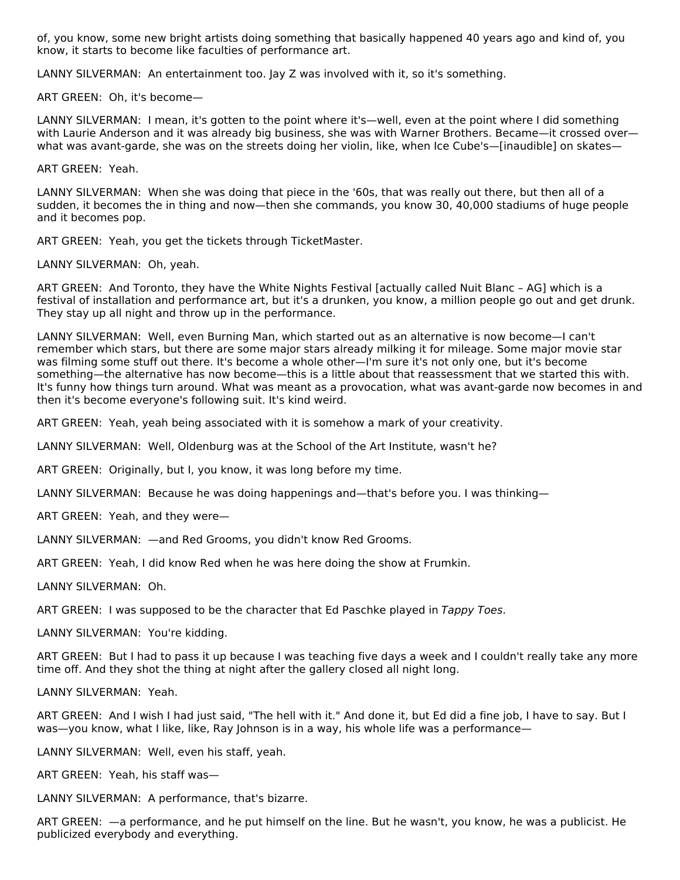of, you know, some new bright artists doing something that basically happened 40 years ago and kind of, you know, it starts to become like faculties of performance art.

LANNY SILVERMAN: An entertainment too. Jay Z was involved with it, so it's something.

ART GREEN: Oh, it's become—

LANNY SILVERMAN: I mean, it's gotten to the point where it's—well, even at the point where I did something with Laurie Anderson and it was already big business, she was with Warner Brothers. Became—it crossed over—what was avant-garde, she was on the streets doing her violin, like, when Ice Cube's—[inaudible] on skates—

ART GREEN: Yeah.

LANNY SILVERMAN: When she was doing that piece in the '60s, that was really out there, but then all of a sudden, it becomes the in thing and now—then she commands, you know 30, 40,000 stadiums of huge people and it becomes pop.

ART GREEN: Yeah, you get the tickets through TicketMaster.

LANNY SILVERMAN: Oh, yeah.

ART GREEN: And Toronto, they have the White Nights Festival [actually called Nuit Blanc – AG] which is a festival of installation and performance art, but it's a drunken, you know, a million people go out and get drunk. They stay up all night and throw up in the performance.

LANNY SILVERMAN: Well, even Burning Man, which started out as an alternative is now become—I can't remember which stars, but there are some major stars already milking it for mileage. Some major movie star was filming some stuff out there. It's become a whole other—I'm sure it's not only one, but it's become something—the alternative has now become—this is a little about that reassessment that we started this with. It's funny how things turn around. What was meant as a provocation, what was avant-garde now becomes in and then it's become everyone's following suit. It's kind weird.

ART GREEN: Yeah, yeah being associated with it is somehow a mark of your creativity.

LANNY SILVERMAN: Well, Oldenburg was at the School of the Art Institute, wasn't he?

ART GREEN: Originally, but I, you know, it was long before my time.

LANNY SILVERMAN: Because he was doing happenings and—that's before you. I was thinking—

ART GREEN: Yeah, and they were—

LANNY SILVERMAN: —and Red Grooms, you didn't know Red Grooms.

ART GREEN: Yeah, I did know Red when he was here doing the show at Frumkin.

LANNY SILVERMAN: Oh.

ART GREEN: I was supposed to be the character that Ed Paschke played in *Tappy Toes*.

LANNY SILVERMAN: You're kidding.

ART GREEN: But I had to pass it up because I was teaching five days a week and I couldn't really take any more time off. And they shot the thing at night after the gallery closed all night long.

LANNY SILVERMAN: Yeah.

ART GREEN: And I wish I had just said, "The hell with it." And done it, but Ed did a fine job, I have to say. But I was—you know, what I like, like, Ray Johnson is in a way, his whole life was a performance—

LANNY SILVERMAN: Well, even his staff, yeah.

ART GREEN: Yeah, his staff was—

LANNY SILVERMAN: A performance, that's bizarre.

ART GREEN: —a performance, and he put himself on the line. But he wasn't, you know, he was a publicist. He publicized everybody and everything.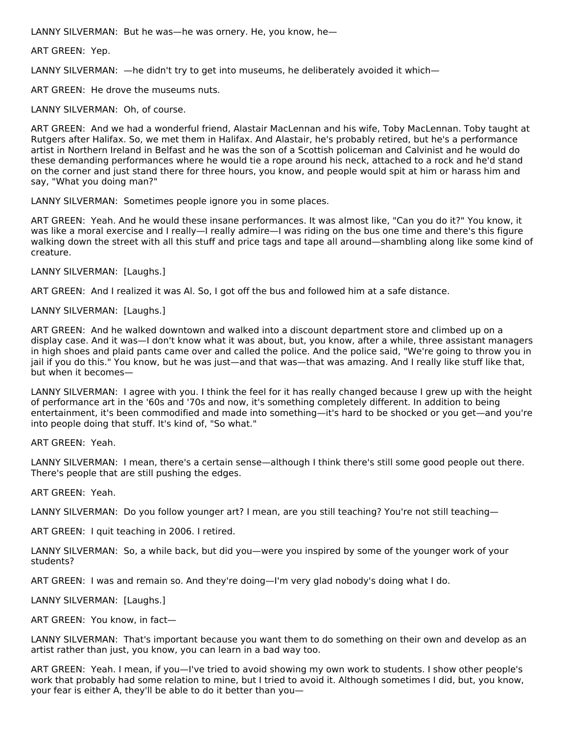LANNY SILVERMAN: But he was—he was ornery. He, you know, he—

ART GREEN: Yep.

LANNY SILVERMAN: —he didn't try to get into museums, he deliberately avoided it which—

ART GREEN: He drove the museums nuts.

LANNY SILVERMAN: Oh, of course.

ART GREEN: And we had a wonderful friend, Alastair MacLennan and his wife, Toby MacLennan. Toby taught at Rutgers after Halifax. So, we met them in Halifax. And Alastair, he's probably retired, but he's a performance artist in Northern Ireland in Belfast and he was the son of a Scottish policeman and Calvinist and he would do these demanding performances where he would tie a rope around his neck, attached to a rock and he'd stand on the corner and just stand there for three hours, you know, and people would spit at him or harass him and say, "What you doing man?"

LANNY SILVERMAN: Sometimes people ignore you in some places.

ART GREEN: Yeah. And he would these insane performances. It was almost like, "Can you do it?" You know, it was like a moral exercise and I really—I really admire—I was riding on the bus one time and there's this figure walking down the street with all this stuff and price tags and tape all around—shambling along like some kind of creature.

LANNY SILVERMAN: [Laughs.]

ART GREEN: And I realized it was Al. So, I got off the bus and followed him at a safe distance.

LANNY SILVERMAN: [Laughs.]

ART GREEN: And he walked downtown and walked into a discount department store and climbed up on a display case. And it was—I don't know what it was about, but, you know, after a while, three assistant managers in high shoes and plaid pants came over and called the police. And the police said, "We're going to throw you in jail if you do this." You know, but he was just—and that was—that was amazing. And I really like stuff like that, but when it becomes—

LANNY SILVERMAN: I agree with you. I think the feel for it has really changed because I grew up with the height of performance art in the '60s and '70s and now, it's something completely different. In addition to being entertainment, it's been commodified and made into something—it's hard to be shocked or you get—and you're into people doing that stuff. It's kind of, "So what."

ART GREEN: Yeah.

LANNY SILVERMAN: I mean, there's a certain sense—although I think there's still some good people out there. There's people that are still pushing the edges.

ART GREEN: Yeah.

LANNY SILVERMAN: Do you follow younger art? I mean, are you still teaching? You're not still teaching—

ART GREEN: I quit teaching in 2006. I retired.

LANNY SILVERMAN: So, a while back, but did you—were you inspired by some of the younger work of your students?

ART GREEN: I was and remain so. And they're doing—I'm very glad nobody's doing what I do.

LANNY SILVERMAN: [Laughs.]

ART GREEN: You know, in fact—

LANNY SILVERMAN: That's important because you want them to do something on their own and develop as an artist rather than just, you know, you can learn in a bad way too.

ART GREEN: Yeah. I mean, if you—I've tried to avoid showing my own work to students. I show other people's work that probably had some relation to mine, but I tried to avoid it. Although sometimes I did, but, you know, your fear is either A, they'll be able to do it better than you—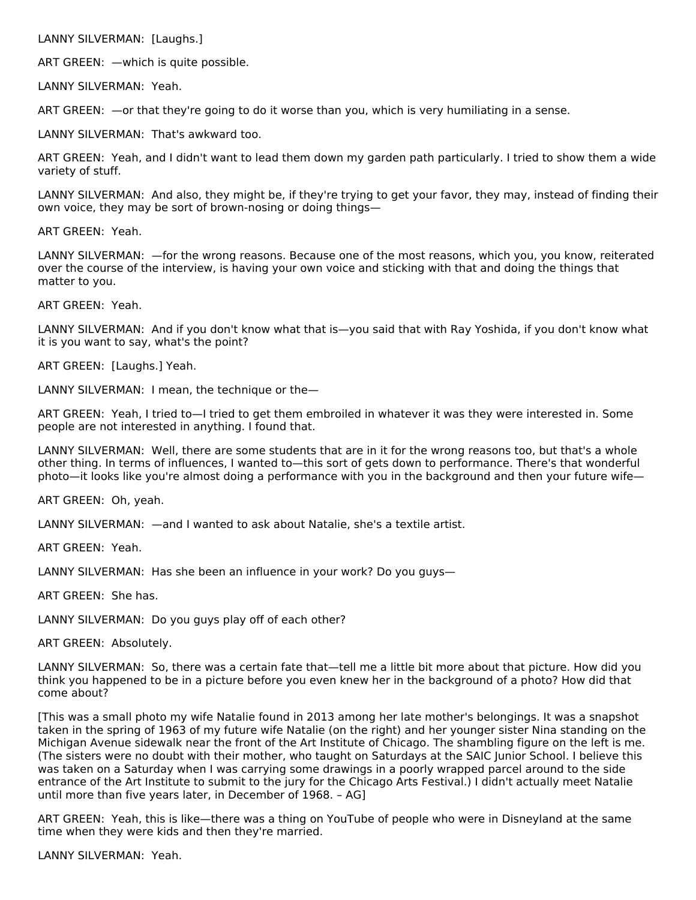LANNY SILVERMAN: [Laughs.]

ART GREEN: —which is quite possible.

LANNY SILVERMAN: Yeah.

ART GREEN: —or that they're going to do it worse than you, which is very humiliating in a sense.

LANNY SILVERMAN: That's awkward too.

ART GREEN: Yeah, and I didn't want to lead them down my garden path particularly. I tried to show them a wide variety of stuff.

LANNY SILVERMAN: And also, they might be, if they're trying to get your favor, they may, instead of finding their own voice, they may be sort of brown-nosing or doing things—

ART GREEN: Yeah.

LANNY SILVERMAN: —for the wrong reasons. Because one of the most reasons, which you, you know, reiterated over the course of the interview, is having your own voice and sticking with that and doing the things that matter to you.

ART GREEN: Yeah.

LANNY SILVERMAN: And if you don't know what that is—you said that with Ray Yoshida, if you don't know what it is you want to say, what's the point?

ART GREEN: [Laughs.] Yeah.

LANNY SILVERMAN: I mean, the technique or the—

ART GREEN: Yeah, I tried to—I tried to get them embroiled in whatever it was they were interested in. Some people are not interested in anything. I found that.

LANNY SILVERMAN: Well, there are some students that are in it for the wrong reasons too, but that's a whole other thing. In terms of influences, I wanted to—this sort of gets down to performance. There's that wonderful photo—it looks like you're almost doing a performance with you in the background and then your future wife—

ART GREEN: Oh, yeah.

LANNY SILVERMAN: —and I wanted to ask about Natalie, she's a textile artist.

ART GREEN: Yeah.

LANNY SILVERMAN: Has she been an influence in your work? Do you guys—

ART GREEN: She has.

LANNY SILVERMAN: Do you guys play off of each other?

ART GREEN: Absolutely.

LANNY SILVERMAN: So, there was a certain fate that—tell me a little bit more about that picture. How did you think you happened to be in a picture before you even knew her in the background of a photo? How did that come about?

[This was a small photo my wife Natalie found in 2013 among her late mother's belongings. It was a snapshot taken in the spring of 1963 of my future wife Natalie (on the right) and her younger sister Nina standing on the Michigan Avenue sidewalk near the front of the Art Institute of Chicago. The shambling figure on the left is me. (The sisters were no doubt with their mother, who taught on Saturdays at the SAIC Junior School. I believe this was taken on a Saturday when I was carrying some drawings in a poorly wrapped parcel around to the side entrance of the Art Institute to submit to the jury for the Chicago Arts Festival.) I didn't actually meet Natalie until more than five years later, in December of 1968. – AG]

ART GREEN: Yeah, this is like—there was a thing on YouTube of people who were in Disneyland at the same time when they were kids and then they're married.

LANNY SILVERMAN: Yeah.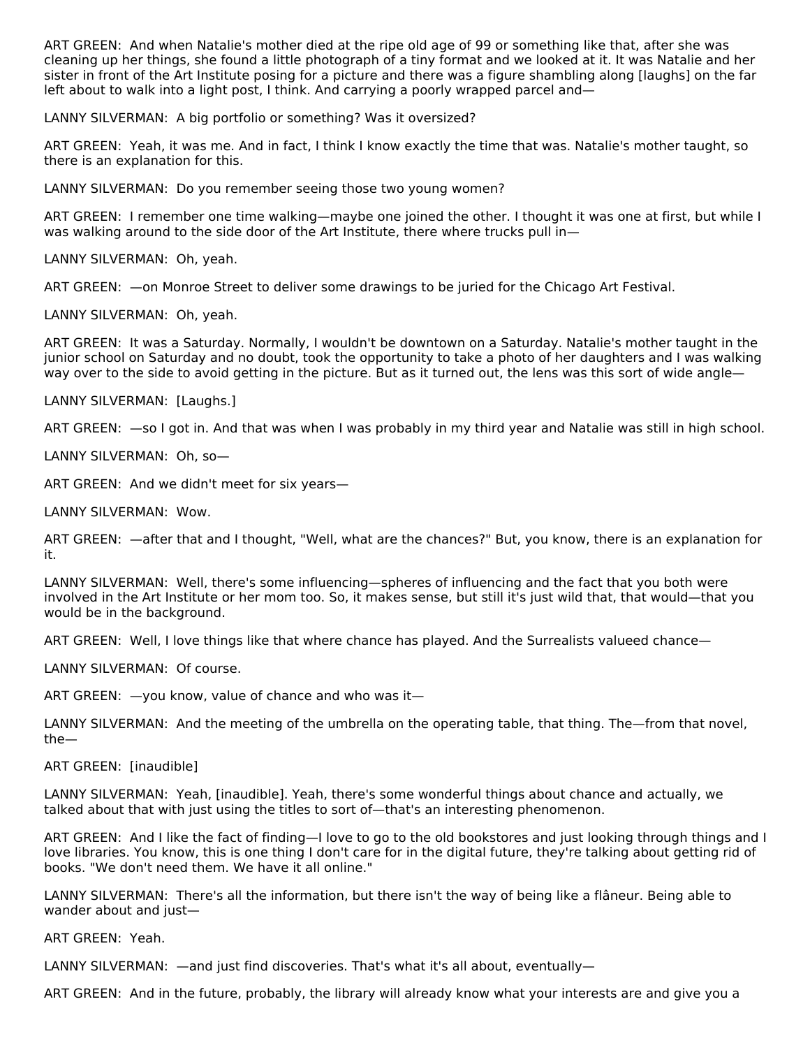ART GREEN: And when Natalie's mother died at the ripe old age of 99 or something like that, after she was cleaning up her things, she found a little photograph of a tiny format and we looked at it. It was Natalie and her sister in front of the Art Institute posing for a picture and there was a figure shambling along [laughs] on the far left about to walk into a light post, I think. And carrying a poorly wrapped parcel and—

LANNY SILVERMAN: A big portfolio or something? Was it oversized?

ART GREEN: Yeah, it was me. And in fact, I think I know exactly the time that was. Natalie's mother taught, so there is an explanation for this.

LANNY SILVERMAN: Do you remember seeing those two young women?

ART GREEN: I remember one time walking—maybe one joined the other. I thought it was one at first, but while I was walking around to the side door of the Art Institute, there where trucks pull in—

LANNY SILVERMAN: Oh, yeah.

ART GREEN: —on Monroe Street to deliver some drawings to be juried for the Chicago Art Festival.

LANNY SILVERMAN: Oh, yeah.

ART GREEN: It was a Saturday. Normally, I wouldn't be downtown on a Saturday. Natalie's mother taught in the junior school on Saturday and no doubt, took the opportunity to take a photo of her daughters and I was walking way over to the side to avoid getting in the picture. But as it turned out, the lens was this sort of wide angle—

LANNY SILVERMAN: [Laughs.]

ART GREEN: —so I got in. And that was when I was probably in my third year and Natalie was still in high school.

LANNY SILVERMAN: Oh, so—

ART GREEN: And we didn't meet for six years—

LANNY SILVERMAN: Wow.

ART GREEN: —after that and I thought, "Well, what are the chances?" But, you know, there is an explanation for it.

LANNY SILVERMAN: Well, there's some influencing—spheres of influencing and the fact that you both were involved in the Art Institute or her mom too. So, it makes sense, but still it's just wild that, that would—that you would be in the background.

ART GREEN: Well, I love things like that where chance has played. And the Surrealists valueed chance—

LANNY SILVERMAN: Of course.

ART GREEN: —you know, value of chance and who was it—

LANNY SILVERMAN: And the meeting of the umbrella on the operating table, that thing. The—from that novel, the—

ART GREEN: [inaudible]

LANNY SILVERMAN: Yeah, [inaudible]. Yeah, there's some wonderful things about chance and actually, we talked about that with just using the titles to sort of—that's an interesting phenomenon.

ART GREEN: And I like the fact of finding—I love to go to the old bookstores and just looking through things and I love libraries. You know, this is one thing I don't care for in the digital future, they're talking about getting rid of books. "We don't need them. We have it all online."

LANNY SILVERMAN: There's all the information, but there isn't the way of being like a flâneur. Being able to wander about and just—

ART GREEN: Yeah.

LANNY SILVERMAN: —and just find discoveries. That's what it's all about, eventually—

ART GREEN: And in the future, probably, the library will already know what your interests are and give you a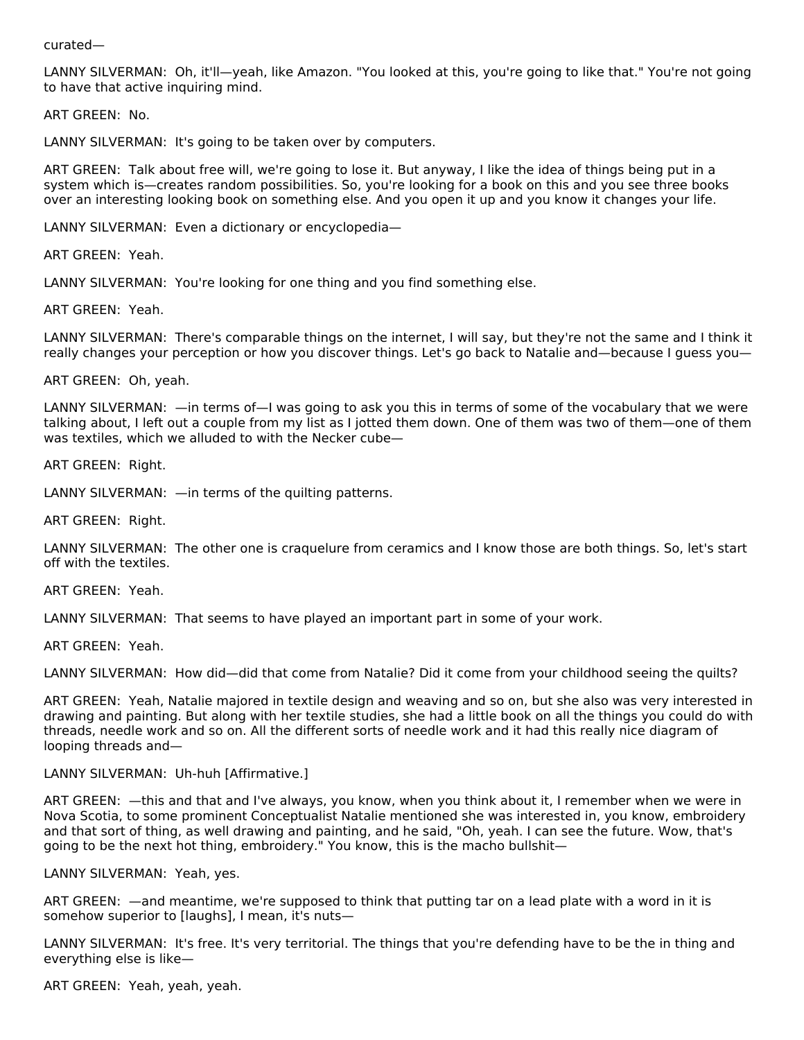curated—

LANNY SILVERMAN: Oh, it'll—yeah, like Amazon. "You looked at this, you're going to like that." You're not going to have that active inquiring mind.

ART GREEN: No.

LANNY SILVERMAN: It's going to be taken over by computers.

ART GREEN: Talk about free will, we're going to lose it. But anyway, I like the idea of things being put in a system which is—creates random possibilities. So, you're looking for a book on this and you see three books over an interesting looking book on something else. And you open it up and you know it changes your life.

LANNY SILVERMAN: Even a dictionary or encyclopedia—

ART GREEN: Yeah.

LANNY SILVERMAN: You're looking for one thing and you find something else.

ART GREEN: Yeah.

LANNY SILVERMAN: There's comparable things on the internet, I will say, but they're not the same and I think it really changes your perception or how you discover things. Let's go back to Natalie and—because I guess you—

ART GREEN: Oh, yeah.

LANNY SILVERMAN: —in terms of—I was going to ask you this in terms of some of the vocabulary that we were talking about, I left out a couple from my list as I jotted them down. One of them was two of them—one of them was textiles, which we alluded to with the Necker cube—

ART GREEN: Right.

LANNY SILVERMAN: —in terms of the quilting patterns.

ART GREEN: Right.

LANNY SILVERMAN: The other one is craquelure from ceramics and I know those are both things. So, let's start off with the textiles.

ART GREEN: Yeah.

LANNY SILVERMAN: That seems to have played an important part in some of your work.

ART GREEN: Yeah.

LANNY SILVERMAN: How did—did that come from Natalie? Did it come from your childhood seeing the quilts?

ART GREEN: Yeah, Natalie majored in textile design and weaving and so on, but she also was very interested in drawing and painting. But along with her textile studies, she had a little book on all the things you could do with threads, needle work and so on. All the different sorts of needle work and it had this really nice diagram of looping threads and—

LANNY SILVERMAN: Uh-huh [Affirmative.]

ART GREEN: —this and that and I've always, you know, when you think about it, I remember when we were in Nova Scotia, to some prominent Conceptualist Natalie mentioned she was interested in, you know, embroidery and that sort of thing, as well drawing and painting, and he said, "Oh, yeah. I can see the future. Wow, that's going to be the next hot thing, embroidery." You know, this is the macho bullshit—

LANNY SILVERMAN: Yeah, yes.

ART GREEN: —and meantime, we're supposed to think that putting tar on a lead plate with a word in it is somehow superior to [laughs], I mean, it's nuts—

LANNY SILVERMAN: It's free. It's very territorial. The things that you're defending have to be the in thing and everything else is like—

ART GREEN: Yeah, yeah, yeah.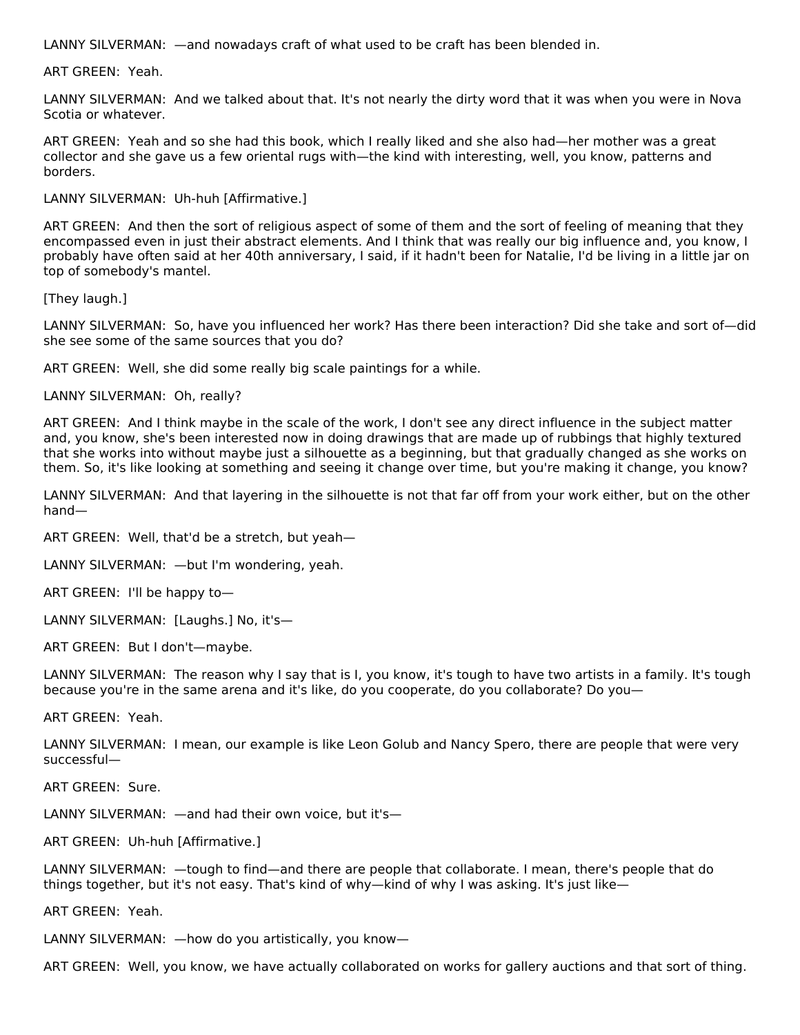LANNY SILVERMAN: —and nowadays craft of what used to be craft has been blended in.

ART GREEN: Yeah.

LANNY SILVERMAN: And we talked about that. It's not nearly the dirty word that it was when you were in Nova Scotia or whatever.

ART GREEN: Yeah and so she had this book, which I really liked and she also had—her mother was a great collector and she gave us a few oriental rugs with—the kind with interesting, well, you know, patterns and borders.

LANNY SILVERMAN: Uh-huh [Affirmative.]

ART GREEN: And then the sort of religious aspect of some of them and the sort of feeling of meaning that they encompassed even in just their abstract elements. And I think that was really our big influence and, you know, I probably have often said at her 40th anniversary, I said, if it hadn't been for Natalie, I'd be living in a little jar on top of somebody's mantel.

[They laugh.]

LANNY SILVERMAN: So, have you influenced her work? Has there been interaction? Did she take and sort of—did she see some of the same sources that you do?

ART GREEN: Well, she did some really big scale paintings for a while.

LANNY SILVERMAN: Oh, really?

ART GREEN: And I think maybe in the scale of the work, I don't see any direct influence in the subject matter and, you know, she's been interested now in doing drawings that are made up of rubbings that highly textured that she works into without maybe just a silhouette as a beginning, but that gradually changed as she works on them. So, it's like looking at something and seeing it change over time, but you're making it change, you know?

LANNY SILVERMAN: And that layering in the silhouette is not that far off from your work either, but on the other hand—

ART GREEN: Well, that'd be a stretch, but yeah—

LANNY SILVERMAN: —but I'm wondering, yeah.

ART GREEN: I'll be happy to—

LANNY SILVERMAN: [Laughs.] No, it's—

ART GREEN: But I don't—maybe.

LANNY SILVERMAN: The reason why I say that is I, you know, it's tough to have two artists in a family. It's tough because you're in the same arena and it's like, do you cooperate, do you collaborate? Do you—

ART GREEN: Yeah.

LANNY SILVERMAN: I mean, our example is like Leon Golub and Nancy Spero, there are people that were very successful—

ART GREEN: Sure.

LANNY SILVERMAN: —and had their own voice, but it's—

ART GREEN: Uh-huh [Affirmative.]

LANNY SILVERMAN: —tough to find—and there are people that collaborate. I mean, there's people that do things together, but it's not easy. That's kind of why—kind of why I was asking. It's just like—

ART GREEN: Yeah.

LANNY SILVERMAN: —how do you artistically, you know—

ART GREEN: Well, you know, we have actually collaborated on works for gallery auctions and that sort of thing.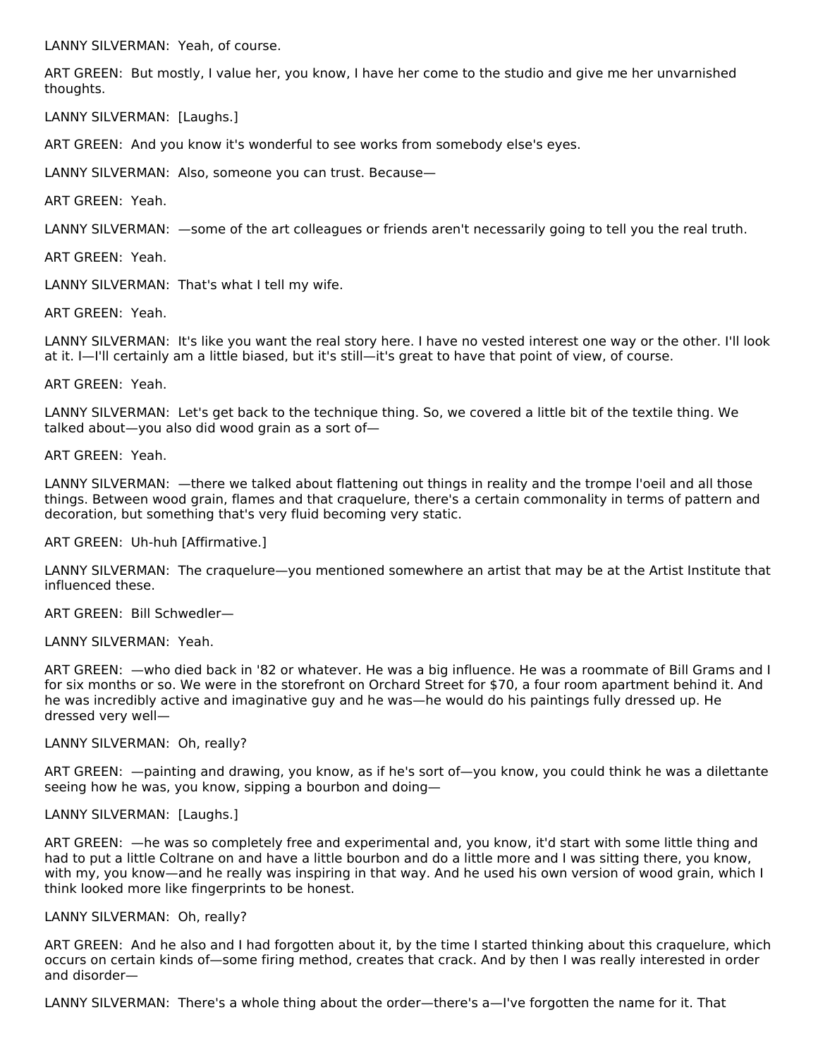LANNY SILVERMAN: Yeah, of course.

ART GREEN: But mostly, I value her, you know, I have her come to the studio and give me her unvarnished thoughts.

LANNY SILVERMAN: [Laughs.]

ART GREEN: And you know it's wonderful to see works from somebody else's eyes.

LANNY SILVERMAN: Also, someone you can trust. Because—

ART GREEN: Yeah.

LANNY SILVERMAN: —some of the art colleagues or friends aren't necessarily going to tell you the real truth.

ART GREEN: Yeah.

LANNY SILVERMAN: That's what I tell my wife.

ART GREEN: Yeah.

LANNY SILVERMAN: It's like you want the real story here. I have no vested interest one way or the other. I'll look at it. I—I'll certainly am a little biased, but it's still—it's great to have that point of view, of course.

ART GREEN: Yeah.

LANNY SILVERMAN: Let's get back to the technique thing. So, we covered a little bit of the textile thing. We talked about—you also did wood grain as a sort of—

ART GREEN: Yeah.

LANNY SILVERMAN: —there we talked about flattening out things in reality and the trompe l'oeil and all those things. Between wood grain, flames and that craquelure, there's a certain commonality in terms of pattern and decoration, but something that's very fluid becoming very static.

ART GREEN: Uh-huh [Affirmative.]

LANNY SILVERMAN: The craquelure—you mentioned somewhere an artist that may be at the Artist Institute that influenced these.

ART GREEN: Bill Schwedler—

LANNY SILVERMAN: Yeah.

ART GREEN: —who died back in '82 or whatever. He was a big influence. He was a roommate of Bill Grams and I for six months or so. We were in the storefront on Orchard Street for $70, a four room apartment behind it. And he was incredibly active and imaginative guy and he was—he would do his paintings fully dressed up. He dressed very well—

LANNY SILVERMAN: Oh, really?

ART GREEN: —painting and drawing, you know, as if he's sort of—you know, you could think he was a dilettante seeing how he was, you know, sipping a bourbon and doing—

LANNY SILVERMAN: [Laughs.]

ART GREEN: —he was so completely free and experimental and, you know, it'd start with some little thing and had to put a little Coltrane on and have a little bourbon and do a little more and I was sitting there, you know, with my, you know—and he really was inspiring in that way. And he used his own version of wood grain, which I think looked more like fingerprints to be honest.

LANNY SILVERMAN: Oh, really?

ART GREEN: And he also and I had forgotten about it, by the time I started thinking about this craquelure, which occurs on certain kinds of—some firing method, creates that crack. And by then I was really interested in order and disorder—

LANNY SILVERMAN: There's a whole thing about the order—there's a—I've forgotten the name for it. That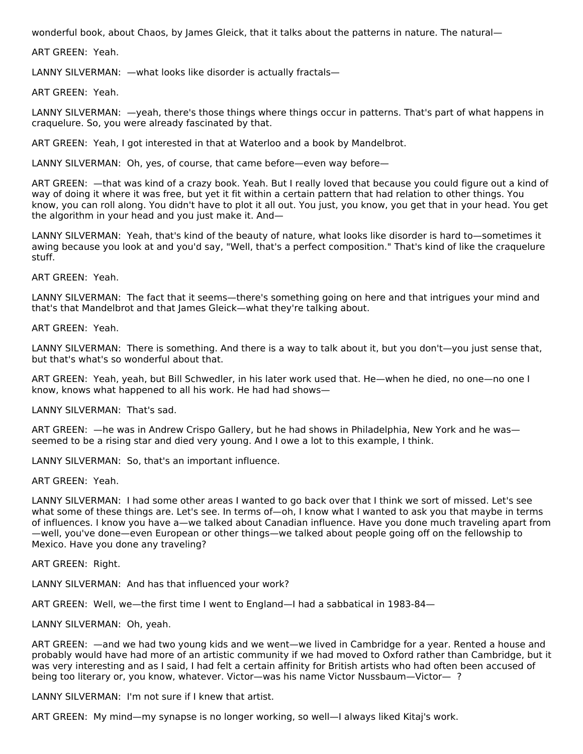wonderful book, about Chaos, by James Gleick, that it talks about the patterns in nature. The natural—

ART GREEN: Yeah.

LANNY SILVERMAN: —what looks like disorder is actually fractals—

ART GREEN: Yeah.

LANNY SILVERMAN: —yeah, there's those things where things occur in patterns. That's part of what happens in craquelure. So, you were already fascinated by that.

ART GREEN: Yeah, I got interested in that at Waterloo and a book by Mandelbrot.

LANNY SILVERMAN: Oh, yes, of course, that came before—even way before—

ART GREEN: —that was kind of a crazy book. Yeah. But I really loved that because you could figure out a kind of way of doing it where it was free, but yet it fit within a certain pattern that had relation to other things. You know, you can roll along. You didn't have to plot it all out. You just, you know, you get that in your head. You get the algorithm in your head and you just make it. And—

LANNY SILVERMAN: Yeah, that's kind of the beauty of nature, what looks like disorder is hard to—sometimes it awing because you look at and you'd say, "Well, that's a perfect composition." That's kind of like the craquelure stuff.

ART GREEN: Yeah.

LANNY SILVERMAN: The fact that it seems—there's something going on here and that intrigues your mind and that's that Mandelbrot and that James Gleick—what they're talking about.

ART GREEN: Yeah.

LANNY SILVERMAN: There is something. And there is a way to talk about it, but you don't—you just sense that, but that's what's so wonderful about that.

ART GREEN: Yeah, yeah, but Bill Schwedler, in his later work used that. He—when he died, no one—no one I know, knows what happened to all his work. He had had shows—

LANNY SILVERMAN: That's sad.

ART GREEN: —he was in Andrew Crispo Gallery, but he had shows in Philadelphia, New York and he was—seemed to be a rising star and died very young. And I owe a lot to this example, I think.

LANNY SILVERMAN: So, that's an important influence.

ART GREEN: Yeah.

LANNY SILVERMAN: I had some other areas I wanted to go back over that I think we sort of missed. Let's see what some of these things are. Let's see. In terms of—oh, I know what I wanted to ask you that maybe in terms of influences. I know you have a—we talked about Canadian influence. Have you done much traveling apart from —well, you've done—even European or other things—we talked about people going off on the fellowship to Mexico. Have you done any traveling?

ART GREEN: Right.

LANNY SILVERMAN: And has that influenced your work?

ART GREEN: Well, we—the first time I went to England—I had a sabbatical in 1983-84—

LANNY SILVERMAN: Oh, yeah.

ART GREEN: —and we had two young kids and we went—we lived in Cambridge for a year. Rented a house and probably would have had more of an artistic community if we had moved to Oxford rather than Cambridge, but it was very interesting and as I said, I had felt a certain affinity for British artists who had often been accused of being too literary or, you know, whatever. Victor—was his name Victor Nussbaum—Victor— ?

LANNY SILVERMAN: I'm not sure if I knew that artist.

ART GREEN: My mind—my synapse is no longer working, so well—I always liked Kitaj's work.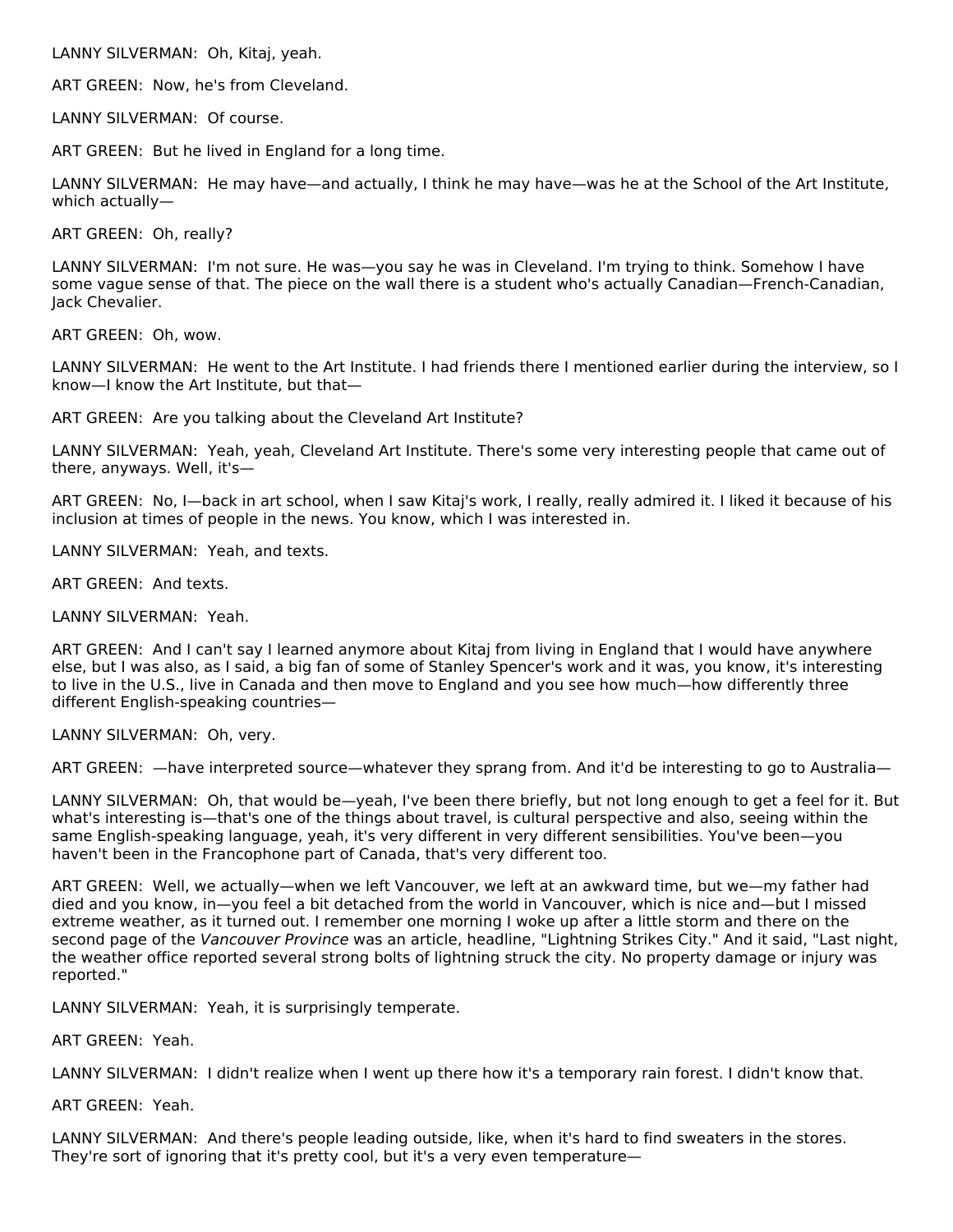LANNY SILVERMAN: Oh, Kitaj, yeah.

ART GREEN: Now, he's from Cleveland.

LANNY SILVERMAN: Of course.

ART GREEN: But he lived in England for a long time.

LANNY SILVERMAN: He may have—and actually, I think he may have—was he at the School of the Art Institute, which actually—

ART GREEN: Oh, really?

LANNY SILVERMAN: I'm not sure. He was—you say he was in Cleveland. I'm trying to think. Somehow I have some vague sense of that. The piece on the wall there is a student who's actually Canadian—French-Canadian, Jack Chevalier.

ART GREEN: Oh, wow.

LANNY SILVERMAN: He went to the Art Institute. I had friends there I mentioned earlier during the interview, so I know—I know the Art Institute, but that—

ART GREEN: Are you talking about the Cleveland Art Institute?

LANNY SILVERMAN: Yeah, yeah, Cleveland Art Institute. There's some very interesting people that came out of there, anyways. Well, it's—

ART GREEN: No, I—back in art school, when I saw Kitaj's work, I really, really admired it. I liked it because of his inclusion at times of people in the news. You know, which I was interested in.

LANNY SILVERMAN: Yeah, and texts.

ART GREEN: And texts.

LANNY SILVERMAN: Yeah.

ART GREEN: And I can't say I learned anymore about Kitaj from living in England that I would have anywhere else, but I was also, as I said, a big fan of some of Stanley Spencer's work and it was, you know, it's interesting to live in the U.S., live in Canada and then move to England and you see how much—how differently three different English-speaking countries—

LANNY SILVERMAN: Oh, very.

ART GREEN: —have interpreted source—whatever they sprang from. And it'd be interesting to go to Australia—

LANNY SILVERMAN: Oh, that would be—yeah, I've been there briefly, but not long enough to get a feel for it. But what's interesting is—that's one of the things about travel, is cultural perspective and also, seeing within the same English-speaking language, yeah, it's very different in very different sensibilities. You've been—you haven't been in the Francophone part of Canada, that's very different too.

ART GREEN: Well, we actually—when we left Vancouver, we left at an awkward time, but we—my father had died and you know, in—you feel a bit detached from the world in Vancouver, which is nice and—but I missed extreme weather, as it turned out. I remember one morning I woke up after a little storm and there on the second page of the *Vancouver Province* was an article, headline, "Lightning Strikes City." And it said, "Last night, the weather office reported several strong bolts of lightning struck the city. No property damage or injury was reported."

LANNY SILVERMAN: Yeah, it is surprisingly temperate.

ART GREEN: Yeah.

LANNY SILVERMAN: I didn't realize when I went up there how it's a temporary rain forest. I didn't know that.

ART GREEN: Yeah.

LANNY SILVERMAN: And there's people leading outside, like, when it's hard to find sweaters in the stores. They're sort of ignoring that it's pretty cool, but it's a very even temperature—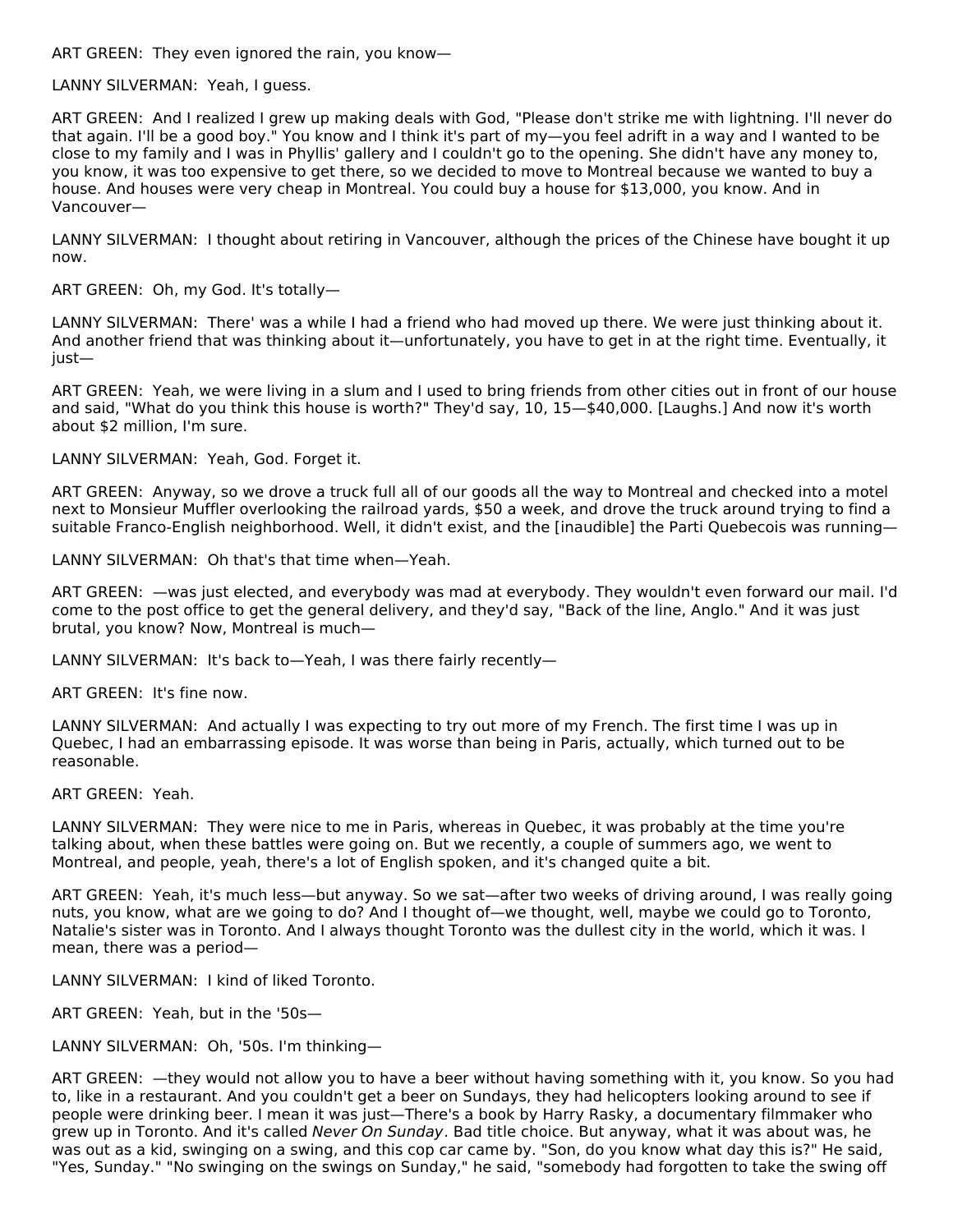ART GREEN: They even ignored the rain, you know—

LANNY SILVERMAN: Yeah, I guess.

ART GREEN: And I realized I grew up making deals with God, "Please don't strike me with lightning. I'll never do that again. I'll be a good boy." You know and I think it's part of my—you feel adrift in a way and I wanted to be close to my family and I was in Phyllis' gallery and I couldn't go to the opening. She didn't have any money to, you know, it was too expensive to get there, so we decided to move to Montreal because we wanted to buy a house. And houses were very cheap in Montreal. You could buy a house for $13,000, you know. And in Vancouver—

LANNY SILVERMAN: I thought about retiring in Vancouver, although the prices of the Chinese have bought it up now.

ART GREEN: Oh, my God. It's totally—

LANNY SILVERMAN: There' was a while I had a friend who had moved up there. We were just thinking about it. And another friend that was thinking about it—unfortunately, you have to get in at the right time. Eventually, it just—

ART GREEN: Yeah, we were living in a slum and I used to bring friends from other cities out in front of our house and said, "What do you think this house is worth?" They'd say, 10, 15—$40,000. [Laughs.] And now it's worth about $2 million, I'm sure.

LANNY SILVERMAN: Yeah, God. Forget it.

ART GREEN: Anyway, so we drove a truck full all of our goods all the way to Montreal and checked into a motel next to Monsieur Muffler overlooking the railroad yards, $50 a week, and drove the truck around trying to find a suitable Franco-English neighborhood. Well, it didn't exist, and the [inaudible] the Parti Quebecois was running—

LANNY SILVERMAN: Oh that's that time when—Yeah.

ART GREEN: —was just elected, and everybody was mad at everybody. They wouldn't even forward our mail. I'd come to the post office to get the general delivery, and they'd say, "Back of the line, Anglo." And it was just brutal, you know? Now, Montreal is much—

LANNY SILVERMAN: It's back to—Yeah, I was there fairly recently—

ART GREEN: It's fine now.

LANNY SILVERMAN: And actually I was expecting to try out more of my French. The first time I was up in Quebec, I had an embarrassing episode. It was worse than being in Paris, actually, which turned out to be reasonable.

ART GREEN: Yeah.

LANNY SILVERMAN: They were nice to me in Paris, whereas in Quebec, it was probably at the time you're talking about, when these battles were going on. But we recently, a couple of summers ago, we went to Montreal, and people, yeah, there's a lot of English spoken, and it's changed quite a bit.

ART GREEN: Yeah, it's much less—but anyway. So we sat—after two weeks of driving around, I was really going nuts, you know, what are we going to do? And I thought of—we thought, well, maybe we could go to Toronto, Natalie's sister was in Toronto. And I always thought Toronto was the dullest city in the world, which it was. I mean, there was a period—

LANNY SILVERMAN: I kind of liked Toronto.

ART GREEN: Yeah, but in the '50s—

LANNY SILVERMAN: Oh, '50s. I'm thinking—

ART GREEN: —they would not allow you to have a beer without having something with it, you know. So you had to, like in a restaurant. And you couldn't get a beer on Sundays, they had helicopters looking around to see if people were drinking beer. I mean it was just—There's a book by Harry Rasky, a documentary filmmaker who grew up in Toronto. And it's called *Never On Sunday*. Bad title choice. But anyway, what it was about was, he was out as a kid, swinging on a swing, and this cop car came by. "Son, do you know what day this is?" He said, "Yes, Sunday." "No swinging on the swings on Sunday," he said, "somebody had forgotten to take the swing off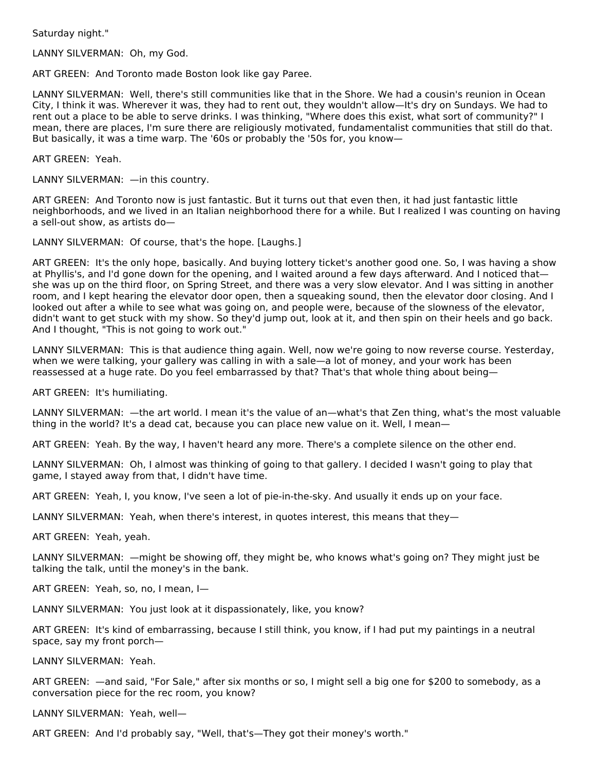Saturday night."

LANNY SILVERMAN: Oh, my God.

ART GREEN: And Toronto made Boston look like gay Paree.

LANNY SILVERMAN: Well, there's still communities like that in the Shore. We had a cousin's reunion in Ocean City, I think it was. Wherever it was, they had to rent out, they wouldn't allow—It's dry on Sundays. We had to rent out a place to be able to serve drinks. I was thinking, "Where does this exist, what sort of community?" I mean, there are places, I'm sure there are religiously motivated, fundamentalist communities that still do that. But basically, it was a time warp. The '60s or probably the '50s for, you know—

ART GREEN: Yeah.

LANNY SILVERMAN: —in this country.

ART GREEN: And Toronto now is just fantastic. But it turns out that even then, it had just fantastic little neighborhoods, and we lived in an Italian neighborhood there for a while. But I realized I was counting on having a sell-out show, as artists do—

LANNY SILVERMAN: Of course, that's the hope. [Laughs.]

ART GREEN: It's the only hope, basically. And buying lottery ticket's another good one. So, I was having a show at Phyllis's, and I'd gone down for the opening, and I waited around a few days afterward. And I noticed that—she was up on the third floor, on Spring Street, and there was a very slow elevator. And I was sitting in another room, and I kept hearing the elevator door open, then a squeaking sound, then the elevator door closing. And I looked out after a while to see what was going on, and people were, because of the slowness of the elevator, didn't want to get stuck with my show. So they'd jump out, look at it, and then spin on their heels and go back. And I thought, "This is not going to work out."

LANNY SILVERMAN: This is that audience thing again. Well, now we're going to now reverse course. Yesterday, when we were talking, your gallery was calling in with a sale—a lot of money, and your work has been reassessed at a huge rate. Do you feel embarrassed by that? That's that whole thing about being—

ART GREEN: It's humiliating.

LANNY SILVERMAN: —the art world. I mean it's the value of an—what's that Zen thing, what's the most valuable thing in the world? It's a dead cat, because you can place new value on it. Well, I mean—

ART GREEN: Yeah. By the way, I haven't heard any more. There's a complete silence on the other end.

LANNY SILVERMAN: Oh, I almost was thinking of going to that gallery. I decided I wasn't going to play that game, I stayed away from that, I didn't have time.

ART GREEN: Yeah, I, you know, I've seen a lot of pie-in-the-sky. And usually it ends up on your face.

LANNY SILVERMAN: Yeah, when there's interest, in quotes interest, this means that they—

ART GREEN: Yeah, yeah.

LANNY SILVERMAN: —might be showing off, they might be, who knows what's going on? They might just be talking the talk, until the money's in the bank.

ART GREEN: Yeah, so, no, I mean, I—

LANNY SILVERMAN: You just look at it dispassionately, like, you know?

ART GREEN: It's kind of embarrassing, because I still think, you know, if I had put my paintings in a neutral space, say my front porch—

LANNY SILVERMAN: Yeah.

ART GREEN: —and said, "For Sale," after six months or so, I might sell a big one for $200 to somebody, as a conversation piece for the rec room, you know?

LANNY SILVERMAN: Yeah, well—

ART GREEN: And I'd probably say, "Well, that's—They got their money's worth."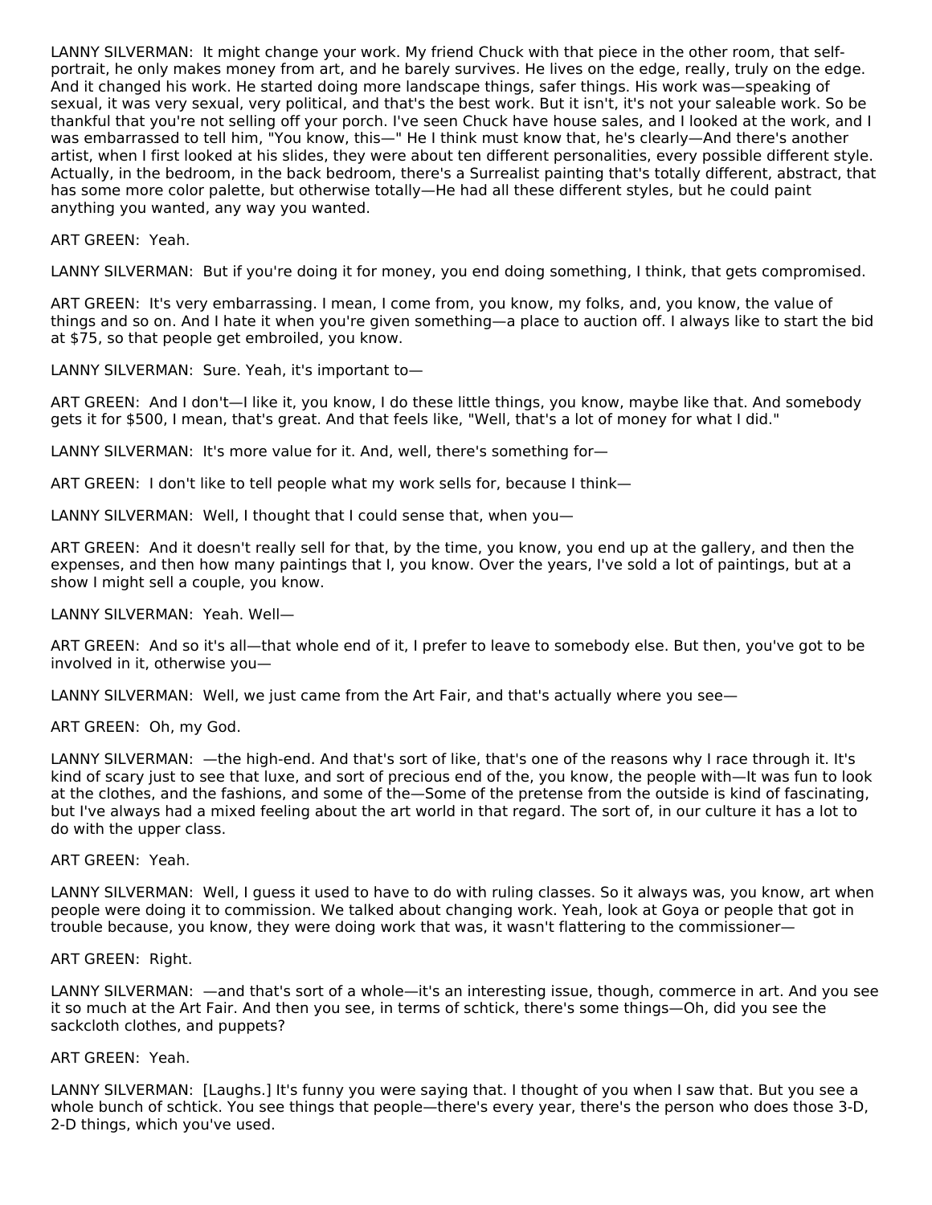LANNY SILVERMAN: It might change your work. My friend Chuck with that piece in the other room, that self-portrait, he only makes money from art, and he barely survives. He lives on the edge, really, truly on the edge. And it changed his work. He started doing more landscape things, safer things. His work was—speaking of sexual, it was very sexual, very political, and that's the best work. But it isn't, it's not your saleable work. So be thankful that you're not selling off your porch. I've seen Chuck have house sales, and I looked at the work, and I was embarrassed to tell him, "You know, this—" He I think must know that, he's clearly—And there's another artist, when I first looked at his slides, they were about ten different personalities, every possible different style. Actually, in the bedroom, in the back bedroom, there's a Surrealist painting that's totally different, abstract, that has some more color palette, but otherwise totally—He had all these different styles, but he could paint anything you wanted, any way you wanted.

ART GREEN: Yeah.

LANNY SILVERMAN: But if you're doing it for money, you end doing something, I think, that gets compromised.

ART GREEN: It's very embarrassing. I mean, I come from, you know, my folks, and, you know, the value of things and so on. And I hate it when you're given something—a place to auction off. I always like to start the bid at $75, so that people get embroiled, you know.

LANNY SILVERMAN: Sure. Yeah, it's important to—

ART GREEN: And I don't—I like it, you know, I do these little things, you know, maybe like that. And somebody gets it for $500, I mean, that's great. And that feels like, "Well, that's a lot of money for what I did."

LANNY SILVERMAN: It's more value for it. And, well, there's something for—

ART GREEN: I don't like to tell people what my work sells for, because I think—

LANNY SILVERMAN: Well, I thought that I could sense that, when you—

ART GREEN: And it doesn't really sell for that, by the time, you know, you end up at the gallery, and then the expenses, and then how many paintings that I, you know. Over the years, I've sold a lot of paintings, but at a show I might sell a couple, you know.

LANNY SILVERMAN: Yeah. Well—

ART GREEN: And so it's all—that whole end of it, I prefer to leave to somebody else. But then, you've got to be involved in it, otherwise you—

LANNY SILVERMAN: Well, we just came from the Art Fair, and that's actually where you see—

ART GREEN: Oh, my God.

LANNY SILVERMAN: —the high-end. And that's sort of like, that's one of the reasons why I race through it. It's kind of scary just to see that luxe, and sort of precious end of the, you know, the people with—It was fun to look at the clothes, and the fashions, and some of the—Some of the pretense from the outside is kind of fascinating, but I've always had a mixed feeling about the art world in that regard. The sort of, in our culture it has a lot to do with the upper class.

ART GREEN: Yeah.

LANNY SILVERMAN: Well, I guess it used to have to do with ruling classes. So it always was, you know, art when people were doing it to commission. We talked about changing work. Yeah, look at Goya or people that got in trouble because, you know, they were doing work that was, it wasn't flattering to the commissioner—

ART GREEN: Right.

LANNY SILVERMAN: —and that's sort of a whole—it's an interesting issue, though, commerce in art. And you see it so much at the Art Fair. And then you see, in terms of schtick, there's some things—Oh, did you see the sackcloth clothes, and puppets?

ART GREEN: Yeah.

LANNY SILVERMAN: [Laughs.] It's funny you were saying that. I thought of you when I saw that. But you see a whole bunch of schtick. You see things that people—there's every year, there's the person who does those 3-D, 2-D things, which you've used.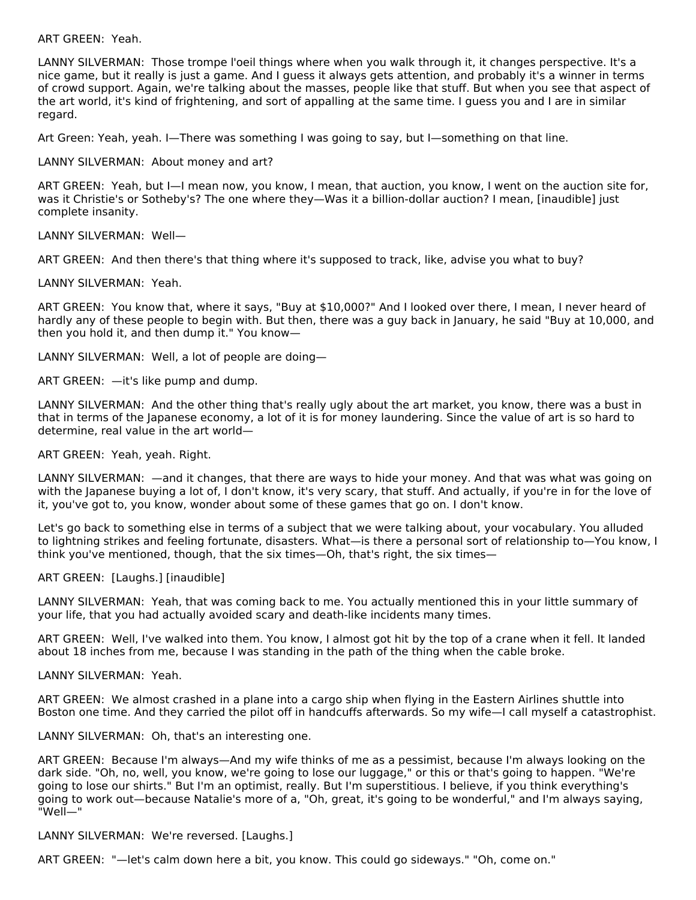ART GREEN: Yeah.

LANNY SILVERMAN: Those trompe l'oeil things where when you walk through it, it changes perspective. It's a nice game, but it really is just a game. And I guess it always gets attention, and probably it's a winner in terms of crowd support. Again, we're talking about the masses, people like that stuff. But when you see that aspect of the art world, it's kind of frightening, and sort of appalling at the same time. I guess you and I are in similar regard.

Art Green: Yeah, yeah. I—There was something I was going to say, but I—something on that line.

LANNY SILVERMAN: About money and art?

ART GREEN: Yeah, but I—I mean now, you know, I mean, that auction, you know, I went on the auction site for, was it Christie's or Sotheby's? The one where they—Was it a billion-dollar auction? I mean, [inaudible] just complete insanity.

LANNY SILVERMAN: Well—

ART GREEN: And then there's that thing where it's supposed to track, like, advise you what to buy?

LANNY SILVERMAN: Yeah.

ART GREEN: You know that, where it says, "Buy at $10,000?" And I looked over there, I mean, I never heard of hardly any of these people to begin with. But then, there was a guy back in January, he said "Buy at 10,000, and then you hold it, and then dump it." You know—

LANNY SILVERMAN: Well, a lot of people are doing—

ART GREEN: —it's like pump and dump.

LANNY SILVERMAN: And the other thing that's really ugly about the art market, you know, there was a bust in that in terms of the Japanese economy, a lot of it is for money laundering. Since the value of art is so hard to determine, real value in the art world—

ART GREEN: Yeah, yeah. Right.

LANNY SILVERMAN: —and it changes, that there are ways to hide your money. And that was what was going on with the Japanese buying a lot of, I don't know, it's very scary, that stuff. And actually, if you're in for the love of it, you've got to, you know, wonder about some of these games that go on. I don't know.

Let's go back to something else in terms of a subject that we were talking about, your vocabulary. You alluded to lightning strikes and feeling fortunate, disasters. What—is there a personal sort of relationship to—You know, I think you've mentioned, though, that the six times—Oh, that's right, the six times—

ART GREEN: [Laughs.] [inaudible]

LANNY SILVERMAN: Yeah, that was coming back to me. You actually mentioned this in your little summary of your life, that you had actually avoided scary and death-like incidents many times.

ART GREEN: Well, I've walked into them. You know, I almost got hit by the top of a crane when it fell. It landed about 18 inches from me, because I was standing in the path of the thing when the cable broke.

LANNY SILVERMAN: Yeah.

ART GREEN: We almost crashed in a plane into a cargo ship when flying in the Eastern Airlines shuttle into Boston one time. And they carried the pilot off in handcuffs afterwards. So my wife—I call myself a catastrophist.

LANNY SILVERMAN: Oh, that's an interesting one.

ART GREEN: Because I'm always—And my wife thinks of me as a pessimist, because I'm always looking on the dark side. "Oh, no, well, you know, we're going to lose our luggage," or this or that's going to happen. "We're going to lose our shirts." But I'm an optimist, really. But I'm superstitious. I believe, if you think everything's going to work out—because Natalie's more of a, "Oh, great, it's going to be wonderful," and I'm always saying, "Well—"

LANNY SILVERMAN: We're reversed. [Laughs.]

ART GREEN: "—let's calm down here a bit, you know. This could go sideways." "Oh, come on."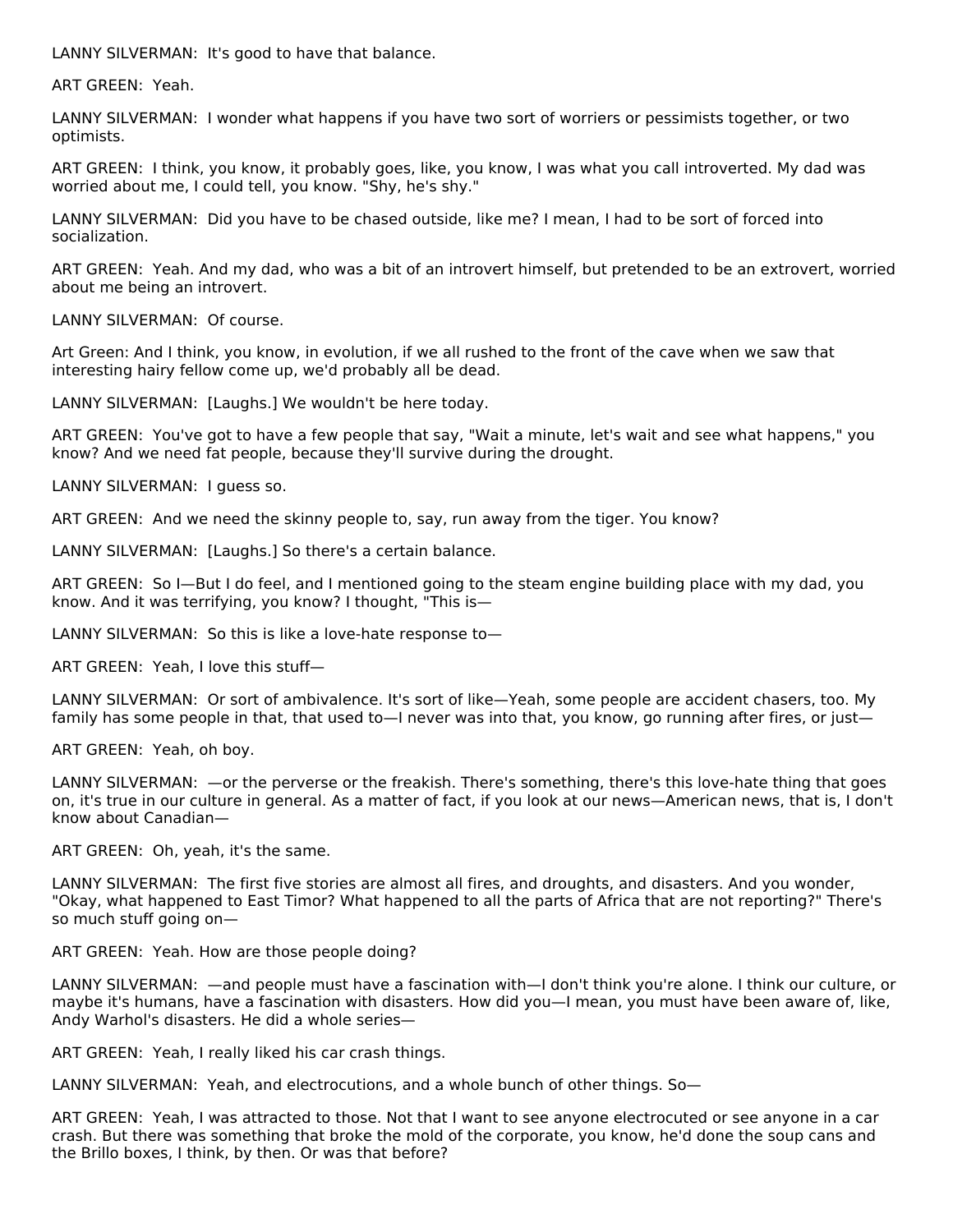LANNY SILVERMAN: It's good to have that balance.

ART GREEN: Yeah.

LANNY SILVERMAN: I wonder what happens if you have two sort of worriers or pessimists together, or two optimists.

ART GREEN: I think, you know, it probably goes, like, you know, I was what you call introverted. My dad was worried about me, I could tell, you know. "Shy, he's shy."

LANNY SILVERMAN: Did you have to be chased outside, like me? I mean, I had to be sort of forced into socialization.

ART GREEN: Yeah. And my dad, who was a bit of an introvert himself, but pretended to be an extrovert, worried about me being an introvert.

LANNY SILVERMAN: Of course.

Art Green: And I think, you know, in evolution, if we all rushed to the front of the cave when we saw that interesting hairy fellow come up, we'd probably all be dead.

LANNY SILVERMAN: [Laughs.] We wouldn't be here today.

ART GREEN: You've got to have a few people that say, "Wait a minute, let's wait and see what happens," you know? And we need fat people, because they'll survive during the drought.

LANNY SILVERMAN: I guess so.

ART GREEN: And we need the skinny people to, say, run away from the tiger. You know?

LANNY SILVERMAN: [Laughs.] So there's a certain balance.

ART GREEN: So I—But I do feel, and I mentioned going to the steam engine building place with my dad, you know. And it was terrifying, you know? I thought, "This is—

LANNY SILVERMAN: So this is like a love-hate response to—

ART GREEN: Yeah, I love this stuff—

LANNY SILVERMAN: Or sort of ambivalence. It's sort of like—Yeah, some people are accident chasers, too. My family has some people in that, that used to—I never was into that, you know, go running after fires, or just—

ART GREEN: Yeah, oh boy.

LANNY SILVERMAN: —or the perverse or the freakish. There's something, there's this love-hate thing that goes on, it's true in our culture in general. As a matter of fact, if you look at our news—American news, that is, I don't know about Canadian—

ART GREEN: Oh, yeah, it's the same.

LANNY SILVERMAN: The first five stories are almost all fires, and droughts, and disasters. And you wonder, "Okay, what happened to East Timor? What happened to all the parts of Africa that are not reporting?" There's so much stuff going on—

ART GREEN: Yeah. How are those people doing?

LANNY SILVERMAN: —and people must have a fascination with—I don't think you're alone. I think our culture, or maybe it's humans, have a fascination with disasters. How did you—I mean, you must have been aware of, like, Andy Warhol's disasters. He did a whole series—

ART GREEN: Yeah, I really liked his car crash things.

LANNY SILVERMAN: Yeah, and electrocutions, and a whole bunch of other things. So—

ART GREEN: Yeah, I was attracted to those. Not that I want to see anyone electrocuted or see anyone in a car crash. But there was something that broke the mold of the corporate, you know, he'd done the soup cans and the Brillo boxes, I think, by then. Or was that before?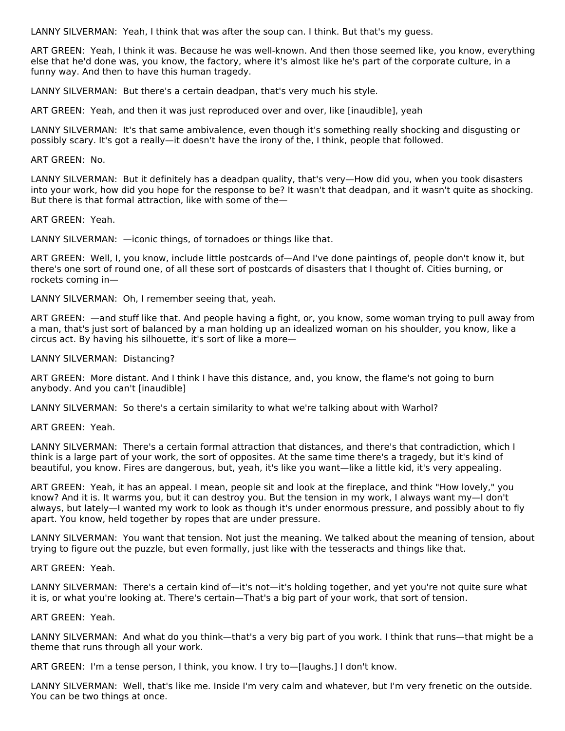LANNY SILVERMAN: Yeah, I think that was after the soup can. I think. But that's my guess.

ART GREEN: Yeah, I think it was. Because he was well-known. And then those seemed like, you know, everything else that he'd done was, you know, the factory, where it's almost like he's part of the corporate culture, in a funny way. And then to have this human tragedy.

LANNY SILVERMAN: But there's a certain deadpan, that's very much his style.

ART GREEN: Yeah, and then it was just reproduced over and over, like [inaudible], yeah

LANNY SILVERMAN: It's that same ambivalence, even though it's something really shocking and disgusting or possibly scary. It's got a really—it doesn't have the irony of the, I think, people that followed.

ART GREEN: No.

LANNY SILVERMAN: But it definitely has a deadpan quality, that's very—How did you, when you took disasters into your work, how did you hope for the response to be? It wasn't that deadpan, and it wasn't quite as shocking. But there is that formal attraction, like with some of the—

ART GREEN: Yeah.

LANNY SILVERMAN: —iconic things, of tornadoes or things like that.

ART GREEN: Well, I, you know, include little postcards of—And I've done paintings of, people don't know it, but there's one sort of round one, of all these sort of postcards of disasters that I thought of. Cities burning, or rockets coming in—

LANNY SILVERMAN: Oh, I remember seeing that, yeah.

ART GREEN: —and stuff like that. And people having a fight, or, you know, some woman trying to pull away from a man, that's just sort of balanced by a man holding up an idealized woman on his shoulder, you know, like a circus act. By having his silhouette, it's sort of like a more—

LANNY SILVERMAN: Distancing?

ART GREEN: More distant. And I think I have this distance, and, you know, the flame's not going to burn anybody. And you can't [inaudible]

LANNY SILVERMAN: So there's a certain similarity to what we're talking about with Warhol?

ART GREEN: Yeah.

LANNY SILVERMAN: There's a certain formal attraction that distances, and there's that contradiction, which I think is a large part of your work, the sort of opposites. At the same time there's a tragedy, but it's kind of beautiful, you know. Fires are dangerous, but, yeah, it's like you want—like a little kid, it's very appealing.

ART GREEN: Yeah, it has an appeal. I mean, people sit and look at the fireplace, and think "How lovely," you know? And it is. It warms you, but it can destroy you. But the tension in my work, I always want my—I don't always, but lately—I wanted my work to look as though it's under enormous pressure, and possibly about to fly apart. You know, held together by ropes that are under pressure.

LANNY SILVERMAN: You want that tension. Not just the meaning. We talked about the meaning of tension, about trying to figure out the puzzle, but even formally, just like with the tesseracts and things like that.

ART GREEN: Yeah.

LANNY SILVERMAN: There's a certain kind of—it's not—it's holding together, and yet you're not quite sure what it is, or what you're looking at. There's certain—That's a big part of your work, that sort of tension.

ART GREEN: Yeah.

LANNY SILVERMAN: And what do you think—that's a very big part of you work. I think that runs—that might be a theme that runs through all your work.

ART GREEN: I'm a tense person, I think, you know. I try to—[laughs.] I don't know.

LANNY SILVERMAN: Well, that's like me. Inside I'm very calm and whatever, but I'm very frenetic on the outside. You can be two things at once.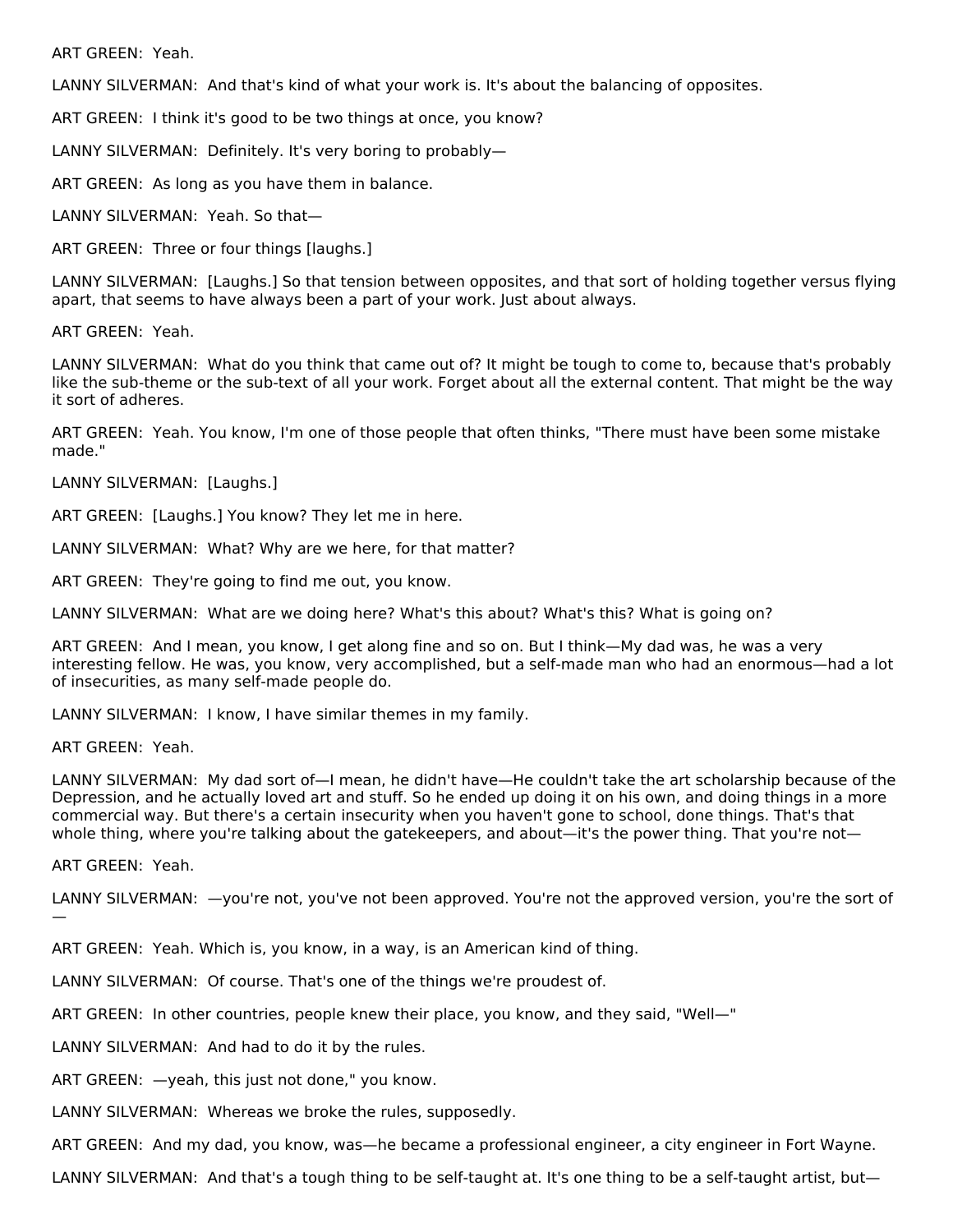ART GREEN: Yeah.

LANNY SILVERMAN: And that's kind of what your work is. It's about the balancing of opposites.

ART GREEN: I think it's good to be two things at once, you know?

LANNY SILVERMAN: Definitely. It's very boring to probably—

ART GREEN: As long as you have them in balance.

LANNY SILVERMAN: Yeah. So that—

ART GREEN: Three or four things [laughs.]

LANNY SILVERMAN: [Laughs.] So that tension between opposites, and that sort of holding together versus flying apart, that seems to have always been a part of your work. Just about always.

ART GREEN: Yeah.

LANNY SILVERMAN: What do you think that came out of? It might be tough to come to, because that's probably like the sub-theme or the sub-text of all your work. Forget about all the external content. That might be the way it sort of adheres.

ART GREEN: Yeah. You know, I'm one of those people that often thinks, "There must have been some mistake made."

LANNY SILVERMAN: [Laughs.]

ART GREEN: [Laughs.] You know? They let me in here.

LANNY SILVERMAN: What? Why are we here, for that matter?

ART GREEN: They're going to find me out, you know.

LANNY SILVERMAN: What are we doing here? What's this about? What's this? What is going on?

ART GREEN: And I mean, you know, I get along fine and so on. But I think—My dad was, he was a very interesting fellow. He was, you know, very accomplished, but a self-made man who had an enormous—had a lot of insecurities, as many self-made people do.

LANNY SILVERMAN: I know, I have similar themes in my family.

ART GREEN: Yeah.

LANNY SILVERMAN: My dad sort of—I mean, he didn't have—He couldn't take the art scholarship because of the Depression, and he actually loved art and stuff. So he ended up doing it on his own, and doing things in a more commercial way. But there's a certain insecurity when you haven't gone to school, done things. That's that whole thing, where you're talking about the gatekeepers, and about—it's the power thing. That you're not—

ART GREEN: Yeah.

LANNY SILVERMAN: —you're not, you've not been approved. You're not the approved version, you're the sort of —

ART GREEN: Yeah. Which is, you know, in a way, is an American kind of thing.

LANNY SILVERMAN: Of course. That's one of the things we're proudest of.

ART GREEN: In other countries, people knew their place, you know, and they said, "Well—"

LANNY SILVERMAN: And had to do it by the rules.

ART GREEN: —yeah, this just not done," you know.

LANNY SILVERMAN: Whereas we broke the rules, supposedly.

ART GREEN: And my dad, you know, was—he became a professional engineer, a city engineer in Fort Wayne.

LANNY SILVERMAN: And that's a tough thing to be self-taught at. It's one thing to be a self-taught artist, but—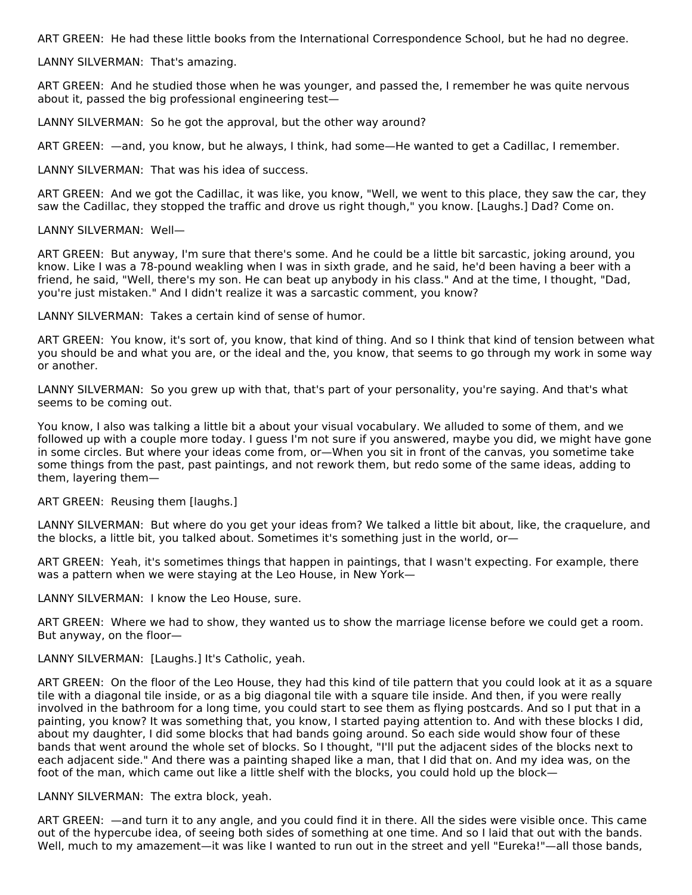ART GREEN: He had these little books from the International Correspondence School, but he had no degree.

LANNY SILVERMAN: That's amazing.

ART GREEN: And he studied those when he was younger, and passed the, I remember he was quite nervous about it, passed the big professional engineering test—

LANNY SILVERMAN: So he got the approval, but the other way around?

ART GREEN: —and, you know, but he always, I think, had some—He wanted to get a Cadillac, I remember.

LANNY SILVERMAN: That was his idea of success.

ART GREEN: And we got the Cadillac, it was like, you know, "Well, we went to this place, they saw the car, they saw the Cadillac, they stopped the traffic and drove us right though," you know. [Laughs.] Dad? Come on.

LANNY SILVERMAN: Well—

ART GREEN: But anyway, I'm sure that there's some. And he could be a little bit sarcastic, joking around, you know. Like I was a 78-pound weakling when I was in sixth grade, and he said, he'd been having a beer with a friend, he said, "Well, there's my son. He can beat up anybody in his class." And at the time, I thought, "Dad, you're just mistaken." And I didn't realize it was a sarcastic comment, you know?

LANNY SILVERMAN: Takes a certain kind of sense of humor.

ART GREEN: You know, it's sort of, you know, that kind of thing. And so I think that kind of tension between what you should be and what you are, or the ideal and the, you know, that seems to go through my work in some way or another.

LANNY SILVERMAN: So you grew up with that, that's part of your personality, you're saying. And that's what seems to be coming out.

You know, I also was talking a little bit a about your visual vocabulary. We alluded to some of them, and we followed up with a couple more today. I guess I'm not sure if you answered, maybe you did, we might have gone in some circles. But where your ideas come from, or—When you sit in front of the canvas, you sometime take some things from the past, past paintings, and not rework them, but redo some of the same ideas, adding to them, layering them—

ART GREEN: Reusing them [laughs.]

LANNY SILVERMAN: But where do you get your ideas from? We talked a little bit about, like, the craquelure, and the blocks, a little bit, you talked about. Sometimes it's something just in the world, or—

ART GREEN: Yeah, it's sometimes things that happen in paintings, that I wasn't expecting. For example, there was a pattern when we were staying at the Leo House, in New York—

LANNY SILVERMAN: I know the Leo House, sure.

ART GREEN: Where we had to show, they wanted us to show the marriage license before we could get a room. But anyway, on the floor—

LANNY SILVERMAN: [Laughs.] It's Catholic, yeah.

ART GREEN: On the floor of the Leo House, they had this kind of tile pattern that you could look at it as a square tile with a diagonal tile inside, or as a big diagonal tile with a square tile inside. And then, if you were really involved in the bathroom for a long time, you could start to see them as flying postcards. And so I put that in a painting, you know? It was something that, you know, I started paying attention to. And with these blocks I did, about my daughter, I did some blocks that had bands going around. So each side would show four of these bands that went around the whole set of blocks. So I thought, "I'll put the adjacent sides of the blocks next to each adjacent side." And there was a painting shaped like a man, that I did that on. And my idea was, on the foot of the man, which came out like a little shelf with the blocks, you could hold up the block—

LANNY SILVERMAN: The extra block, yeah.

ART GREEN: —and turn it to any angle, and you could find it in there. All the sides were visible once. This came out of the hypercube idea, of seeing both sides of something at one time. And so I laid that out with the bands. Well, much to my amazement—it was like I wanted to run out in the street and yell "Eureka!"—all those bands,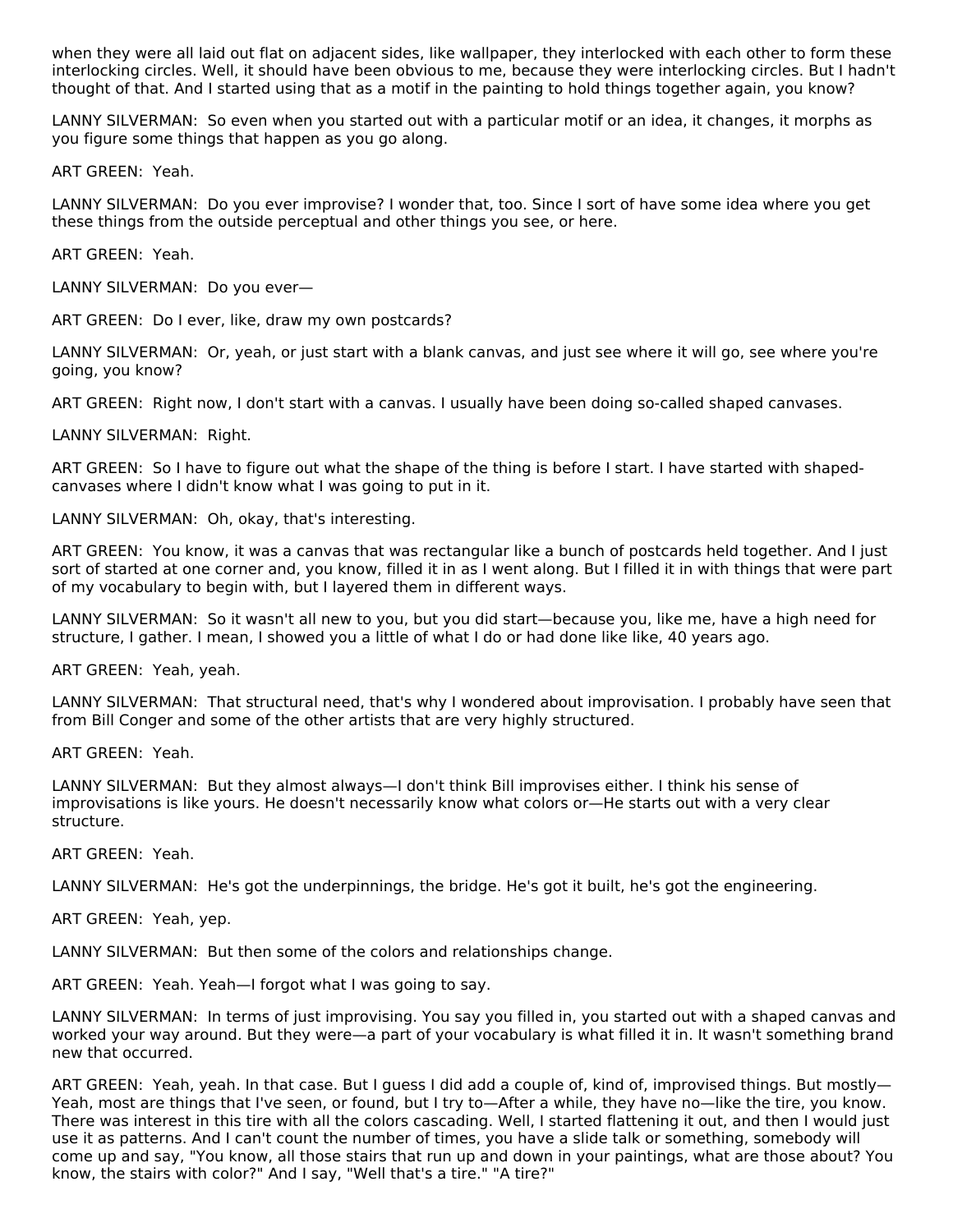when they were all laid out flat on adjacent sides, like wallpaper, they interlocked with each other to form these interlocking circles. Well, it should have been obvious to me, because they were interlocking circles. But I hadn't thought of that. And I started using that as a motif in the painting to hold things together again, you know?

LANNY SILVERMAN: So even when you started out with a particular motif or an idea, it changes, it morphs as you figure some things that happen as you go along.

ART GREEN: Yeah.

LANNY SILVERMAN: Do you ever improvise? I wonder that, too. Since I sort of have some idea where you get these things from the outside perceptual and other things you see, or here.

ART GREEN: Yeah.

LANNY SILVERMAN: Do you ever—

ART GREEN: Do I ever, like, draw my own postcards?

LANNY SILVERMAN: Or, yeah, or just start with a blank canvas, and just see where it will go, see where you're going, you know?

ART GREEN: Right now, I don't start with a canvas. I usually have been doing so-called shaped canvases.

LANNY SILVERMAN: Right.

ART GREEN: So I have to figure out what the shape of the thing is before I start. I have started with shaped-canvases where I didn't know what I was going to put in it.

LANNY SILVERMAN: Oh, okay, that's interesting.

ART GREEN: You know, it was a canvas that was rectangular like a bunch of postcards held together. And I just sort of started at one corner and, you know, filled it in as I went along. But I filled it in with things that were part of my vocabulary to begin with, but I layered them in different ways.

LANNY SILVERMAN: So it wasn't all new to you, but you did start—because you, like me, have a high need for structure, I gather. I mean, I showed you a little of what I do or had done like like, 40 years ago.

ART GREEN: Yeah, yeah.

LANNY SILVERMAN: That structural need, that's why I wondered about improvisation. I probably have seen that from Bill Conger and some of the other artists that are very highly structured.

ART GREEN: Yeah.

LANNY SILVERMAN: But they almost always—I don't think Bill improvises either. I think his sense of improvisations is like yours. He doesn't necessarily know what colors or—He starts out with a very clear structure.

ART GREEN: Yeah.

LANNY SILVERMAN: He's got the underpinnings, the bridge. He's got it built, he's got the engineering.

ART GREEN: Yeah, yep.

LANNY SILVERMAN: But then some of the colors and relationships change.

ART GREEN: Yeah. Yeah—I forgot what I was going to say.

LANNY SILVERMAN: In terms of just improvising. You say you filled in, you started out with a shaped canvas and worked your way around. But they were—a part of your vocabulary is what filled it in. It wasn't something brand new that occurred.

ART GREEN: Yeah, yeah. In that case. But I guess I did add a couple of, kind of, improvised things. But mostly—Yeah, most are things that I've seen, or found, but I try to—After a while, they have no—like the tire, you know. There was interest in this tire with all the colors cascading. Well, I started flattening it out, and then I would just use it as patterns. And I can't count the number of times, you have a slide talk or something, somebody will come up and say, "You know, all those stairs that run up and down in your paintings, what are those about? You know, the stairs with color?" And I say, "Well that's a tire." "A tire?"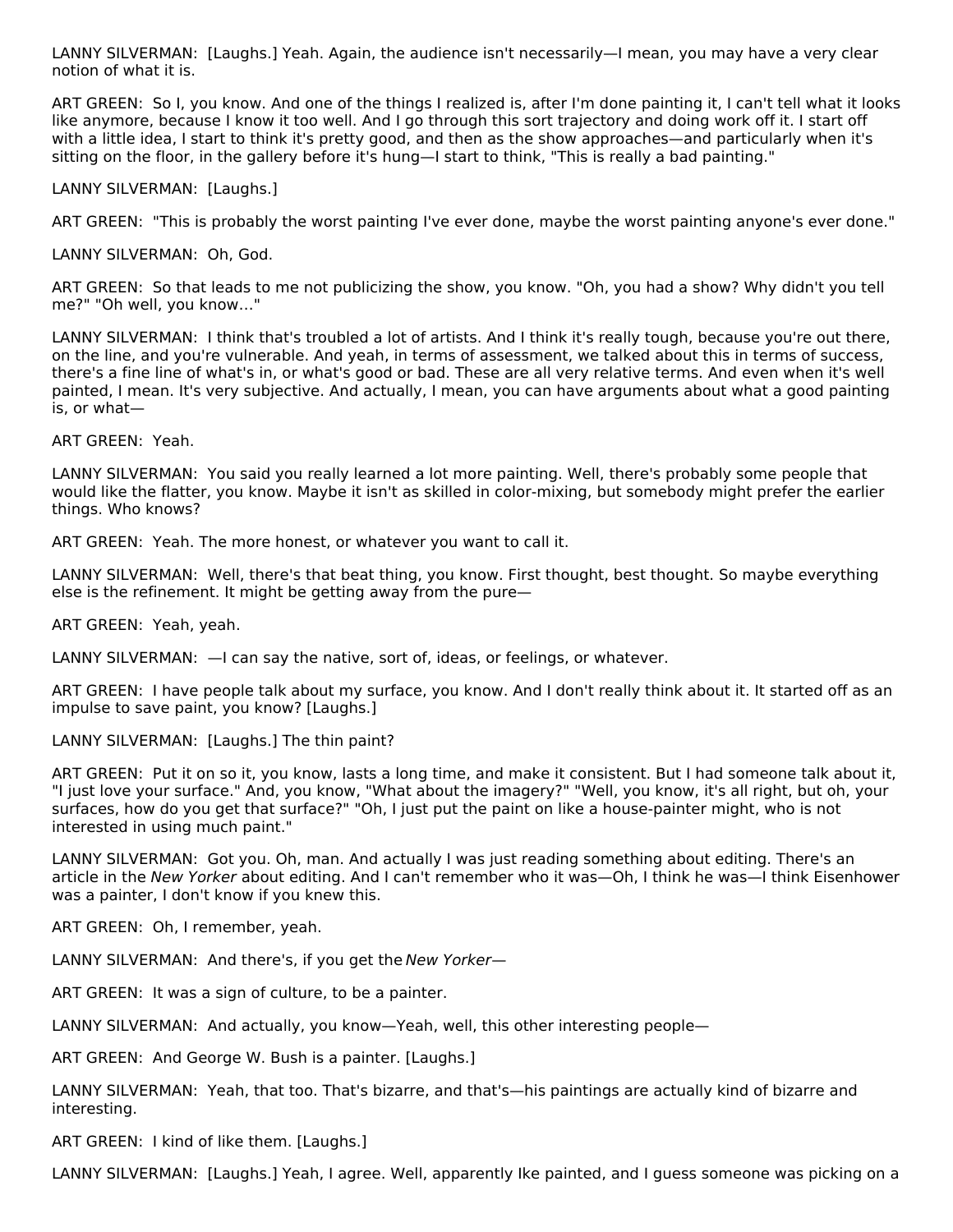LANNY SILVERMAN: [Laughs.] Yeah. Again, the audience isn't necessarily—I mean, you may have a very clear notion of what it is.

ART GREEN: So I, you know. And one of the things I realized is, after I'm done painting it, I can't tell what it looks like anymore, because I know it too well. And I go through this sort trajectory and doing work off it. I start off with a little idea, I start to think it's pretty good, and then as the show approaches—and particularly when it's sitting on the floor, in the gallery before it's hung—I start to think, "This is really a bad painting."

LANNY SILVERMAN: [Laughs.]

ART GREEN: "This is probably the worst painting I've ever done, maybe the worst painting anyone's ever done."

LANNY SILVERMAN: Oh, God.

ART GREEN: So that leads to me not publicizing the show, you know. "Oh, you had a show? Why didn't you tell me?" "Oh well, you know..."

LANNY SILVERMAN: I think that's troubled a lot of artists. And I think it's really tough, because you're out there, on the line, and you're vulnerable. And yeah, in terms of assessment, we talked about this in terms of success, there's a fine line of what's in, or what's good or bad. These are all very relative terms. And even when it's well painted, I mean. It's very subjective. And actually, I mean, you can have arguments about what a good painting is, or what—

ART GREEN: Yeah.

LANNY SILVERMAN: You said you really learned a lot more painting. Well, there's probably some people that would like the flatter, you know. Maybe it isn't as skilled in color-mixing, but somebody might prefer the earlier things. Who knows?

ART GREEN: Yeah. The more honest, or whatever you want to call it.

LANNY SILVERMAN: Well, there's that beat thing, you know. First thought, best thought. So maybe everything else is the refinement. It might be getting away from the pure—

ART GREEN: Yeah, yeah.

LANNY SILVERMAN: —I can say the native, sort of, ideas, or feelings, or whatever.

ART GREEN: I have people talk about my surface, you know. And I don't really think about it. It started off as an impulse to save paint, you know? [Laughs.]

LANNY SILVERMAN: [Laughs.] The thin paint?

ART GREEN: Put it on so it, you know, lasts a long time, and make it consistent. But I had someone talk about it, "I just love your surface." And, you know, "What about the imagery?" "Well, you know, it's all right, but oh, your surfaces, how do you get that surface?" "Oh, I just put the paint on like a house-painter might, who is not interested in using much paint."

LANNY SILVERMAN: Got you. Oh, man. And actually I was just reading something about editing. There's an article in the *New Yorker* about editing. And I can't remember who it was—Oh, I think he was—I think Eisenhower was a painter, I don't know if you knew this.

ART GREEN: Oh, I remember, yeah.

LANNY SILVERMAN: And there's, if you get the *New Yorker*—

ART GREEN: It was a sign of culture, to be a painter.

LANNY SILVERMAN: And actually, you know—Yeah, well, this other interesting people—

ART GREEN: And George W. Bush is a painter. [Laughs.]

LANNY SILVERMAN: Yeah, that too. That's bizarre, and that's—his paintings are actually kind of bizarre and interesting.

ART GREEN: I kind of like them. [Laughs.]

LANNY SILVERMAN: [Laughs.] Yeah, I agree. Well, apparently Ike painted, and I guess someone was picking on a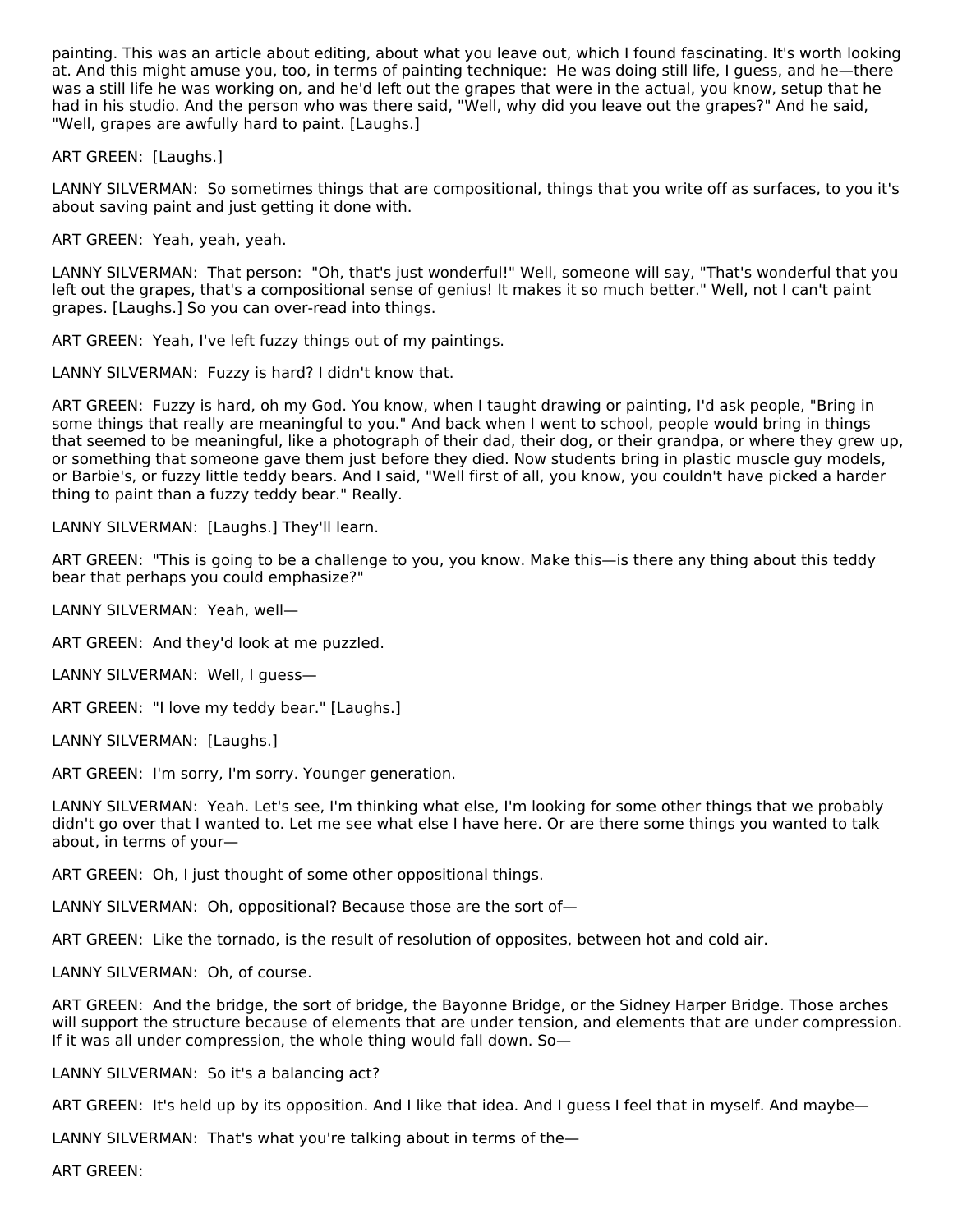painting. This was an article about editing, about what you leave out, which I found fascinating. It's worth looking at. And this might amuse you, too, in terms of painting technique:  He was doing still life, I guess, and he—there was a still life he was working on, and he'd left out the grapes that were in the actual, you know, setup that he had in his studio. And the person who was there said, "Well, why did you leave out the grapes?" And he said, "Well, grapes are awfully hard to paint. [Laughs.]

ART GREEN:  [Laughs.]

LANNY SILVERMAN:  So sometimes things that are compositional, things that you write off as surfaces, to you it's about saving paint and just getting it done with.

ART GREEN:  Yeah, yeah, yeah.

LANNY SILVERMAN:  That person:  "Oh, that's just wonderful!" Well, someone will say, "That's wonderful that you left out the grapes, that's a compositional sense of genius! It makes it so much better." Well, not I can't paint grapes. [Laughs.] So you can over-read into things.

ART GREEN:  Yeah, I've left fuzzy things out of my paintings.

LANNY SILVERMAN:  Fuzzy is hard? I didn't know that.

ART GREEN:  Fuzzy is hard, oh my God. You know, when I taught drawing or painting, I'd ask people, "Bring in some things that really are meaningful to you." And back when I went to school, people would bring in things that seemed to be meaningful, like a photograph of their dad, their dog, or their grandpa, or where they grew up, or something that someone gave them just before they died. Now students bring in plastic muscle guy models, or Barbie's, or fuzzy little teddy bears. And I said, "Well first of all, you know, you couldn't have picked a harder thing to paint than a fuzzy teddy bear." Really.

LANNY SILVERMAN:  [Laughs.] They'll learn.

ART GREEN:  "This is going to be a challenge to you, you know. Make this—is there any thing about this teddy bear that perhaps you could emphasize?"

LANNY SILVERMAN:  Yeah, well—

ART GREEN:  And they'd look at me puzzled.

LANNY SILVERMAN:  Well, I guess—

ART GREEN:  "I love my teddy bear." [Laughs.]

LANNY SILVERMAN:  [Laughs.]

ART GREEN:  I'm sorry, I'm sorry. Younger generation.

LANNY SILVERMAN:  Yeah. Let's see, I'm thinking what else, I'm looking for some other things that we probably didn't go over that I wanted to. Let me see what else I have here. Or are there some things you wanted to talk about, in terms of your—

ART GREEN:  Oh, I just thought of some other oppositional things.

LANNY SILVERMAN:  Oh, oppositional? Because those are the sort of—

ART GREEN:  Like the tornado, is the result of resolution of opposites, between hot and cold air.

LANNY SILVERMAN:  Oh, of course.

ART GREEN:  And the bridge, the sort of bridge, the Bayonne Bridge, or the Sidney Harper Bridge. Those arches will support the structure because of elements that are under tension, and elements that are under compression. If it was all under compression, the whole thing would fall down. So—

LANNY SILVERMAN:  So it's a balancing act?

ART GREEN:  It's held up by its opposition. And I like that idea. And I guess I feel that in myself. And maybe—

LANNY SILVERMAN:  That's what you're talking about in terms of the—

ART GREEN: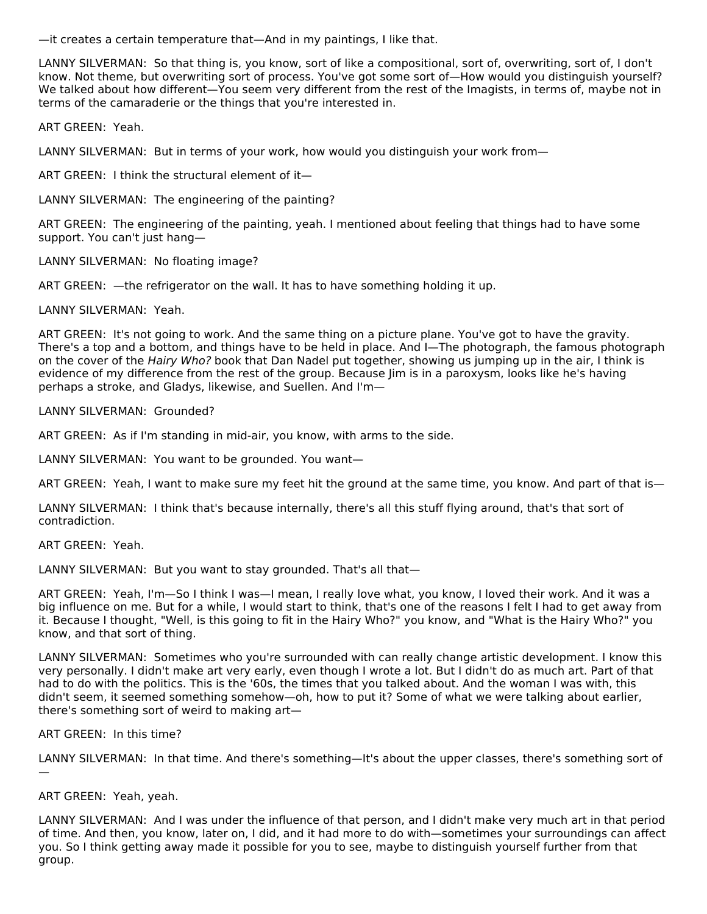—it creates a certain temperature that—And in my paintings, I like that.

LANNY SILVERMAN: So that thing is, you know, sort of like a compositional, sort of, overwriting, sort of, I don't know. Not theme, but overwriting sort of process. You've got some sort of—How would you distinguish yourself? We talked about how different—You seem very different from the rest of the Imagists, in terms of, maybe not in terms of the camaraderie or the things that you're interested in.

ART GREEN: Yeah.

LANNY SILVERMAN: But in terms of your work, how would you distinguish your work from—

ART GREEN: I think the structural element of it—

LANNY SILVERMAN: The engineering of the painting?

ART GREEN: The engineering of the painting, yeah. I mentioned about feeling that things had to have some support. You can't just hang—

LANNY SILVERMAN: No floating image?

ART GREEN: —the refrigerator on the wall. It has to have something holding it up.

LANNY SILVERMAN: Yeah.

ART GREEN: It's not going to work. And the same thing on a picture plane. You've got to have the gravity. There's a top and a bottom, and things have to be held in place. And I—The photograph, the famous photograph on the cover of the *Hairy Who?* book that Dan Nadel put together, showing us jumping up in the air, I think is evidence of my difference from the rest of the group. Because Jim is in a paroxysm, looks like he's having perhaps a stroke, and Gladys, likewise, and Suellen. And I'm—

LANNY SILVERMAN: Grounded?

ART GREEN: As if I'm standing in mid-air, you know, with arms to the side.

LANNY SILVERMAN: You want to be grounded. You want—

ART GREEN: Yeah, I want to make sure my feet hit the ground at the same time, you know. And part of that is—

LANNY SILVERMAN: I think that's because internally, there's all this stuff flying around, that's that sort of contradiction.

ART GREEN: Yeah.

LANNY SILVERMAN: But you want to stay grounded. That's all that—

ART GREEN: Yeah, I'm—So I think I was—I mean, I really love what, you know, I loved their work. And it was a big influence on me. But for a while, I would start to think, that's one of the reasons I felt I had to get away from it. Because I thought, "Well, is this going to fit in the Hairy Who?" you know, and "What is the Hairy Who?" you know, and that sort of thing.

LANNY SILVERMAN: Sometimes who you're surrounded with can really change artistic development. I know this very personally. I didn't make art very early, even though I wrote a lot. But I didn't do as much art. Part of that had to do with the politics. This is the '60s, the times that you talked about. And the woman I was with, this didn't seem, it seemed something somehow—oh, how to put it? Some of what we were talking about earlier, there's something sort of weird to making art—

ART GREEN: In this time?

LANNY SILVERMAN: In that time. And there's something—It's about the upper classes, there's something sort of —

ART GREEN: Yeah, yeah.

LANNY SILVERMAN: And I was under the influence of that person, and I didn't make very much art in that period of time. And then, you know, later on, I did, and it had more to do with—sometimes your surroundings can affect you. So I think getting away made it possible for you to see, maybe to distinguish yourself further from that group.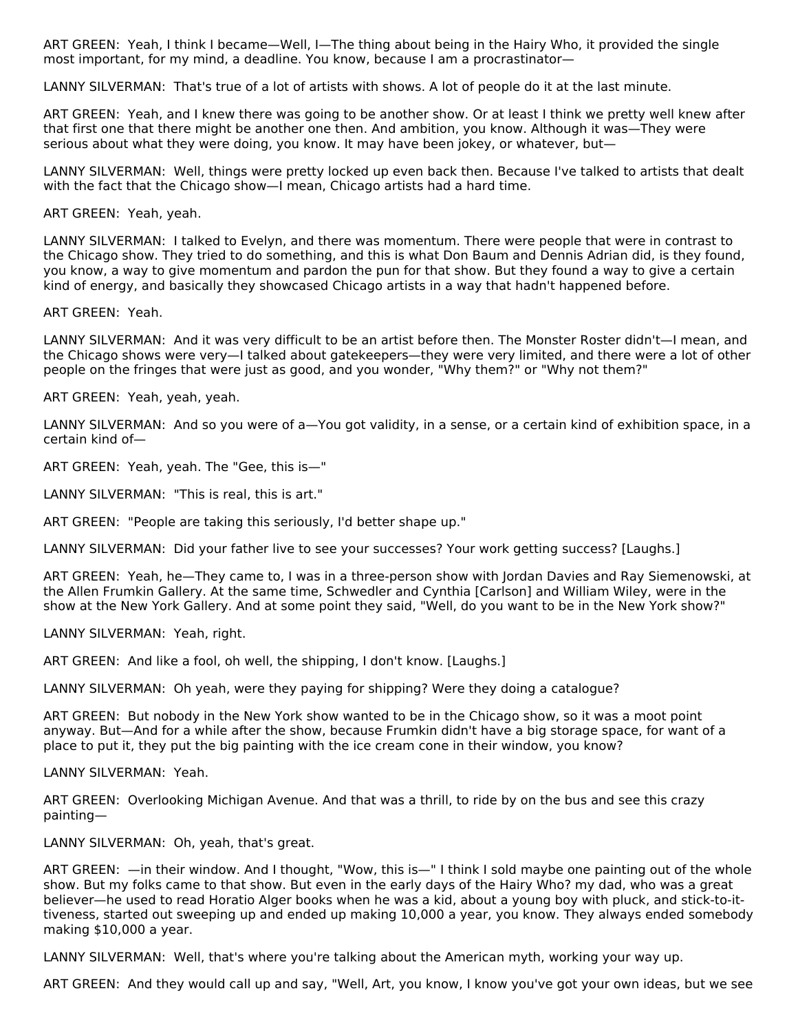ART GREEN: Yeah, I think I became—Well, I—The thing about being in the Hairy Who, it provided the single most important, for my mind, a deadline. You know, because I am a procrastinator—

LANNY SILVERMAN: That's true of a lot of artists with shows. A lot of people do it at the last minute.

ART GREEN: Yeah, and I knew there was going to be another show. Or at least I think we pretty well knew after that first one that there might be another one then. And ambition, you know. Although it was—They were serious about what they were doing, you know. It may have been jokey, or whatever, but—

LANNY SILVERMAN: Well, things were pretty locked up even back then. Because I've talked to artists that dealt with the fact that the Chicago show—I mean, Chicago artists had a hard time.

ART GREEN: Yeah, yeah.

LANNY SILVERMAN: I talked to Evelyn, and there was momentum. There were people that were in contrast to the Chicago show. They tried to do something, and this is what Don Baum and Dennis Adrian did, is they found, you know, a way to give momentum and pardon the pun for that show. But they found a way to give a certain kind of energy, and basically they showcased Chicago artists in a way that hadn't happened before.

ART GREEN: Yeah.

LANNY SILVERMAN: And it was very difficult to be an artist before then. The Monster Roster didn't—I mean, and the Chicago shows were very—I talked about gatekeepers—they were very limited, and there were a lot of other people on the fringes that were just as good, and you wonder, "Why them?" or "Why not them?"

ART GREEN: Yeah, yeah, yeah.

LANNY SILVERMAN: And so you were of a—You got validity, in a sense, or a certain kind of exhibition space, in a certain kind of—

ART GREEN: Yeah, yeah. The "Gee, this is—"

LANNY SILVERMAN: "This is real, this is art."

ART GREEN: "People are taking this seriously, I'd better shape up."

LANNY SILVERMAN: Did your father live to see your successes? Your work getting success? [Laughs.]

ART GREEN: Yeah, he—They came to, I was in a three-person show with Jordan Davies and Ray Siemenowski, at the Allen Frumkin Gallery. At the same time, Schwedler and Cynthia [Carlson] and William Wiley, were in the show at the New York Gallery. And at some point they said, "Well, do you want to be in the New York show?"

LANNY SILVERMAN: Yeah, right.

ART GREEN: And like a fool, oh well, the shipping, I don't know. [Laughs.]

LANNY SILVERMAN: Oh yeah, were they paying for shipping? Were they doing a catalogue?

ART GREEN: But nobody in the New York show wanted to be in the Chicago show, so it was a moot point anyway. But—And for a while after the show, because Frumkin didn't have a big storage space, for want of a place to put it, they put the big painting with the ice cream cone in their window, you know?

LANNY SILVERMAN: Yeah.

ART GREEN: Overlooking Michigan Avenue. And that was a thrill, to ride by on the bus and see this crazy painting—

LANNY SILVERMAN: Oh, yeah, that's great.

ART GREEN: —in their window. And I thought, "Wow, this is—" I think I sold maybe one painting out of the whole show. But my folks came to that show. But even in the early days of the Hairy Who? my dad, who was a great believer—he used to read Horatio Alger books when he was a kid, about a young boy with pluck, and stick-to-it-tiveness, started out sweeping up and ended up making 10,000 a year, you know. They always ended somebody making $10,000 a year.

LANNY SILVERMAN: Well, that's where you're talking about the American myth, working your way up.

ART GREEN: And they would call up and say, "Well, Art, you know, I know you've got your own ideas, but we see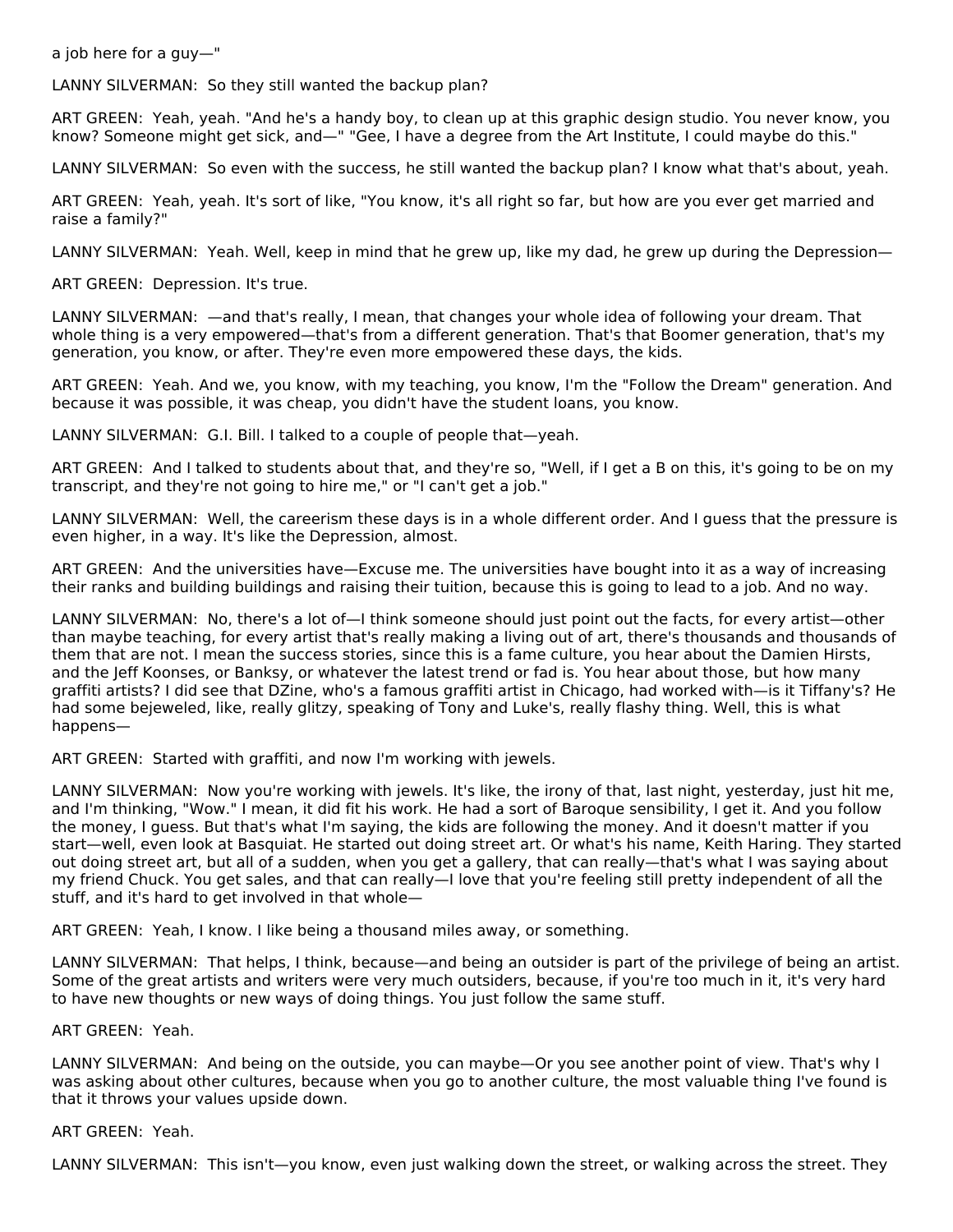a job here for a guy—"

LANNY SILVERMAN: So they still wanted the backup plan?

ART GREEN: Yeah, yeah. "And he's a handy boy, to clean up at this graphic design studio. You never know, you know? Someone might get sick, and—" "Gee, I have a degree from the Art Institute, I could maybe do this."

LANNY SILVERMAN: So even with the success, he still wanted the backup plan? I know what that's about, yeah.

ART GREEN: Yeah, yeah. It's sort of like, "You know, it's all right so far, but how are you ever get married and raise a family?"

LANNY SILVERMAN: Yeah. Well, keep in mind that he grew up, like my dad, he grew up during the Depression—

ART GREEN: Depression. It's true.

LANNY SILVERMAN: —and that's really, I mean, that changes your whole idea of following your dream. That whole thing is a very empowered—that's from a different generation. That's that Boomer generation, that's my generation, you know, or after. They're even more empowered these days, the kids.

ART GREEN: Yeah. And we, you know, with my teaching, you know, I'm the "Follow the Dream" generation. And because it was possible, it was cheap, you didn't have the student loans, you know.

LANNY SILVERMAN: G.I. Bill. I talked to a couple of people that—yeah.

ART GREEN: And I talked to students about that, and they're so, "Well, if I get a B on this, it's going to be on my transcript, and they're not going to hire me," or "I can't get a job."

LANNY SILVERMAN: Well, the careerism these days is in a whole different order. And I guess that the pressure is even higher, in a way. It's like the Depression, almost.

ART GREEN: And the universities have—Excuse me. The universities have bought into it as a way of increasing their ranks and building buildings and raising their tuition, because this is going to lead to a job. And no way.

LANNY SILVERMAN: No, there's a lot of—I think someone should just point out the facts, for every artist—other than maybe teaching, for every artist that's really making a living out of art, there's thousands and thousands of them that are not. I mean the success stories, since this is a fame culture, you hear about the Damien Hirsts, and the Jeff Koonses, or Banksy, or whatever the latest trend or fad is. You hear about those, but how many graffiti artists? I did see that DZine, who's a famous graffiti artist in Chicago, had worked with—is it Tiffany's? He had some bejeweled, like, really glitzy, speaking of Tony and Luke's, really flashy thing. Well, this is what happens—

ART GREEN: Started with graffiti, and now I'm working with jewels.

LANNY SILVERMAN: Now you're working with jewels. It's like, the irony of that, last night, yesterday, just hit me, and I'm thinking, "Wow." I mean, it did fit his work. He had a sort of Baroque sensibility, I get it. And you follow the money, I guess. But that's what I'm saying, the kids are following the money. And it doesn't matter if you start—well, even look at Basquiat. He started out doing street art. Or what's his name, Keith Haring. They started out doing street art, but all of a sudden, when you get a gallery, that can really—that's what I was saying about my friend Chuck. You get sales, and that can really—I love that you're feeling still pretty independent of all the stuff, and it's hard to get involved in that whole—

ART GREEN: Yeah, I know. I like being a thousand miles away, or something.

LANNY SILVERMAN: That helps, I think, because—and being an outsider is part of the privilege of being an artist. Some of the great artists and writers were very much outsiders, because, if you're too much in it, it's very hard to have new thoughts or new ways of doing things. You just follow the same stuff.

ART GREEN: Yeah.

LANNY SILVERMAN: And being on the outside, you can maybe—Or you see another point of view. That's why I was asking about other cultures, because when you go to another culture, the most valuable thing I've found is that it throws your values upside down.

ART GREEN: Yeah.

LANNY SILVERMAN: This isn't—you know, even just walking down the street, or walking across the street. They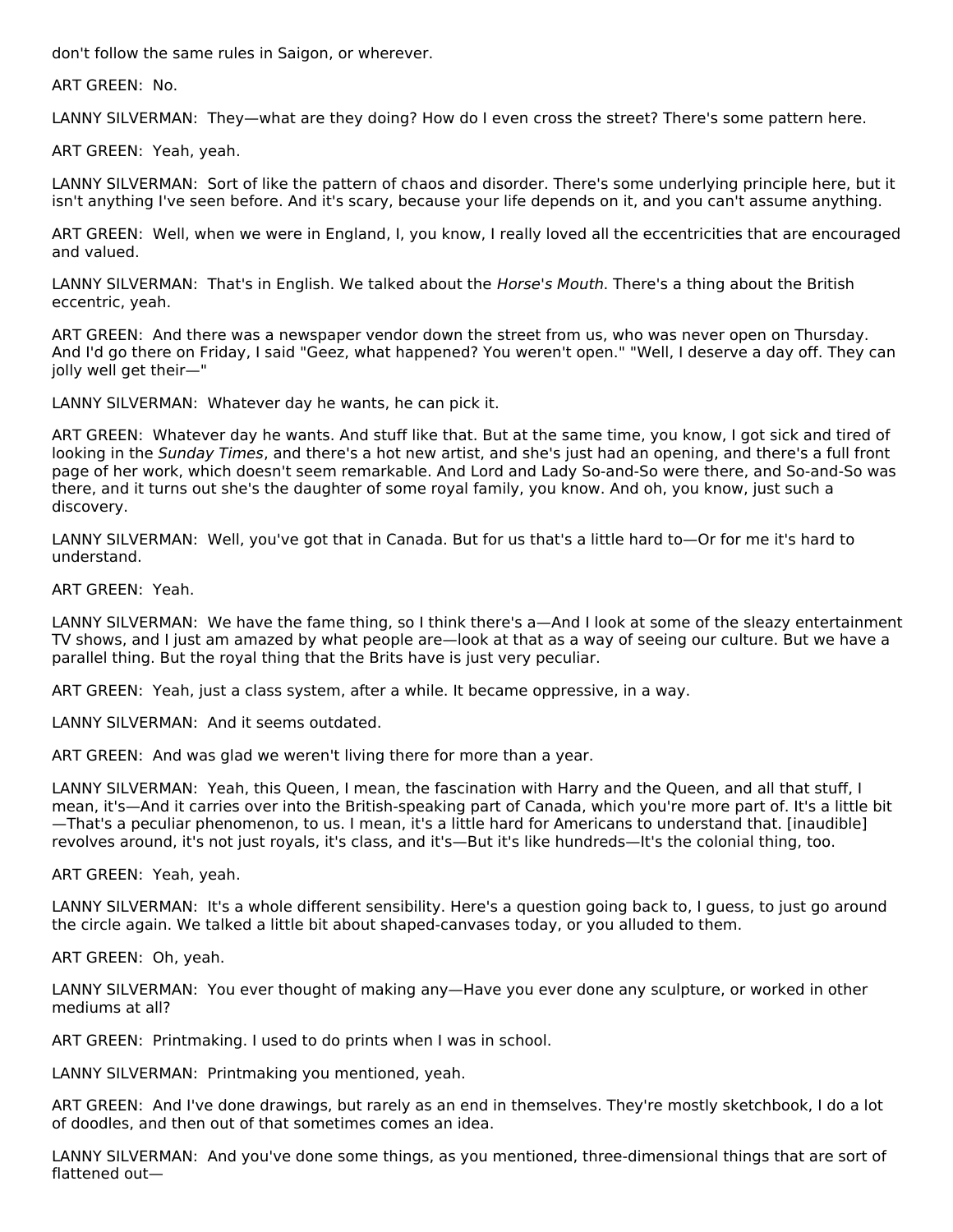don't follow the same rules in Saigon, or wherever.

ART GREEN: No.

LANNY SILVERMAN: They—what are they doing? How do I even cross the street? There's some pattern here.

ART GREEN: Yeah, yeah.

LANNY SILVERMAN: Sort of like the pattern of chaos and disorder. There's some underlying principle here, but it isn't anything I've seen before. And it's scary, because your life depends on it, and you can't assume anything.

ART GREEN: Well, when we were in England, I, you know, I really loved all the eccentricities that are encouraged and valued.

LANNY SILVERMAN: That's in English. We talked about the *Horse's Mouth*. There's a thing about the British eccentric, yeah.

ART GREEN: And there was a newspaper vendor down the street from us, who was never open on Thursday. And I'd go there on Friday, I said "Geez, what happened? You weren't open." "Well, I deserve a day off. They can jolly well get their—"

LANNY SILVERMAN: Whatever day he wants, he can pick it.

ART GREEN: Whatever day he wants. And stuff like that. But at the same time, you know, I got sick and tired of looking in the *Sunday Times*, and there's a hot new artist, and she's just had an opening, and there's a full front page of her work, which doesn't seem remarkable. And Lord and Lady So-and-So were there, and So-and-So was there, and it turns out she's the daughter of some royal family, you know. And oh, you know, just such a discovery.

LANNY SILVERMAN: Well, you've got that in Canada. But for us that's a little hard to—Or for me it's hard to understand.

ART GREEN: Yeah.

LANNY SILVERMAN: We have the fame thing, so I think there's a—And I look at some of the sleazy entertainment TV shows, and I just am amazed by what people are—look at that as a way of seeing our culture. But we have a parallel thing. But the royal thing that the Brits have is just very peculiar.

ART GREEN: Yeah, just a class system, after a while. It became oppressive, in a way.

LANNY SILVERMAN: And it seems outdated.

ART GREEN: And was glad we weren't living there for more than a year.

LANNY SILVERMAN: Yeah, this Queen, I mean, the fascination with Harry and the Queen, and all that stuff, I mean, it's—And it carries over into the British-speaking part of Canada, which you're more part of. It's a little bit —That's a peculiar phenomenon, to us. I mean, it's a little hard for Americans to understand that. [inaudible] revolves around, it's not just royals, it's class, and it's—But it's like hundreds—It's the colonial thing, too.

ART GREEN: Yeah, yeah.

LANNY SILVERMAN: It's a whole different sensibility. Here's a question going back to, I guess, to just go around the circle again. We talked a little bit about shaped-canvases today, or you alluded to them.

ART GREEN: Oh, yeah.

LANNY SILVERMAN: You ever thought of making any—Have you ever done any sculpture, or worked in other mediums at all?

ART GREEN: Printmaking. I used to do prints when I was in school.

LANNY SILVERMAN: Printmaking you mentioned, yeah.

ART GREEN: And I've done drawings, but rarely as an end in themselves. They're mostly sketchbook, I do a lot of doodles, and then out of that sometimes comes an idea.

LANNY SILVERMAN: And you've done some things, as you mentioned, three-dimensional things that are sort of flattened out—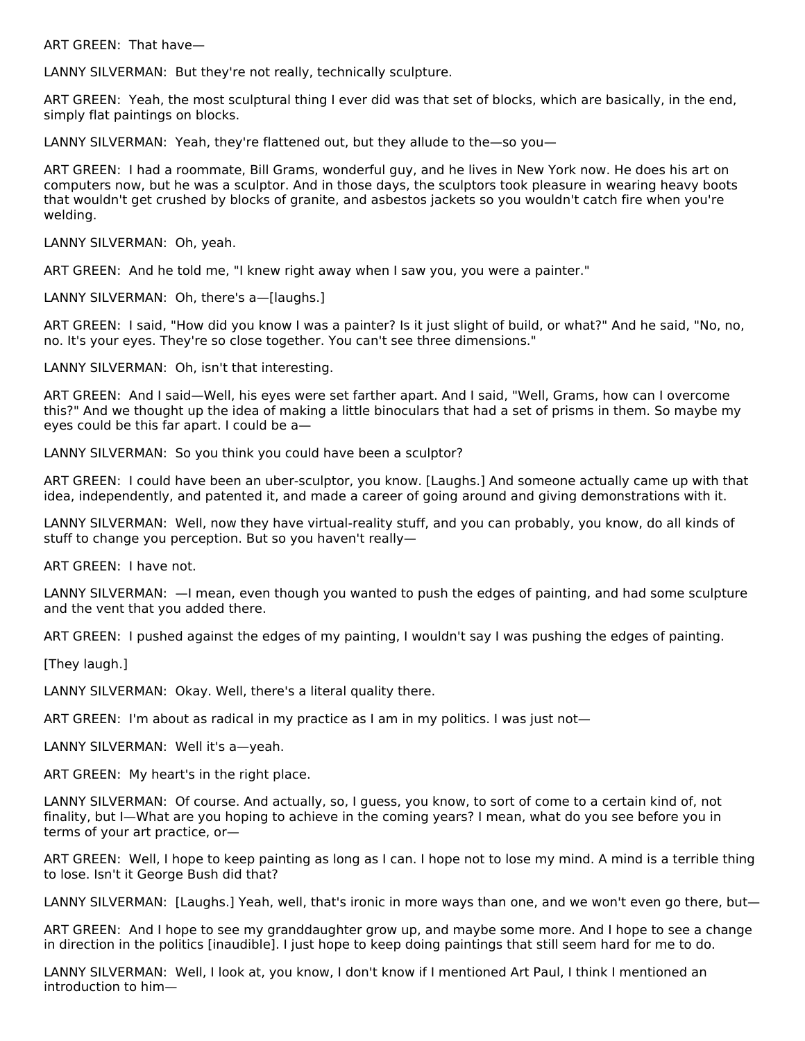ART GREEN: That have—

LANNY SILVERMAN: But they're not really, technically sculpture.

ART GREEN: Yeah, the most sculptural thing I ever did was that set of blocks, which are basically, in the end, simply flat paintings on blocks.

LANNY SILVERMAN: Yeah, they're flattened out, but they allude to the—so you—

ART GREEN: I had a roommate, Bill Grams, wonderful guy, and he lives in New York now. He does his art on computers now, but he was a sculptor. And in those days, the sculptors took pleasure in wearing heavy boots that wouldn't get crushed by blocks of granite, and asbestos jackets so you wouldn't catch fire when you're welding.

LANNY SILVERMAN: Oh, yeah.

ART GREEN: And he told me, "I knew right away when I saw you, you were a painter."

LANNY SILVERMAN: Oh, there's a—[laughs.]

ART GREEN: I said, "How did you know I was a painter? Is it just slight of build, or what?" And he said, "No, no, no. It's your eyes. They're so close together. You can't see three dimensions."

LANNY SILVERMAN: Oh, isn't that interesting.

ART GREEN: And I said—Well, his eyes were set farther apart. And I said, "Well, Grams, how can I overcome this?" And we thought up the idea of making a little binoculars that had a set of prisms in them. So maybe my eyes could be this far apart. I could be a—

LANNY SILVERMAN: So you think you could have been a sculptor?

ART GREEN: I could have been an uber-sculptor, you know. [Laughs.] And someone actually came up with that idea, independently, and patented it, and made a career of going around and giving demonstrations with it.

LANNY SILVERMAN: Well, now they have virtual-reality stuff, and you can probably, you know, do all kinds of stuff to change you perception. But so you haven't really—

ART GREEN: I have not.

LANNY SILVERMAN: —I mean, even though you wanted to push the edges of painting, and had some sculpture and the vent that you added there.

ART GREEN: I pushed against the edges of my painting, I wouldn't say I was pushing the edges of painting.

[They laugh.]

LANNY SILVERMAN: Okay. Well, there's a literal quality there.

ART GREEN: I'm about as radical in my practice as I am in my politics. I was just not—

LANNY SILVERMAN: Well it's a—yeah.

ART GREEN: My heart's in the right place.

LANNY SILVERMAN: Of course. And actually, so, I guess, you know, to sort of come to a certain kind of, not finality, but I—What are you hoping to achieve in the coming years? I mean, what do you see before you in terms of your art practice, or—

ART GREEN: Well, I hope to keep painting as long as I can. I hope not to lose my mind. A mind is a terrible thing to lose. Isn't it George Bush did that?

LANNY SILVERMAN: [Laughs.] Yeah, well, that's ironic in more ways than one, and we won't even go there, but—

ART GREEN: And I hope to see my granddaughter grow up, and maybe some more. And I hope to see a change in direction in the politics [inaudible]. I just hope to keep doing paintings that still seem hard for me to do.

LANNY SILVERMAN: Well, I look at, you know, I don't know if I mentioned Art Paul, I think I mentioned an introduction to him—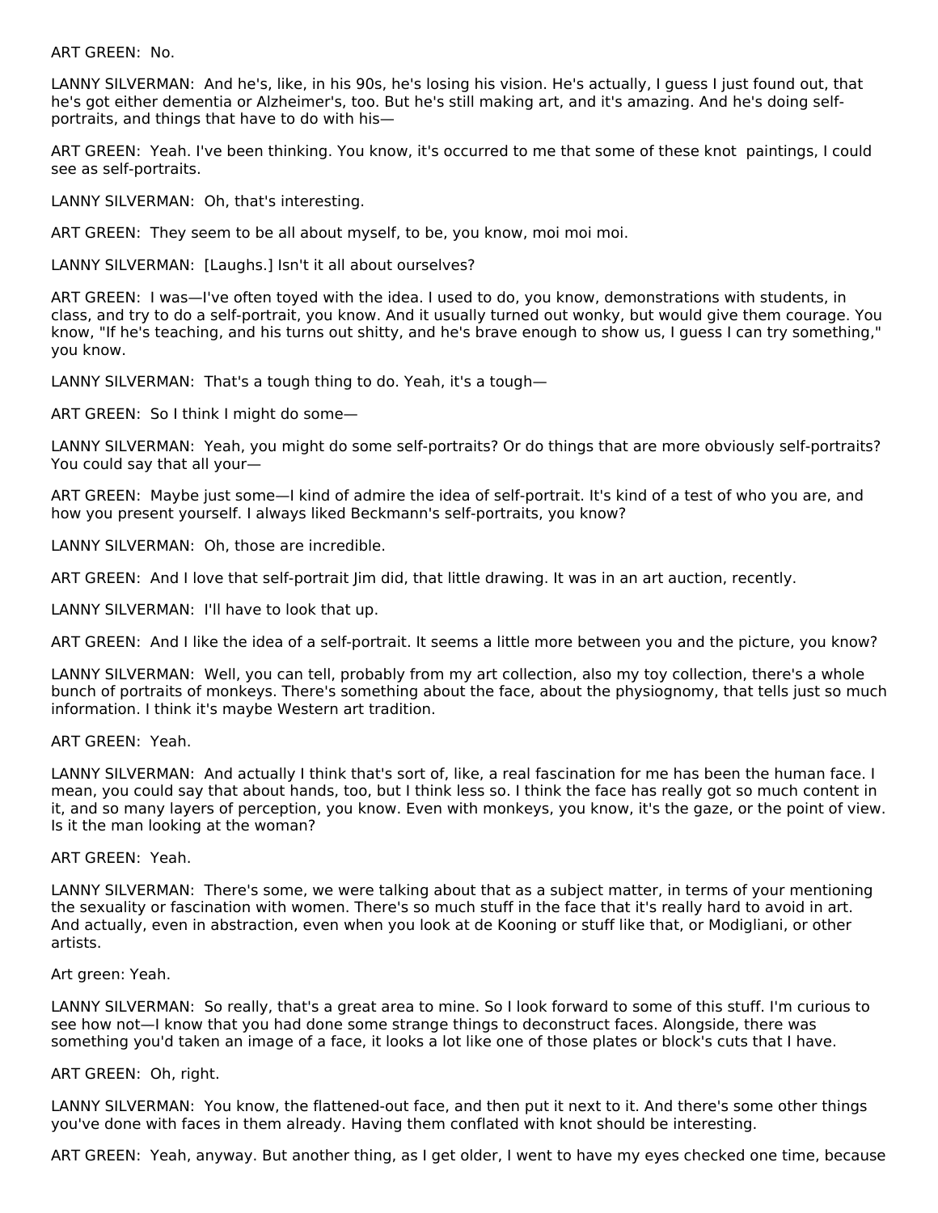ART GREEN: No.

LANNY SILVERMAN: And he's, like, in his 90s, he's losing his vision. He's actually, I guess I just found out, that he's got either dementia or Alzheimer's, too. But he's still making art, and it's amazing. And he's doing self-portraits, and things that have to do with his—

ART GREEN: Yeah. I've been thinking. You know, it's occurred to me that some of these knot paintings, I could see as self-portraits.

LANNY SILVERMAN: Oh, that's interesting.

ART GREEN: They seem to be all about myself, to be, you know, moi moi moi.

LANNY SILVERMAN: [Laughs.] Isn't it all about ourselves?

ART GREEN: I was—I've often toyed with the idea. I used to do, you know, demonstrations with students, in class, and try to do a self-portrait, you know. And it usually turned out wonky, but would give them courage. You know, "If he's teaching, and his turns out shitty, and he's brave enough to show us, I guess I can try something," you know.

LANNY SILVERMAN: That's a tough thing to do. Yeah, it's a tough—

ART GREEN: So I think I might do some—

LANNY SILVERMAN: Yeah, you might do some self-portraits? Or do things that are more obviously self-portraits? You could say that all your—

ART GREEN: Maybe just some—I kind of admire the idea of self-portrait. It's kind of a test of who you are, and how you present yourself. I always liked Beckmann's self-portraits, you know?

LANNY SILVERMAN: Oh, those are incredible.

ART GREEN: And I love that self-portrait Jim did, that little drawing. It was in an art auction, recently.

LANNY SILVERMAN: I'll have to look that up.

ART GREEN: And I like the idea of a self-portrait. It seems a little more between you and the picture, you know?

LANNY SILVERMAN: Well, you can tell, probably from my art collection, also my toy collection, there's a whole bunch of portraits of monkeys. There's something about the face, about the physiognomy, that tells just so much information. I think it's maybe Western art tradition.

ART GREEN: Yeah.

LANNY SILVERMAN: And actually I think that's sort of, like, a real fascination for me has been the human face. I mean, you could say that about hands, too, but I think less so. I think the face has really got so much content in it, and so many layers of perception, you know. Even with monkeys, you know, it's the gaze, or the point of view. Is it the man looking at the woman?

ART GREEN: Yeah.

LANNY SILVERMAN: There's some, we were talking about that as a subject matter, in terms of your mentioning the sexuality or fascination with women. There's so much stuff in the face that it's really hard to avoid in art. And actually, even in abstraction, even when you look at de Kooning or stuff like that, or Modigliani, or other artists.

Art green: Yeah.

LANNY SILVERMAN: So really, that's a great area to mine. So I look forward to some of this stuff. I'm curious to see how not—I know that you had done some strange things to deconstruct faces. Alongside, there was something you'd taken an image of a face, it looks a lot like one of those plates or block's cuts that I have.

ART GREEN: Oh, right.

LANNY SILVERMAN: You know, the flattened-out face, and then put it next to it. And there's some other things you've done with faces in them already. Having them conflated with knot should be interesting.

ART GREEN: Yeah, anyway. But another thing, as I get older, I went to have my eyes checked one time, because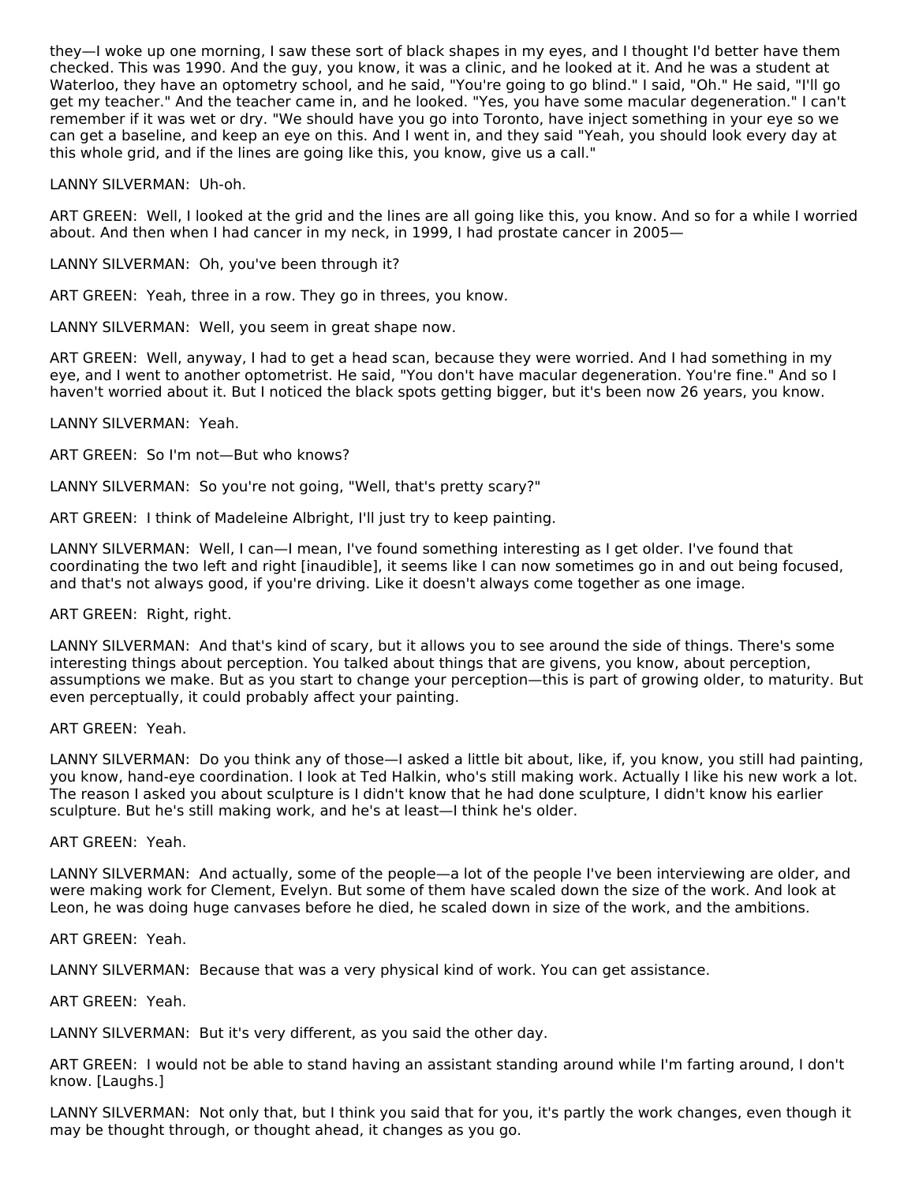they—I woke up one morning, I saw these sort of black shapes in my eyes, and I thought I'd better have them checked. This was 1990. And the guy, you know, it was a clinic, and he looked at it. And he was a student at Waterloo, they have an optometry school, and he said, "You're going to go blind." I said, "Oh." He said, "I'll go get my teacher." And the teacher came in, and he looked. "Yes, you have some macular degeneration." I can't remember if it was wet or dry. "We should have you go into Toronto, have inject something in your eye so we can get a baseline, and keep an eye on this. And I went in, and they said "Yeah, you should look every day at this whole grid, and if the lines are going like this, you know, give us a call."

LANNY SILVERMAN: Uh-oh.

ART GREEN: Well, I looked at the grid and the lines are all going like this, you know. And so for a while I worried about. And then when I had cancer in my neck, in 1999, I had prostate cancer in 2005—

LANNY SILVERMAN: Oh, you've been through it?

ART GREEN: Yeah, three in a row. They go in threes, you know.

LANNY SILVERMAN: Well, you seem in great shape now.

ART GREEN: Well, anyway, I had to get a head scan, because they were worried. And I had something in my eye, and I went to another optometrist. He said, "You don't have macular degeneration. You're fine." And so I haven't worried about it. But I noticed the black spots getting bigger, but it's been now 26 years, you know.

LANNY SILVERMAN: Yeah.

ART GREEN: So I'm not—But who knows?

LANNY SILVERMAN: So you're not going, "Well, that's pretty scary?"

ART GREEN: I think of Madeleine Albright, I'll just try to keep painting.

LANNY SILVERMAN: Well, I can—I mean, I've found something interesting as I get older. I've found that coordinating the two left and right [inaudible], it seems like I can now sometimes go in and out being focused, and that's not always good, if you're driving. Like it doesn't always come together as one image.

ART GREEN: Right, right.

LANNY SILVERMAN: And that's kind of scary, but it allows you to see around the side of things. There's some interesting things about perception. You talked about things that are givens, you know, about perception, assumptions we make. But as you start to change your perception—this is part of growing older, to maturity. But even perceptually, it could probably affect your painting.

ART GREEN: Yeah.

LANNY SILVERMAN: Do you think any of those—I asked a little bit about, like, if, you know, you still had painting, you know, hand-eye coordination. I look at Ted Halkin, who's still making work. Actually I like his new work a lot. The reason I asked you about sculpture is I didn't know that he had done sculpture, I didn't know his earlier sculpture. But he's still making work, and he's at least—I think he's older.

ART GREEN: Yeah.

LANNY SILVERMAN: And actually, some of the people—a lot of the people I've been interviewing are older, and were making work for Clement, Evelyn. But some of them have scaled down the size of the work. And look at Leon, he was doing huge canvases before he died, he scaled down in size of the work, and the ambitions.

ART GREEN: Yeah.

LANNY SILVERMAN: Because that was a very physical kind of work. You can get assistance.

ART GREEN: Yeah.

LANNY SILVERMAN: But it's very different, as you said the other day.

ART GREEN: I would not be able to stand having an assistant standing around while I'm farting around, I don't know. [Laughs.]

LANNY SILVERMAN: Not only that, but I think you said that for you, it's partly the work changes, even though it may be thought through, or thought ahead, it changes as you go.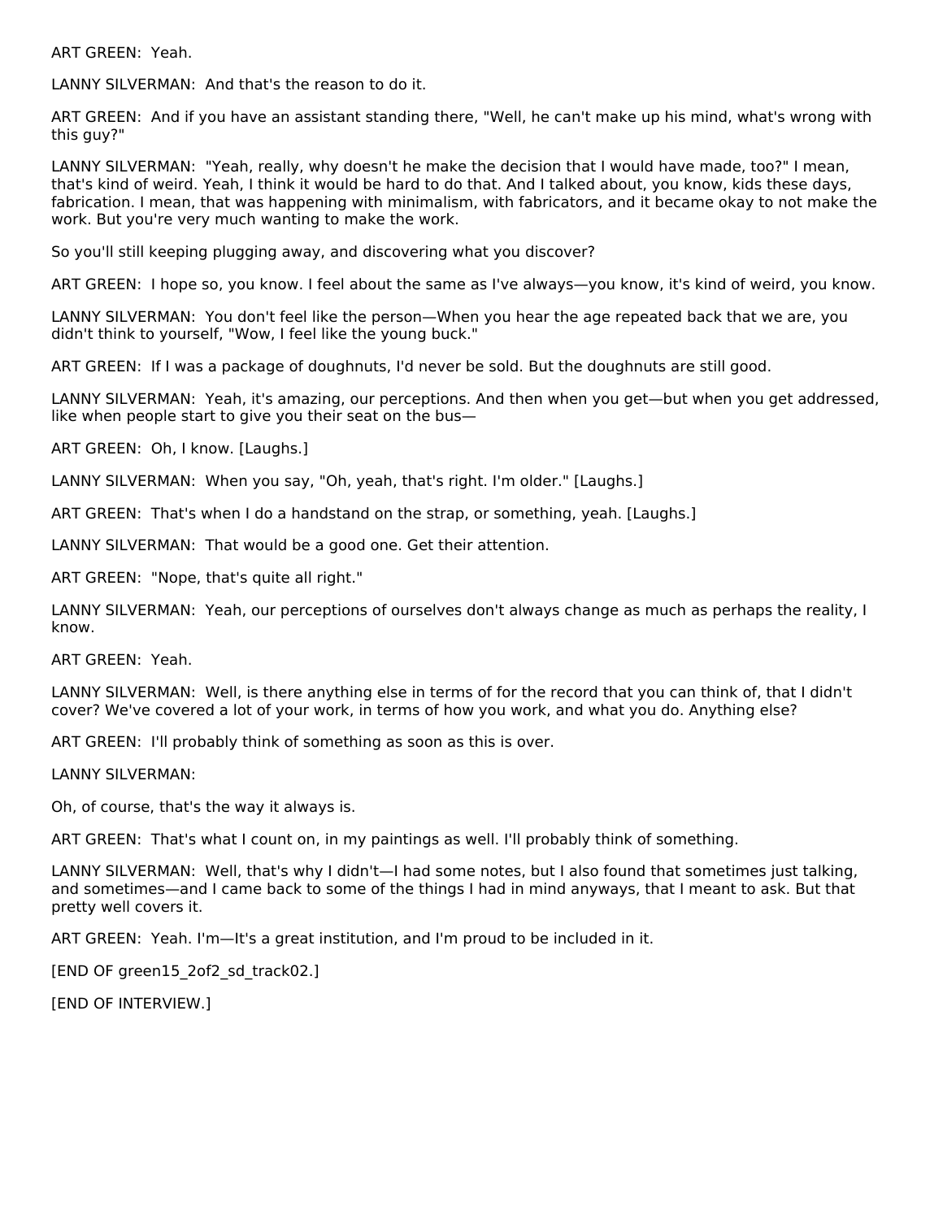ART GREEN: Yeah.

LANNY SILVERMAN: And that's the reason to do it.

ART GREEN: And if you have an assistant standing there, "Well, he can't make up his mind, what's wrong with this guy?"

LANNY SILVERMAN: "Yeah, really, why doesn't he make the decision that I would have made, too?" I mean, that's kind of weird. Yeah, I think it would be hard to do that. And I talked about, you know, kids these days, fabrication. I mean, that was happening with minimalism, with fabricators, and it became okay to not make the work. But you're very much wanting to make the work.

So you'll still keeping plugging away, and discovering what you discover?

ART GREEN: I hope so, you know. I feel about the same as I've always—you know, it's kind of weird, you know.

LANNY SILVERMAN: You don't feel like the person—When you hear the age repeated back that we are, you didn't think to yourself, "Wow, I feel like the young buck."

ART GREEN: If I was a package of doughnuts, I'd never be sold. But the doughnuts are still good.

LANNY SILVERMAN: Yeah, it's amazing, our perceptions. And then when you get—but when you get addressed, like when people start to give you their seat on the bus—

ART GREEN: Oh, I know. [Laughs.]

LANNY SILVERMAN: When you say, "Oh, yeah, that's right. I'm older." [Laughs.]

ART GREEN: That's when I do a handstand on the strap, or something, yeah. [Laughs.]

LANNY SILVERMAN: That would be a good one. Get their attention.

ART GREEN: "Nope, that's quite all right."

LANNY SILVERMAN: Yeah, our perceptions of ourselves don't always change as much as perhaps the reality, I know.

ART GREEN: Yeah.

LANNY SILVERMAN: Well, is there anything else in terms of for the record that you can think of, that I didn't cover? We've covered a lot of your work, in terms of how you work, and what you do. Anything else?

ART GREEN: I'll probably think of something as soon as this is over.

LANNY SILVERMAN:

Oh, of course, that's the way it always is.

ART GREEN: That's what I count on, in my paintings as well. I'll probably think of something.

LANNY SILVERMAN: Well, that's why I didn't—I had some notes, but I also found that sometimes just talking, and sometimes—and I came back to some of the things I had in mind anyways, that I meant to ask. But that pretty well covers it.

ART GREEN: Yeah. I'm—It's a great institution, and I'm proud to be included in it.

[END OF green15_2of2_sd_track02.]

[END OF INTERVIEW.]